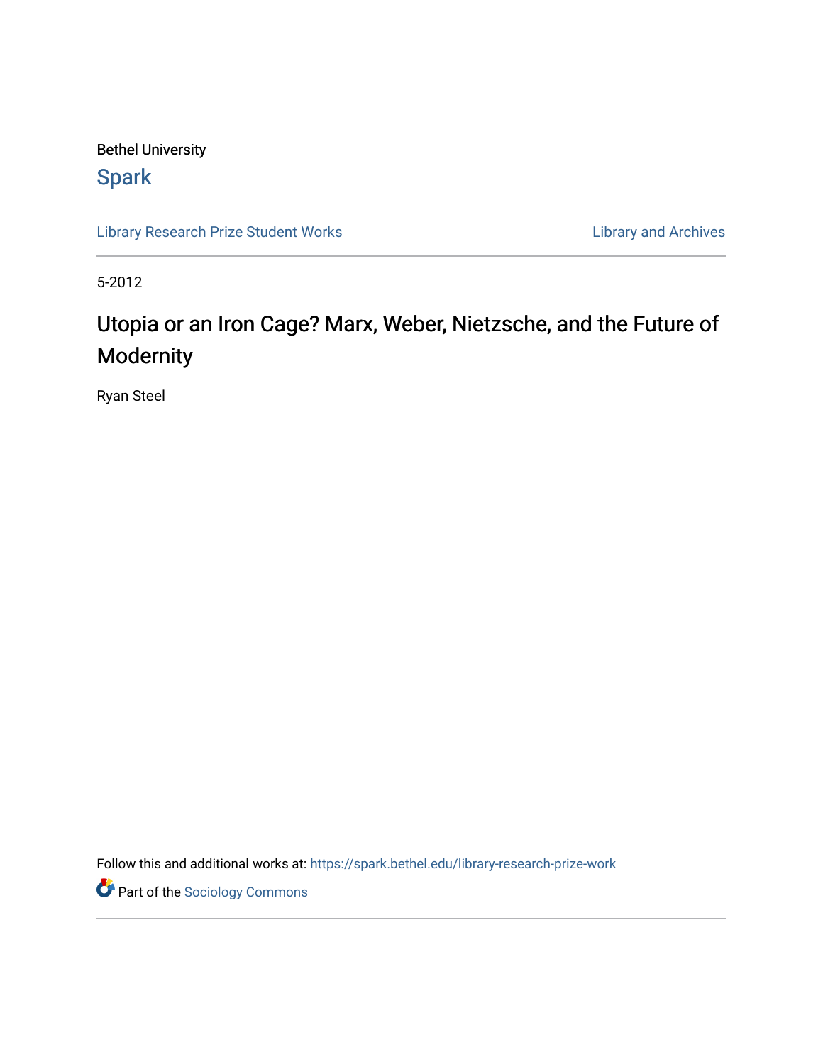Bethel University

Spark

Library Research Prize Student Works

Library and Archives

5-2012

# Utopia or an Iron Cage? Marx, Weber, Nietzsche, and the Future of Modernity

Ryan Steel

Follow this and additional works at: https://spark.bethel.edu/library-research-prize-work

Part of the Sociology Commons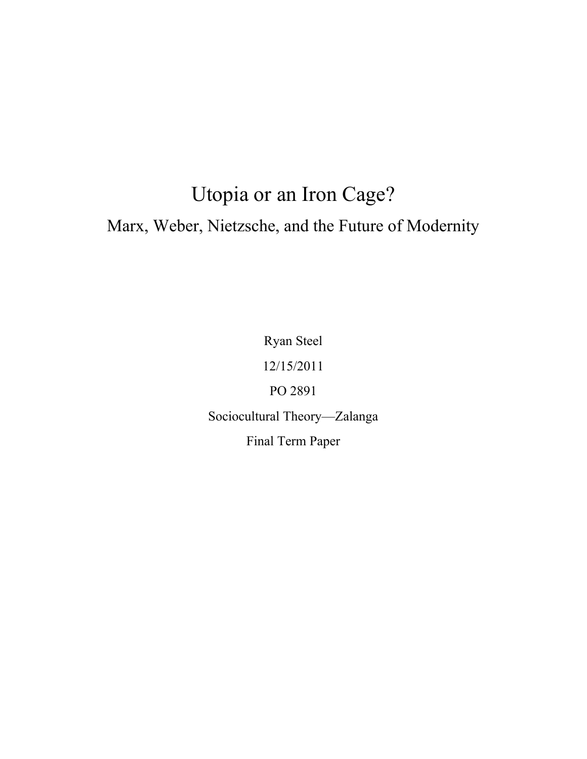# Utopia or an Iron Cage?

## Marx, Weber, Nietzsche, and the Future of Modernity

Ryan Steel

12/15/2011

PO 2891

Sociocultural Theory—Zalanga

Final Term Paper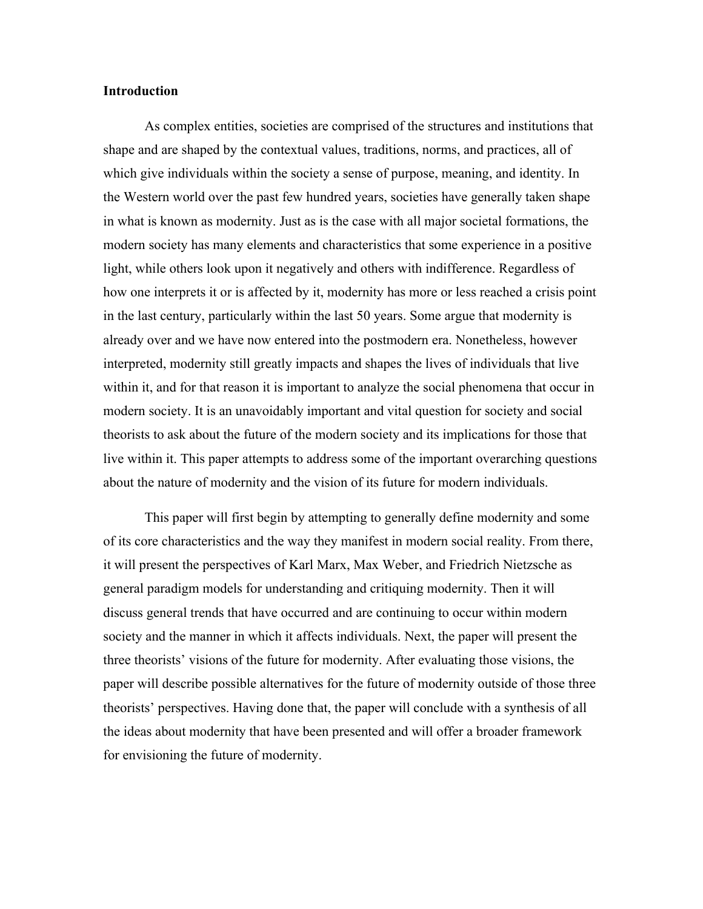**Introduction**

As complex entities, societies are comprised of the structures and institutions that shape and are shaped by the contextual values, traditions, norms, and practices, all of which give individuals within the society a sense of purpose, meaning, and identity. In the Western world over the past few hundred years, societies have generally taken shape in what is known as modernity. Just as is the case with all major societal formations, the modern society has many elements and characteristics that some experience in a positive light, while others look upon it negatively and others with indifference. Regardless of how one interprets it or is affected by it, modernity has more or less reached a crisis point in the last century, particularly within the last 50 years. Some argue that modernity is already over and we have now entered into the postmodern era. Nonetheless, however interpreted, modernity still greatly impacts and shapes the lives of individuals that live within it, and for that reason it is important to analyze the social phenomena that occur in modern society. It is an unavoidably important and vital question for society and social theorists to ask about the future of the modern society and its implications for those that live within it. This paper attempts to address some of the important overarching questions about the nature of modernity and the vision of its future for modern individuals.

This paper will first begin by attempting to generally define modernity and some of its core characteristics and the way they manifest in modern social reality. From there, it will present the perspectives of Karl Marx, Max Weber, and Friedrich Nietzsche as general paradigm models for understanding and critiquing modernity. Then it will discuss general trends that have occurred and are continuing to occur within modern society and the manner in which it affects individuals. Next, the paper will present the three theorists' visions of the future for modernity. After evaluating those visions, the paper will describe possible alternatives for the future of modernity outside of those three theorists' perspectives. Having done that, the paper will conclude with a synthesis of all the ideas about modernity that have been presented and will offer a broader framework for envisioning the future of modernity.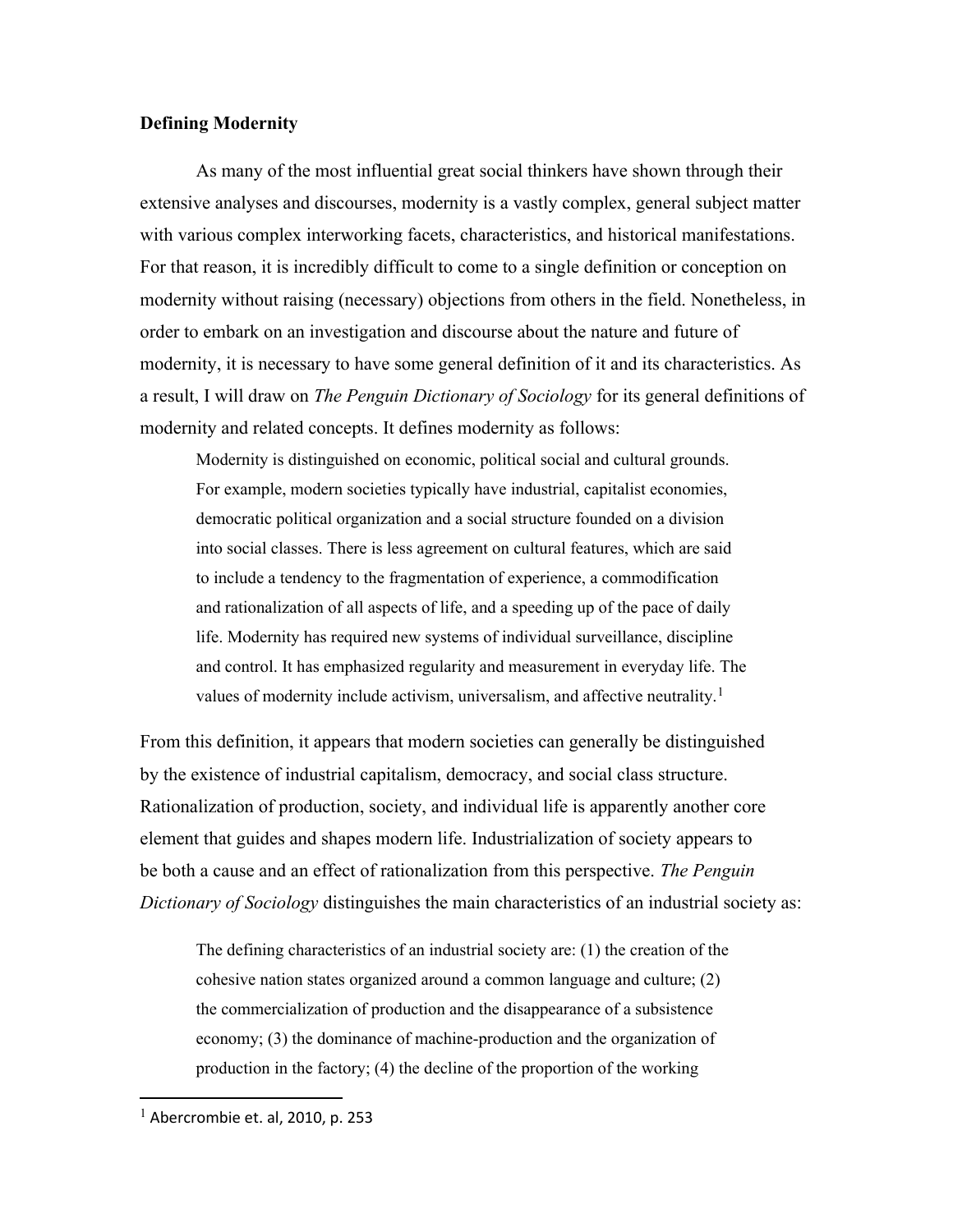**Defining Modernity**

As many of the most influential great social thinkers have shown through their extensive analyses and discourses, modernity is a vastly complex, general subject matter with various complex interworking facets, characteristics, and historical manifestations. For that reason, it is incredibly difficult to come to a single definition or conception on modernity without raising (necessary) objections from others in the field. Nonetheless, in order to embark on an investigation and discourse about the nature and future of modernity, it is necessary to have some general definition of it and its characteristics. As a result, I will draw on *The Penguin Dictionary of Sociology* for its general definitions of modernity and related concepts. It defines modernity as follows:

> Modernity is distinguished on economic, political social and cultural grounds. For example, modern societies typically have industrial, capitalist economies, democratic political organization and a social structure founded on a division into social classes. There is less agreement on cultural features, which are said to include a tendency to the fragmentation of experience, a commodification and rationalization of all aspects of life, and a speeding up of the pace of daily life. Modernity has required new systems of individual surveillance, discipline and control. It has emphasized regularity and measurement in everyday life. The values of modernity include activism, universalism, and affective neutrality.[1]

From this definition, it appears that modern societies can generally be distinguished by the existence of industrial capitalism, democracy, and social class structure. Rationalization of production, society, and individual life is apparently another core element that guides and shapes modern life. Industrialization of society appears to be both a cause and an effect of rationalization from this perspective. *The Penguin Dictionary of Sociology* distinguishes the main characteristics of an industrial society as:

> The defining characteristics of an industrial society are: (1) the creation of the cohesive nation states organized around a common language and culture; (2) the commercialization of production and the disappearance of a subsistence economy; (3) the dominance of machine-production and the organization of production in the factory; (4) the decline of the proportion of the working

[1] Abercrombie et. al, 2010, p. 253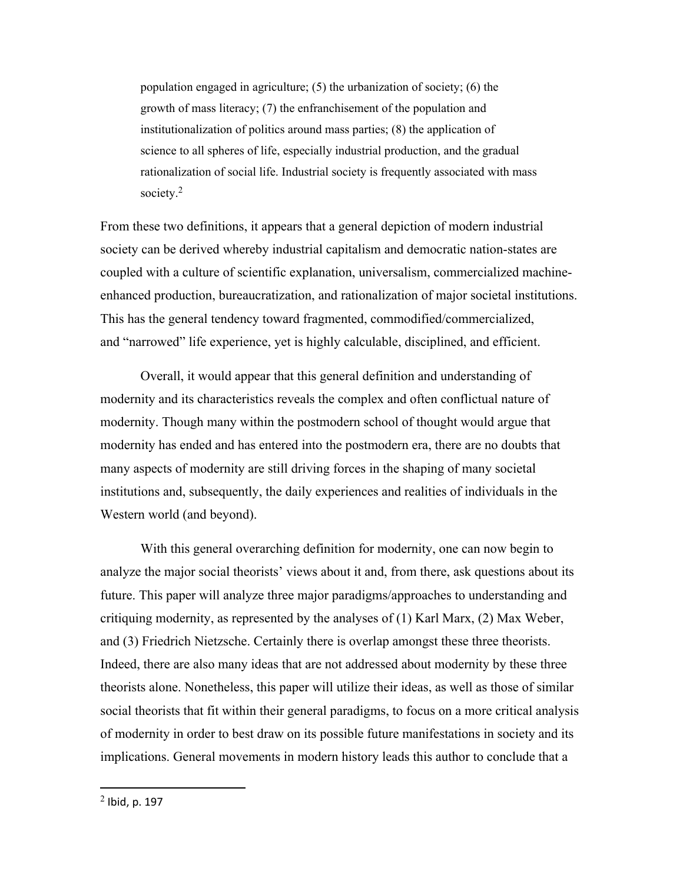> population engaged in agriculture; (5) the urbanization of society; (6) the growth of mass literacy; (7) the enfranchisement of the population and institutionalization of politics around mass parties; (8) the application of science to all spheres of life, especially industrial production, and the gradual rationalization of social life. Industrial society is frequently associated with mass society.[2]

From these two definitions, it appears that a general depiction of modern industrial society can be derived whereby industrial capitalism and democratic nation-states are coupled with a culture of scientific explanation, universalism, commercialized machine-enhanced production, bureaucratization, and rationalization of major societal institutions. This has the general tendency toward fragmented, commodified/commercialized, and "narrowed" life experience, yet is highly calculable, disciplined, and efficient.

Overall, it would appear that this general definition and understanding of modernity and its characteristics reveals the complex and often conflictual nature of modernity. Though many within the postmodern school of thought would argue that modernity has ended and has entered into the postmodern era, there are no doubts that many aspects of modernity are still driving forces in the shaping of many societal institutions and, subsequently, the daily experiences and realities of individuals in the Western world (and beyond).

With this general overarching definition for modernity, one can now begin to analyze the major social theorists' views about it and, from there, ask questions about its future. This paper will analyze three major paradigms/approaches to understanding and critiquing modernity, as represented by the analyses of (1) Karl Marx, (2) Max Weber, and (3) Friedrich Nietzsche. Certainly there is overlap amongst these three theorists. Indeed, there are also many ideas that are not addressed about modernity by these three theorists alone. Nonetheless, this paper will utilize their ideas, as well as those of similar social theorists that fit within their general paradigms, to focus on a more critical analysis of modernity in order to best draw on its possible future manifestations in society and its implications. General movements in modern history leads this author to conclude that a

[2] Ibid, p. 197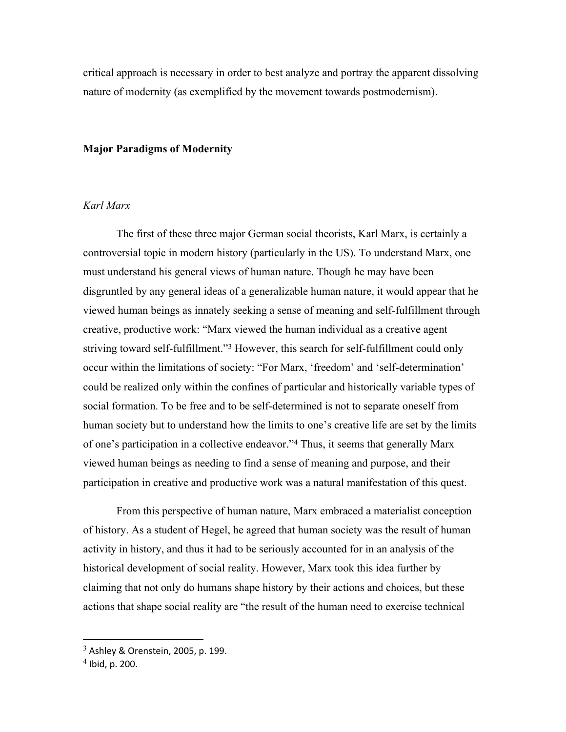critical approach is necessary in order to best analyze and portray the apparent dissolving nature of modernity (as exemplified by the movement towards postmodernism).

## Major Paradigms of Modernity

### *Karl Marx*

The first of these three major German social theorists, Karl Marx, is certainly a controversial topic in modern history (particularly in the US). To understand Marx, one must understand his general views of human nature. Though he may have been disgruntled by any general ideas of a generalizable human nature, it would appear that he viewed human beings as innately seeking a sense of meaning and self-fulfillment through creative, productive work: "Marx viewed the human individual as a creative agent striving toward self-fulfillment."[3] However, this search for self-fulfillment could only occur within the limitations of society: "For Marx, 'freedom' and 'self-determination' could be realized only within the confines of particular and historically variable types of social formation. To be free and to be self-determined is not to separate oneself from human society but to understand how the limits to one's creative life are set by the limits of one's participation in a collective endeavor."[4] Thus, it seems that generally Marx viewed human beings as needing to find a sense of meaning and purpose, and their participation in creative and productive work was a natural manifestation of this quest.

From this perspective of human nature, Marx embraced a materialist conception of history. As a student of Hegel, he agreed that human society was the result of human activity in history, and thus it had to be seriously accounted for in an analysis of the historical development of social reality. However, Marx took this idea further by claiming that not only do humans shape history by their actions and choices, but these actions that shape social reality are "the result of the human need to exercise technical

---

[3] Ashley & Orenstein, 2005, p. 199.

[4] Ibid, p. 200.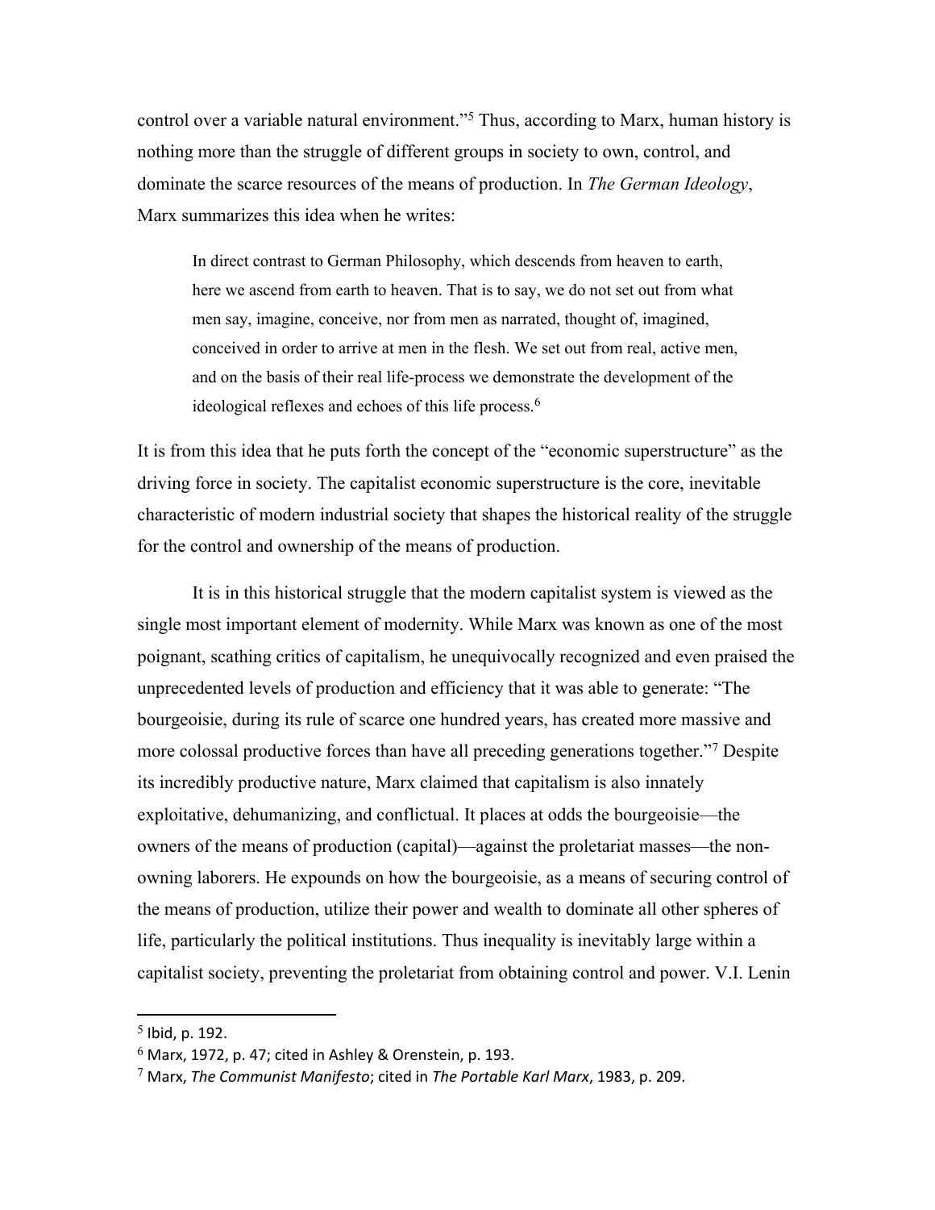control over a variable natural environment."[5] Thus, according to Marx, human history is nothing more than the struggle of different groups in society to own, control, and dominate the scarce resources of the means of production. In *The German Ideology*, Marx summarizes this idea when he writes:

> In direct contrast to German Philosophy, which descends from heaven to earth, here we ascend from earth to heaven. That is to say, we do not set out from what men say, imagine, conceive, nor from men as narrated, thought of, imagined, conceived in order to arrive at men in the flesh. We set out from real, active men, and on the basis of their real life-process we demonstrate the development of the ideological reflexes and echoes of this life process.[6]

It is from this idea that he puts forth the concept of the "economic superstructure" as the driving force in society. The capitalist economic superstructure is the core, inevitable characteristic of modern industrial society that shapes the historical reality of the struggle for the control and ownership of the means of production.

It is in this historical struggle that the modern capitalist system is viewed as the single most important element of modernity. While Marx was known as one of the most poignant, scathing critics of capitalism, he unequivocally recognized and even praised the unprecedented levels of production and efficiency that it was able to generate: "The bourgeoisie, during its rule of scarce one hundred years, has created more massive and more colossal productive forces than have all preceding generations together."[7] Despite its incredibly productive nature, Marx claimed that capitalism is also innately exploitative, dehumanizing, and conflictual. It places at odds the bourgeoisie—the owners of the means of production (capital)—against the proletariat masses—the non-owning laborers. He expounds on how the bourgeoisie, as a means of securing control of the means of production, utilize their power and wealth to dominate all other spheres of life, particularly the political institutions. Thus inequality is inevitably large within a capitalist society, preventing the proletariat from obtaining control and power. V.I. Lenin

---

[5] Ibid, p. 192.

[6] Marx, 1972, p. 47; cited in Ashley & Orenstein, p. 193.

[7] Marx, *The Communist Manifesto*; cited in *The Portable Karl Marx*, 1983, p. 209.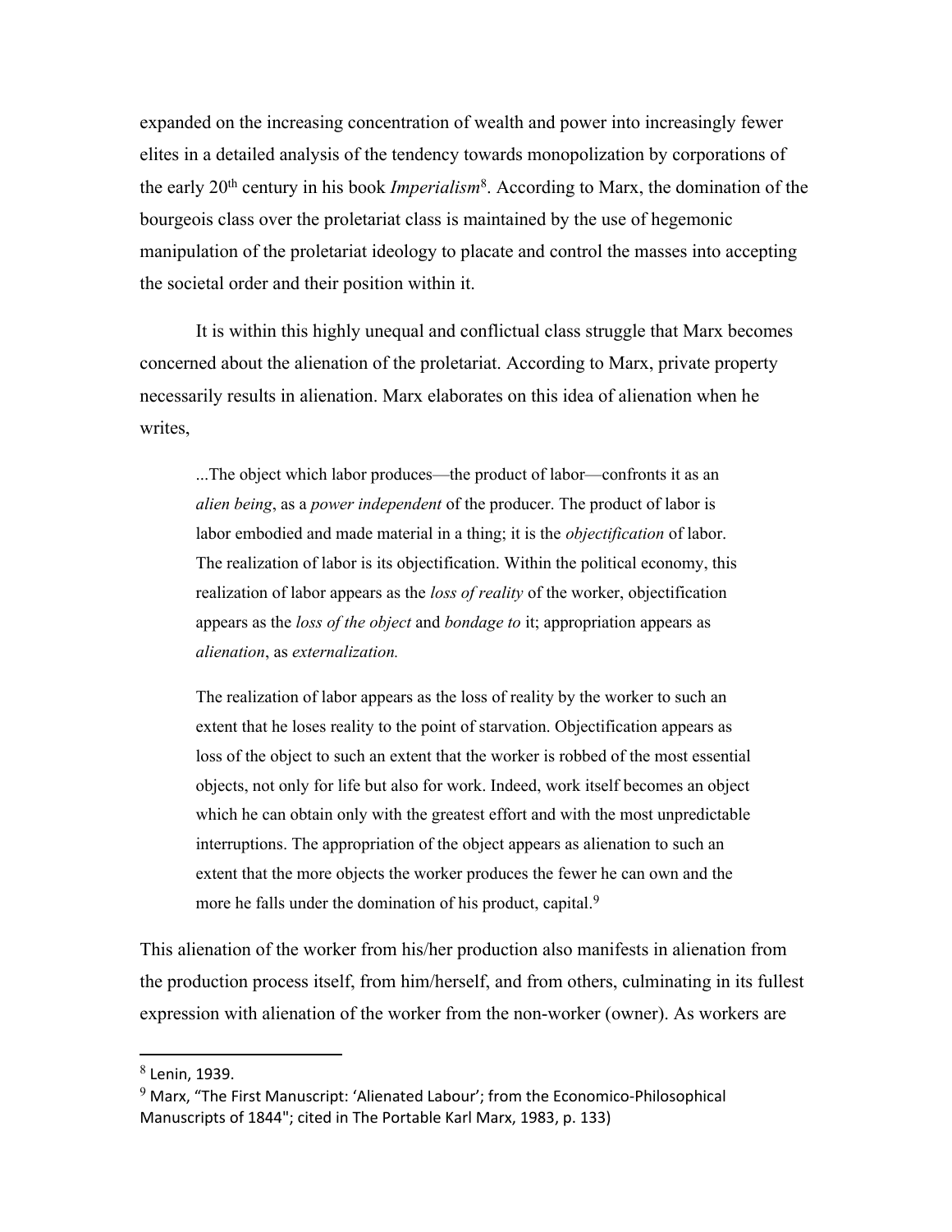expanded on the increasing concentration of wealth and power into increasingly fewer elites in a detailed analysis of the tendency towards monopolization by corporations of the early 20th century in his book *Imperialism*[8]. According to Marx, the domination of the bourgeois class over the proletariat class is maintained by the use of hegemonic manipulation of the proletariat ideology to placate and control the masses into accepting the societal order and their position within it.

It is within this highly unequal and conflictual class struggle that Marx becomes concerned about the alienation of the proletariat. According to Marx, private property necessarily results in alienation. Marx elaborates on this idea of alienation when he writes,

> ...The object which labor produces—the product of labor—confronts it as an *alien being*, as a *power independent* of the producer. The product of labor is labor embodied and made material in a thing; it is the *objectification* of labor. The realization of labor is its objectification. Within the political economy, this realization of labor appears as the *loss of reality* of the worker, objectification appears as the *loss of the object* and *bondage to* it; appropriation appears as *alienation*, as *externalization.*
>
> The realization of labor appears as the loss of reality by the worker to such an extent that he loses reality to the point of starvation. Objectification appears as loss of the object to such an extent that the worker is robbed of the most essential objects, not only for life but also for work. Indeed, work itself becomes an object which he can obtain only with the greatest effort and with the most unpredictable interruptions. The appropriation of the object appears as alienation to such an extent that the more objects the worker produces the fewer he can own and the more he falls under the domination of his product, capital.[9]

This alienation of the worker from his/her production also manifests in alienation from the production process itself, from him/herself, and from others, culminating in its fullest expression with alienation of the worker from the non-worker (owner). As workers are

---

[8] Lenin, 1939.

[9] Marx, "The First Manuscript: 'Alienated Labour'; from the Economico-Philosophical Manuscripts of 1844"; cited in The Portable Karl Marx, 1983, p. 133)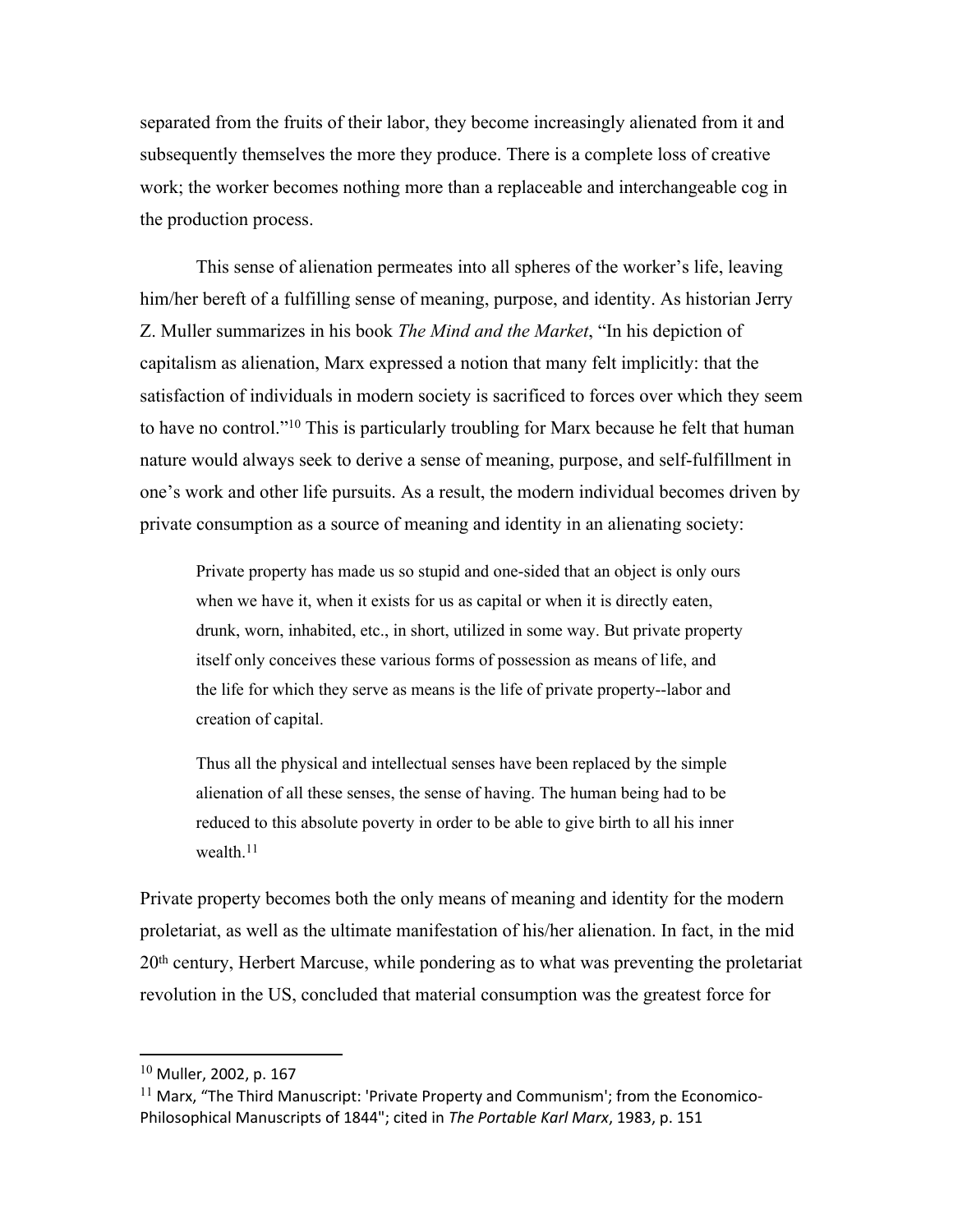separated from the fruits of their labor, they become increasingly alienated from it and subsequently themselves the more they produce. There is a complete loss of creative work; the worker becomes nothing more than a replaceable and interchangeable cog in the production process.

This sense of alienation permeates into all spheres of the worker's life, leaving him/her bereft of a fulfilling sense of meaning, purpose, and identity. As historian Jerry Z. Muller summarizes in his book *The Mind and the Market*, "In his depiction of capitalism as alienation, Marx expressed a notion that many felt implicitly: that the satisfaction of individuals in modern society is sacrificed to forces over which they seem to have no control."[10] This is particularly troubling for Marx because he felt that human nature would always seek to derive a sense of meaning, purpose, and self-fulfillment in one's work and other life pursuits. As a result, the modern individual becomes driven by private consumption as a source of meaning and identity in an alienating society:

> Private property has made us so stupid and one-sided that an object is only ours when we have it, when it exists for us as capital or when it is directly eaten, drunk, worn, inhabited, etc., in short, utilized in some way. But private property itself only conceives these various forms of possession as means of life, and the life for which they serve as means is the life of private property--labor and creation of capital.
>
> Thus all the physical and intellectual senses have been replaced by the simple alienation of all these senses, the sense of having. The human being had to be reduced to this absolute poverty in order to be able to give birth to all his inner wealth.[11]

Private property becomes both the only means of meaning and identity for the modern proletariat, as well as the ultimate manifestation of his/her alienation. In fact, in the mid 20th century, Herbert Marcuse, while pondering as to what was preventing the proletariat revolution in the US, concluded that material consumption was the greatest force for

---

[10] Muller, 2002, p. 167

[11] Marx, "The Third Manuscript: 'Private Property and Communism'; from the Economico-Philosophical Manuscripts of 1844"; cited in *The Portable Karl Marx*, 1983, p. 151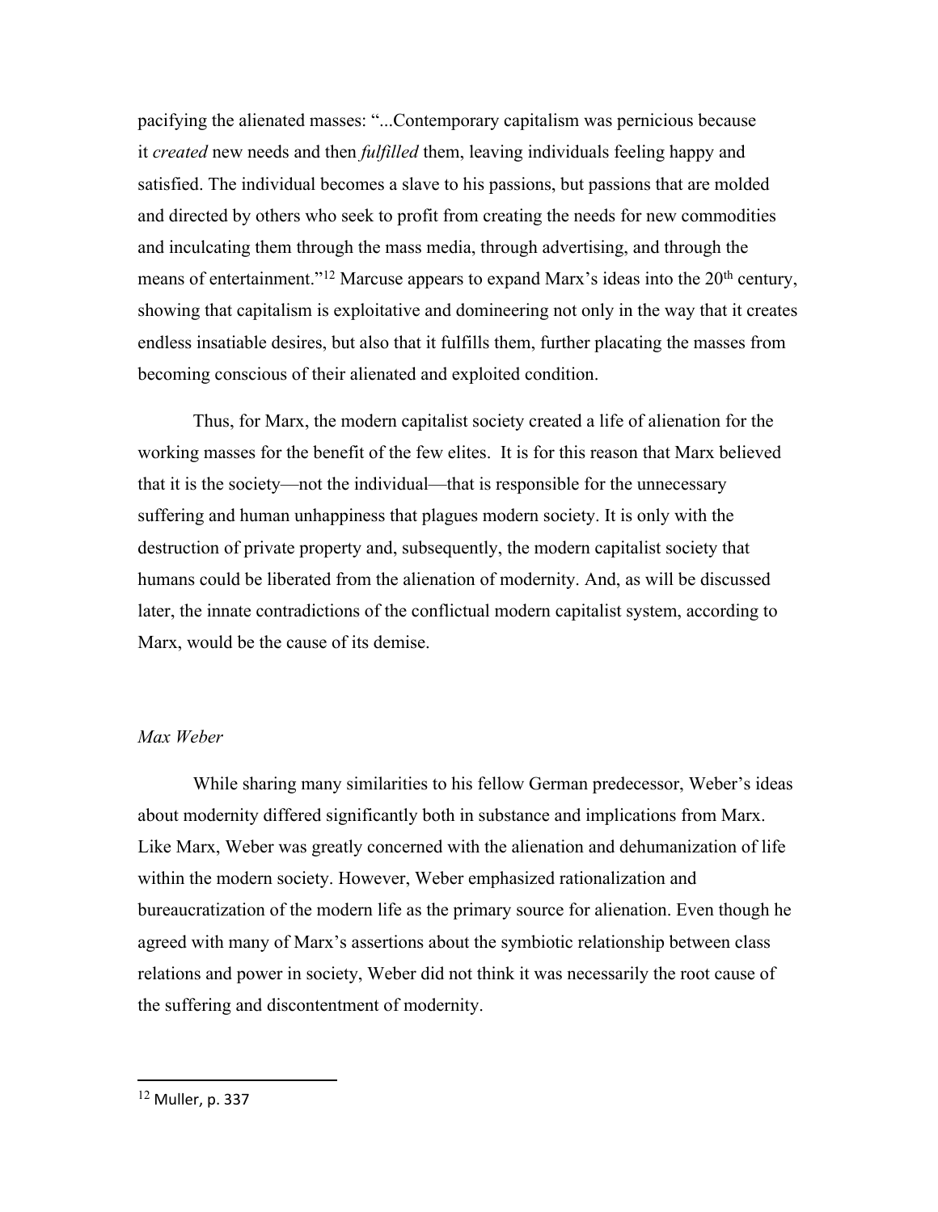pacifying the alienated masses: "...Contemporary capitalism was pernicious because it *created* new needs and then *fulfilled* them, leaving individuals feeling happy and satisfied. The individual becomes a slave to his passions, but passions that are molded and directed by others who seek to profit from creating the needs for new commodities and inculcating them through the mass media, through advertising, and through the means of entertainment."[12] Marcuse appears to expand Marx's ideas into the 20th century, showing that capitalism is exploitative and domineering not only in the way that it creates endless insatiable desires, but also that it fulfills them, further placating the masses from becoming conscious of their alienated and exploited condition.

Thus, for Marx, the modern capitalist society created a life of alienation for the working masses for the benefit of the few elites. It is for this reason that Marx believed that it is the society—not the individual—that is responsible for the unnecessary suffering and human unhappiness that plagues modern society. It is only with the destruction of private property and, subsequently, the modern capitalist society that humans could be liberated from the alienation of modernity. And, as will be discussed later, the innate contradictions of the conflictual modern capitalist system, according to Marx, would be the cause of its demise.

*Max Weber*

While sharing many similarities to his fellow German predecessor, Weber's ideas about modernity differed significantly both in substance and implications from Marx. Like Marx, Weber was greatly concerned with the alienation and dehumanization of life within the modern society. However, Weber emphasized rationalization and bureaucratization of the modern life as the primary source for alienation. Even though he agreed with many of Marx's assertions about the symbiotic relationship between class relations and power in society, Weber did not think it was necessarily the root cause of the suffering and discontentment of modernity.

[12] Muller, p. 337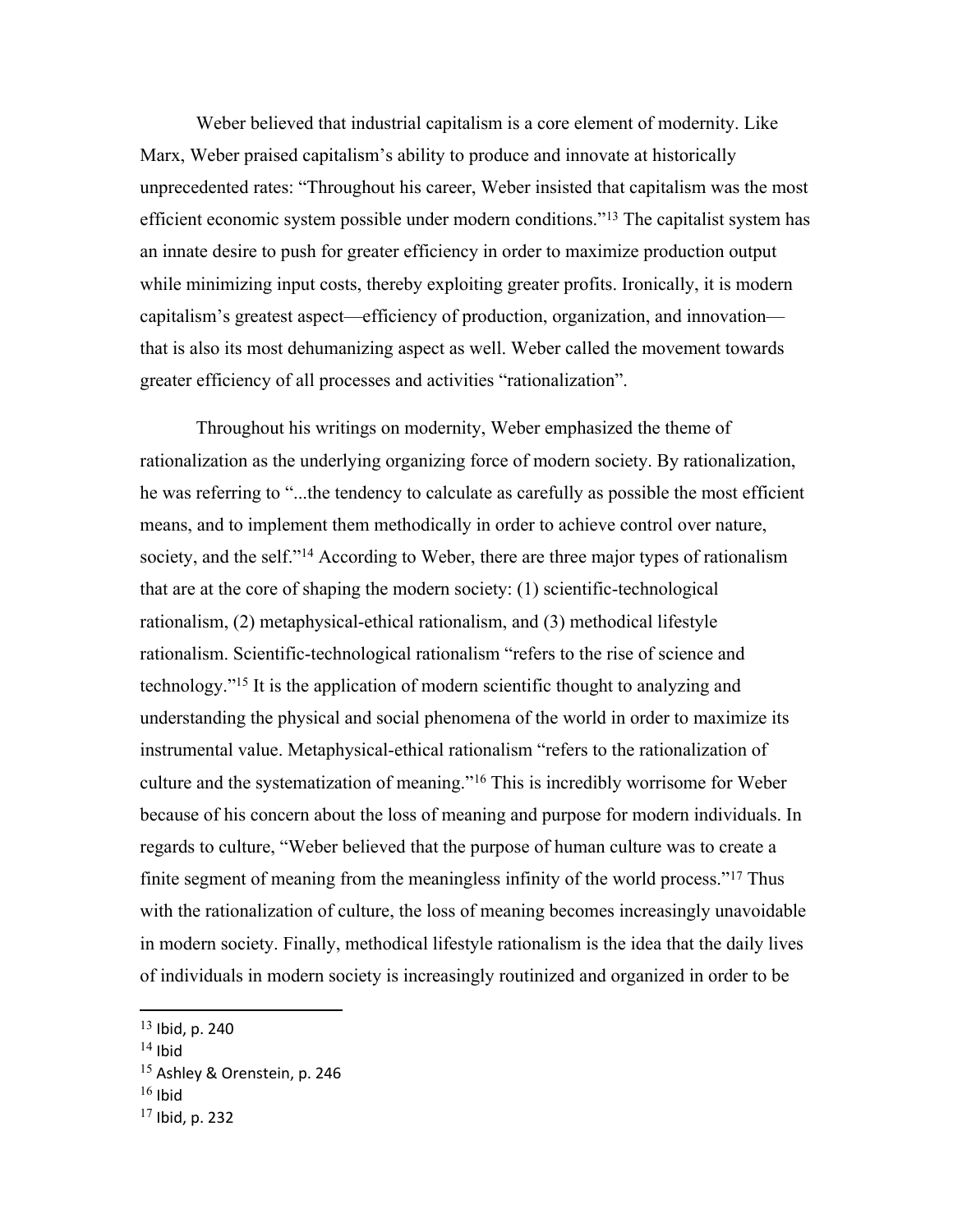Weber believed that industrial capitalism is a core element of modernity. Like Marx, Weber praised capitalism's ability to produce and innovate at historically unprecedented rates: "Throughout his career, Weber insisted that capitalism was the most efficient economic system possible under modern conditions."[13] The capitalist system has an innate desire to push for greater efficiency in order to maximize production output while minimizing input costs, thereby exploiting greater profits. Ironically, it is modern capitalism's greatest aspect—efficiency of production, organization, and innovation—that is also its most dehumanizing aspect as well. Weber called the movement towards greater efficiency of all processes and activities "rationalization".

Throughout his writings on modernity, Weber emphasized the theme of rationalization as the underlying organizing force of modern society. By rationalization, he was referring to "...the tendency to calculate as carefully as possible the most efficient means, and to implement them methodically in order to achieve control over nature, society, and the self."[14] According to Weber, there are three major types of rationalism that are at the core of shaping the modern society: (1) scientific-technological rationalism, (2) metaphysical-ethical rationalism, and (3) methodical lifestyle rationalism. Scientific-technological rationalism "refers to the rise of science and technology."[15] It is the application of modern scientific thought to analyzing and understanding the physical and social phenomena of the world in order to maximize its instrumental value. Metaphysical-ethical rationalism "refers to the rationalization of culture and the systematization of meaning."[16] This is incredibly worrisome for Weber because of his concern about the loss of meaning and purpose for modern individuals. In regards to culture, "Weber believed that the purpose of human culture was to create a finite segment of meaning from the meaningless infinity of the world process."[17] Thus with the rationalization of culture, the loss of meaning becomes increasingly unavoidable in modern society. Finally, methodical lifestyle rationalism is the idea that the daily lives of individuals in modern society is increasingly routinized and organized in order to be

---

[13] Ibid, p. 240

[14] Ibid

[15] Ashley & Orenstein, p. 246

[16] Ibid

[17] Ibid, p. 232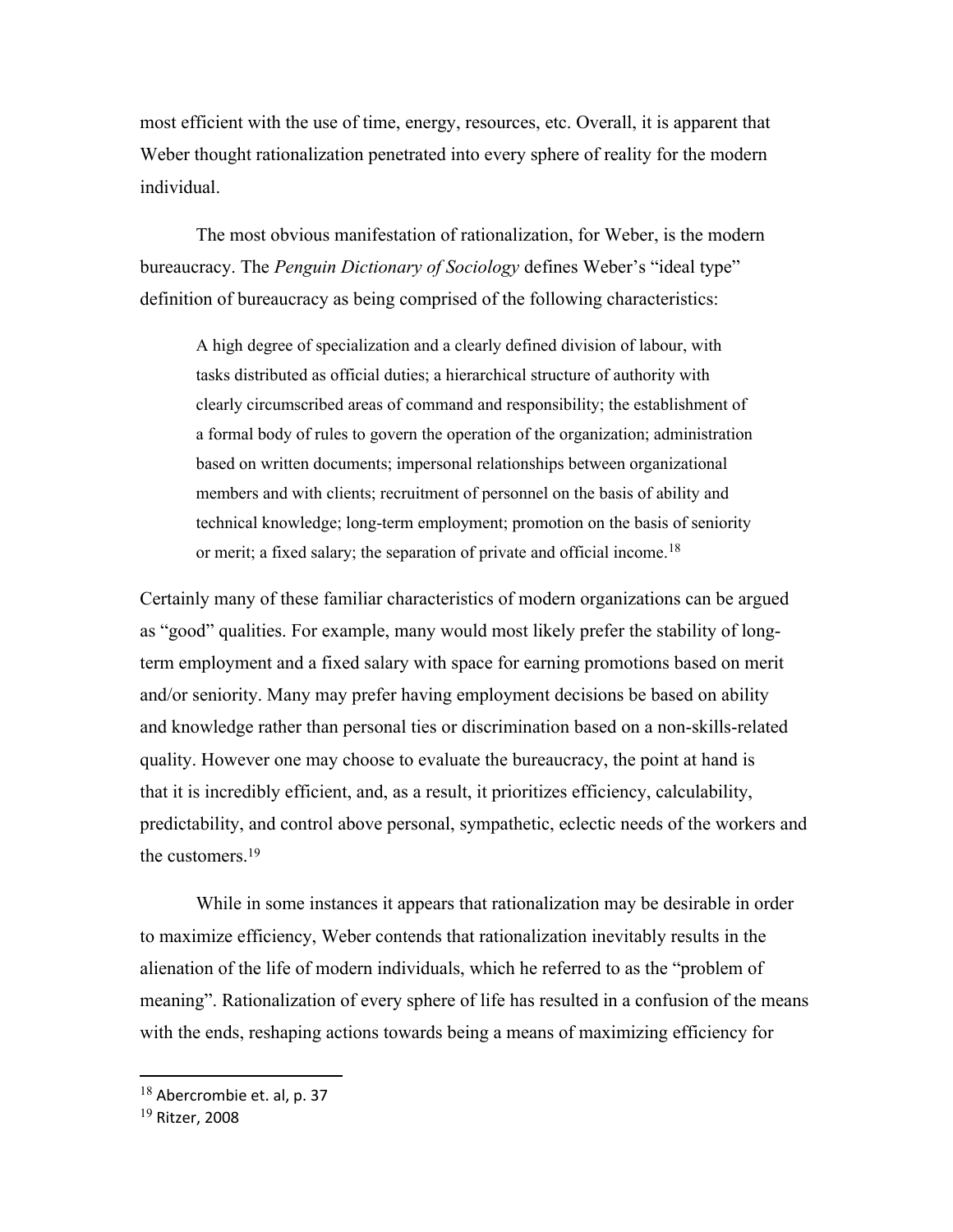most efficient with the use of time, energy, resources, etc. Overall, it is apparent that Weber thought rationalization penetrated into every sphere of reality for the modern individual.

The most obvious manifestation of rationalization, for Weber, is the modern bureaucracy. The *Penguin Dictionary of Sociology* defines Weber's "ideal type" definition of bureaucracy as being comprised of the following characteristics:

> A high degree of specialization and a clearly defined division of labour, with tasks distributed as official duties; a hierarchical structure of authority with clearly circumscribed areas of command and responsibility; the establishment of a formal body of rules to govern the operation of the organization; administration based on written documents; impersonal relationships between organizational members and with clients; recruitment of personnel on the basis of ability and technical knowledge; long-term employment; promotion on the basis of seniority or merit; a fixed salary; the separation of private and official income.[18]

Certainly many of these familiar characteristics of modern organizations can be argued as "good" qualities. For example, many would most likely prefer the stability of long-term employment and a fixed salary with space for earning promotions based on merit and/or seniority. Many may prefer having employment decisions be based on ability and knowledge rather than personal ties or discrimination based on a non-skills-related quality. However one may choose to evaluate the bureaucracy, the point at hand is that it is incredibly efficient, and, as a result, it prioritizes efficiency, calculability, predictability, and control above personal, sympathetic, eclectic needs of the workers and the customers.[19]

While in some instances it appears that rationalization may be desirable in order to maximize efficiency, Weber contends that rationalization inevitably results in the alienation of the life of modern individuals, which he referred to as the "problem of meaning". Rationalization of every sphere of life has resulted in a confusion of the means with the ends, reshaping actions towards being a means of maximizing efficiency for

---

[18] Abercrombie et. al, p. 37

[19] Ritzer, 2008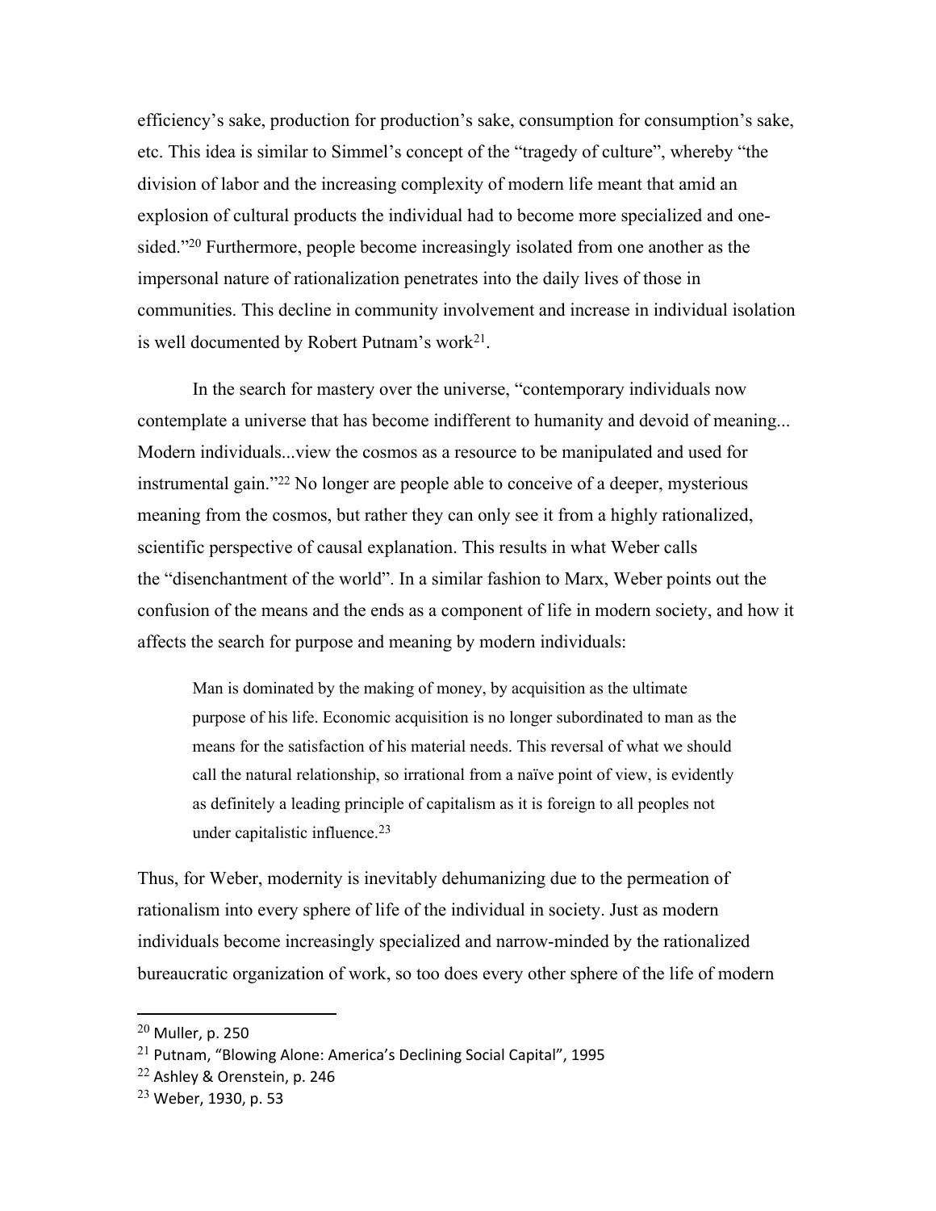efficiency's sake, production for production's sake, consumption for consumption's sake, etc. This idea is similar to Simmel's concept of the "tragedy of culture", whereby "the division of labor and the increasing complexity of modern life meant that amid an explosion of cultural products the individual had to become more specialized and one-sided."[20] Furthermore, people become increasingly isolated from one another as the impersonal nature of rationalization penetrates into the daily lives of those in communities. This decline in community involvement and increase in individual isolation is well documented by Robert Putnam's work[21].

In the search for mastery over the universe, "contemporary individuals now contemplate a universe that has become indifferent to humanity and devoid of meaning... Modern individuals...view the cosmos as a resource to be manipulated and used for instrumental gain."[22] No longer are people able to conceive of a deeper, mysterious meaning from the cosmos, but rather they can only see it from a highly rationalized, scientific perspective of causal explanation. This results in what Weber calls the "disenchantment of the world". In a similar fashion to Marx, Weber points out the confusion of the means and the ends as a component of life in modern society, and how it affects the search for purpose and meaning by modern individuals:

> Man is dominated by the making of money, by acquisition as the ultimate purpose of his life. Economic acquisition is no longer subordinated to man as the means for the satisfaction of his material needs. This reversal of what we should call the natural relationship, so irrational from a naïve point of view, is evidently as definitely a leading principle of capitalism as it is foreign to all peoples not under capitalistic influence.[23]

Thus, for Weber, modernity is inevitably dehumanizing due to the permeation of rationalism into every sphere of life of the individual in society. Just as modern individuals become increasingly specialized and narrow-minded by the rationalized bureaucratic organization of work, so too does every other sphere of the life of modern

---

[20] Muller, p. 250

[21] Putnam, "Blowing Alone: America's Declining Social Capital", 1995

[22] Ashley & Orenstein, p. 246

[23] Weber, 1930, p. 53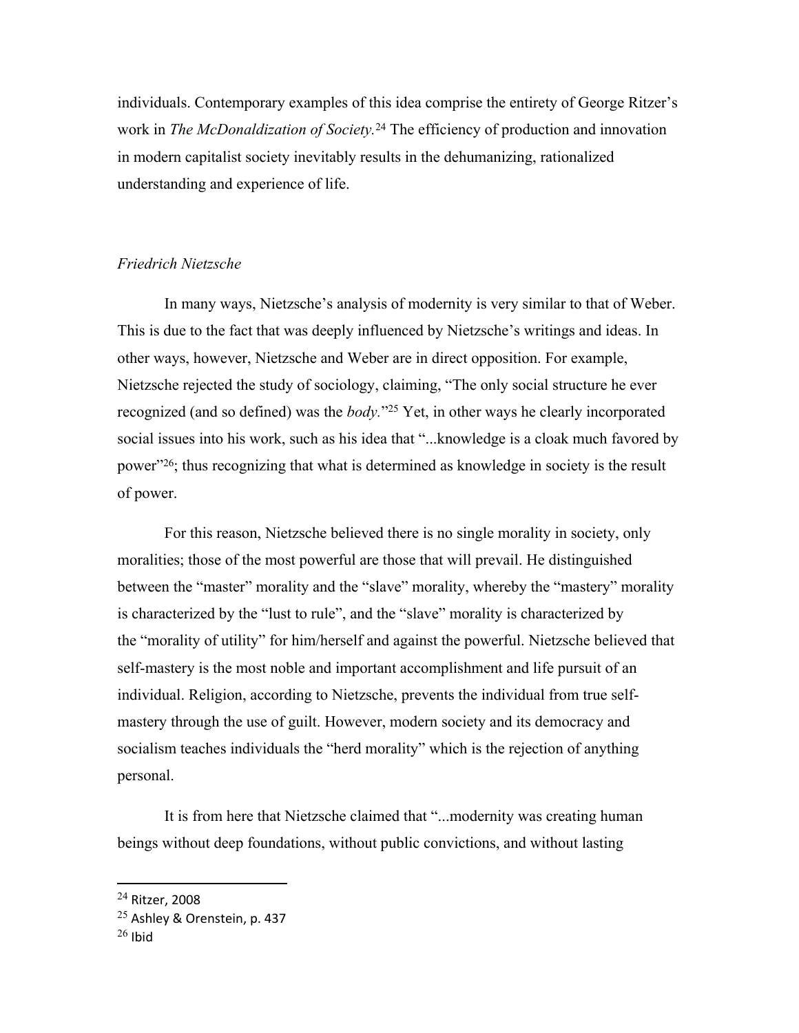individuals. Contemporary examples of this idea comprise the entirety of George Ritzer's work in *The McDonaldization of Society.*[24] The efficiency of production and innovation in modern capitalist society inevitably results in the dehumanizing, rationalized understanding and experience of life.

### *Friedrich Nietzsche*

In many ways, Nietzsche's analysis of modernity is very similar to that of Weber. This is due to the fact that was deeply influenced by Nietzsche's writings and ideas. In other ways, however, Nietzsche and Weber are in direct opposition. For example, Nietzsche rejected the study of sociology, claiming, "The only social structure he ever recognized (and so defined) was the *body.*"[25] Yet, in other ways he clearly incorporated social issues into his work, such as his idea that "...knowledge is a cloak much favored by power"[26]; thus recognizing that what is determined as knowledge in society is the result of power.

For this reason, Nietzsche believed there is no single morality in society, only moralities; those of the most powerful are those that will prevail. He distinguished between the "master" morality and the "slave" morality, whereby the "mastery" morality is characterized by the "lust to rule", and the "slave" morality is characterized by the "morality of utility" for him/herself and against the powerful. Nietzsche believed that self-mastery is the most noble and important accomplishment and life pursuit of an individual. Religion, according to Nietzsche, prevents the individual from true self-mastery through the use of guilt. However, modern society and its democracy and socialism teaches individuals the "herd morality" which is the rejection of anything personal.

It is from here that Nietzsche claimed that "...modernity was creating human beings without deep foundations, without public convictions, and without lasting

---

[24] Ritzer, 2008

[25] Ashley & Orenstein, p. 437

[26] Ibid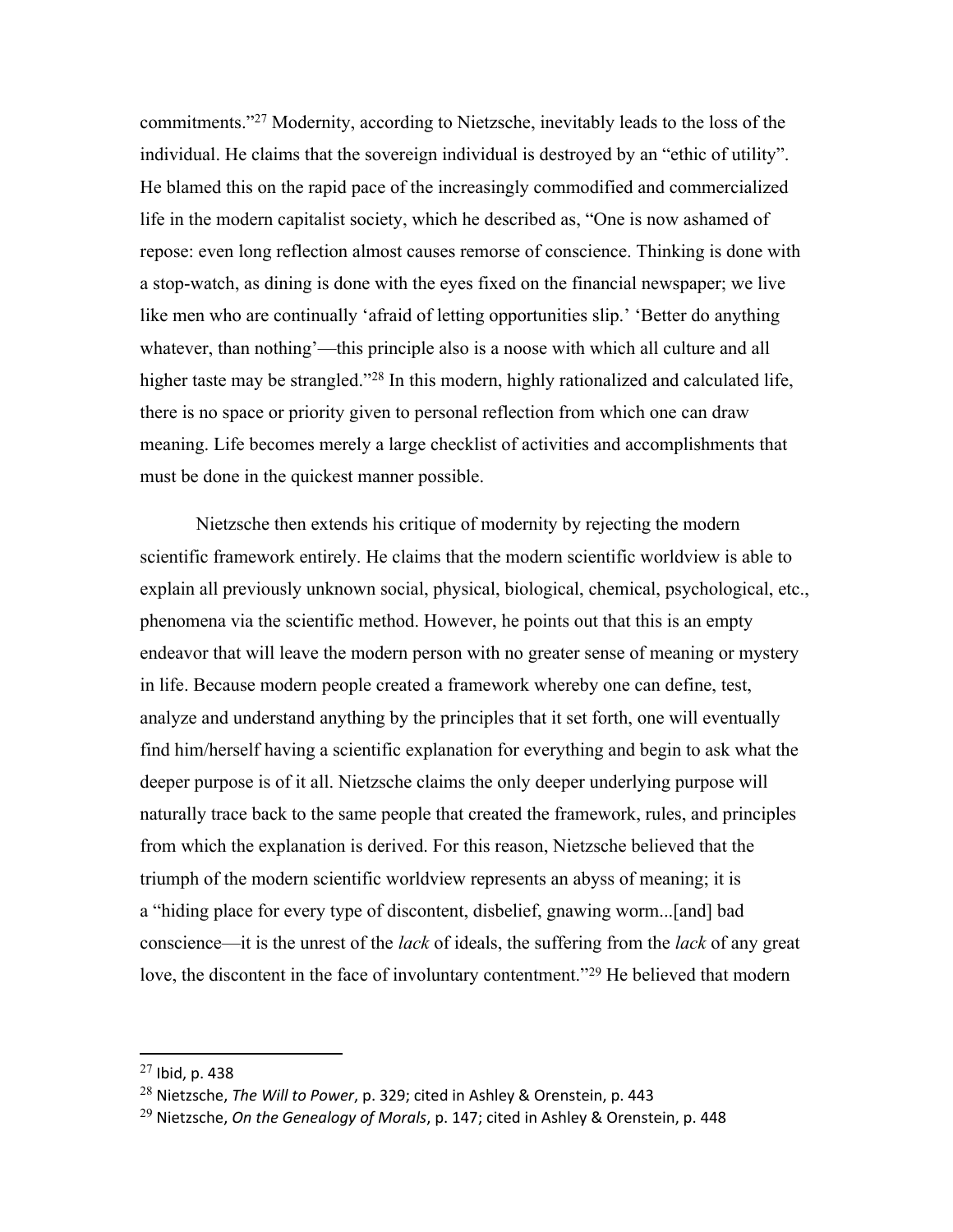commitments."[27] Modernity, according to Nietzsche, inevitably leads to the loss of the individual. He claims that the sovereign individual is destroyed by an "ethic of utility". He blamed this on the rapid pace of the increasingly commodified and commercialized life in the modern capitalist society, which he described as, "One is now ashamed of repose: even long reflection almost causes remorse of conscience. Thinking is done with a stop-watch, as dining is done with the eyes fixed on the financial newspaper; we live like men who are continually 'afraid of letting opportunities slip.' 'Better do anything whatever, than nothing'—this principle also is a noose with which all culture and all higher taste may be strangled."[28] In this modern, highly rationalized and calculated life, there is no space or priority given to personal reflection from which one can draw meaning. Life becomes merely a large checklist of activities and accomplishments that must be done in the quickest manner possible.

Nietzsche then extends his critique of modernity by rejecting the modern scientific framework entirely. He claims that the modern scientific worldview is able to explain all previously unknown social, physical, biological, chemical, psychological, etc., phenomena via the scientific method. However, he points out that this is an empty endeavor that will leave the modern person with no greater sense of meaning or mystery in life. Because modern people created a framework whereby one can define, test, analyze and understand anything by the principles that it set forth, one will eventually find him/herself having a scientific explanation for everything and begin to ask what the deeper purpose is of it all. Nietzsche claims the only deeper underlying purpose will naturally trace back to the same people that created the framework, rules, and principles from which the explanation is derived. For this reason, Nietzsche believed that the triumph of the modern scientific worldview represents an abyss of meaning; it is a "hiding place for every type of discontent, disbelief, gnawing worm...[and] bad conscience—it is the unrest of the *lack* of ideals, the suffering from the *lack* of any great love, the discontent in the face of involuntary contentment."[29] He believed that modern

---

[27] Ibid, p. 438

[28] Nietzsche, *The Will to Power*, p. 329; cited in Ashley & Orenstein, p. 443

[29] Nietzsche, *On the Genealogy of Morals*, p. 147; cited in Ashley & Orenstein, p. 448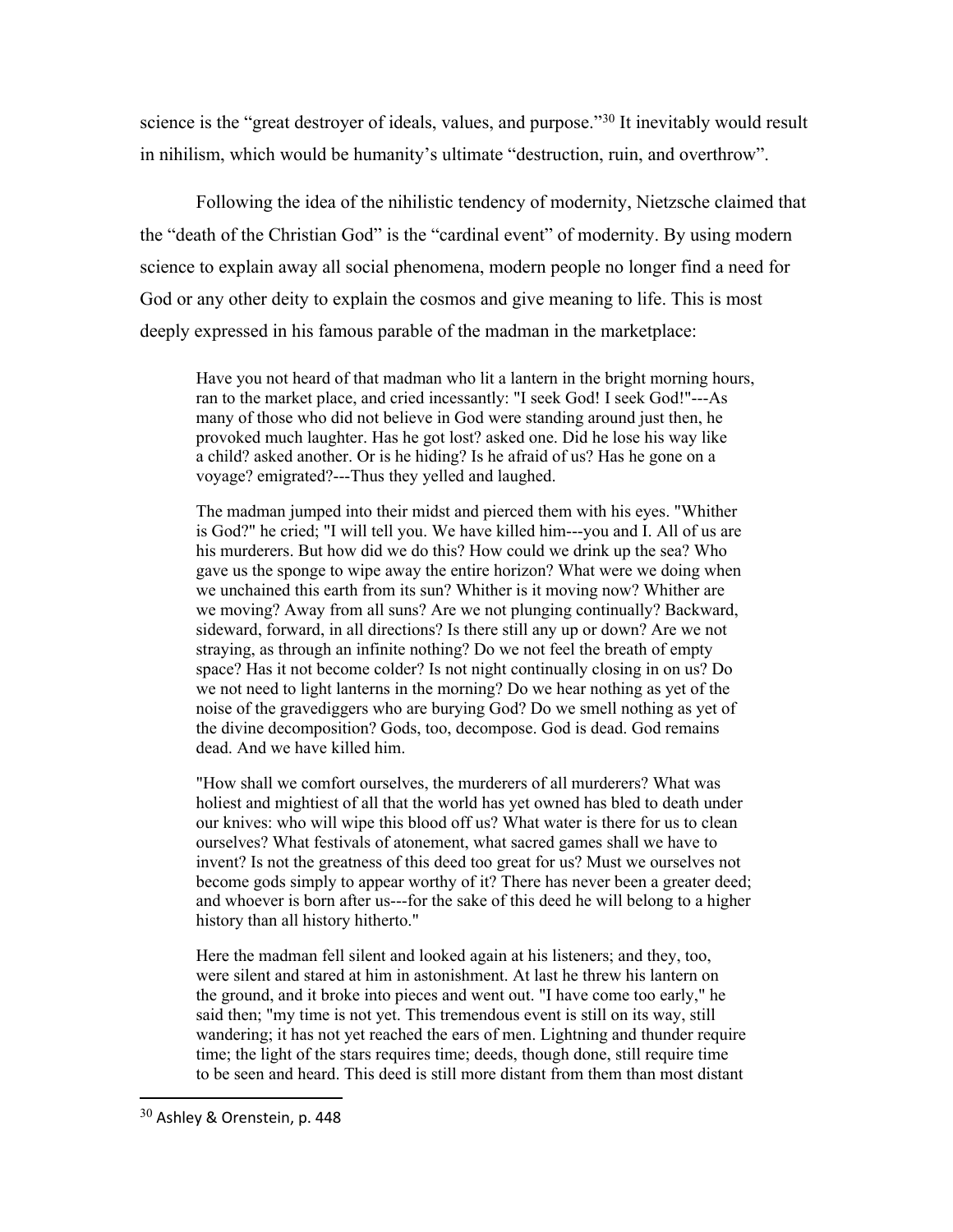science is the "great destroyer of ideals, values, and purpose."[30] It inevitably would result in nihilism, which would be humanity's ultimate "destruction, ruin, and overthrow".

Following the idea of the nihilistic tendency of modernity, Nietzsche claimed that the "death of the Christian God" is the "cardinal event" of modernity. By using modern science to explain away all social phenomena, modern people no longer find a need for God or any other deity to explain the cosmos and give meaning to life. This is most deeply expressed in his famous parable of the madman in the marketplace:

> Have you not heard of that madman who lit a lantern in the bright morning hours, ran to the market place, and cried incessantly: "I seek God! I seek God!"---As many of those who did not believe in God were standing around just then, he provoked much laughter. Has he got lost? asked one. Did he lose his way like a child? asked another. Or is he hiding? Is he afraid of us? Has he gone on a voyage? emigrated?---Thus they yelled and laughed.
>
> The madman jumped into their midst and pierced them with his eyes. "Whither is God?" he cried; "I will tell you. We have killed him---you and I. All of us are his murderers. But how did we do this? How could we drink up the sea? Who gave us the sponge to wipe away the entire horizon? What were we doing when we unchained this earth from its sun? Whither is it moving now? Whither are we moving? Away from all suns? Are we not plunging continually? Backward, sideward, forward, in all directions? Is there still any up or down? Are we not straying, as through an infinite nothing? Do we not feel the breath of empty space? Has it not become colder? Is not night continually closing in on us? Do we not need to light lanterns in the morning? Do we hear nothing as yet of the noise of the gravediggers who are burying God? Do we smell nothing as yet of the divine decomposition? Gods, too, decompose. God is dead. God remains dead. And we have killed him.
>
> "How shall we comfort ourselves, the murderers of all murderers? What was holiest and mightiest of all that the world has yet owned has bled to death under our knives: who will wipe this blood off us? What water is there for us to clean ourselves? What festivals of atonement, what sacred games shall we have to invent? Is not the greatness of this deed too great for us? Must we ourselves not become gods simply to appear worthy of it? There has never been a greater deed; and whoever is born after us---for the sake of this deed he will belong to a higher history than all history hitherto."
>
> Here the madman fell silent and looked again at his listeners; and they, too, were silent and stared at him in astonishment. At last he threw his lantern on the ground, and it broke into pieces and went out. "I have come too early," he said then; "my time is not yet. This tremendous event is still on its way, still wandering; it has not yet reached the ears of men. Lightning and thunder require time; the light of the stars requires time; deeds, though done, still require time to be seen and heard. This deed is still more distant from them than most distant

[30] Ashley & Orenstein, p. 448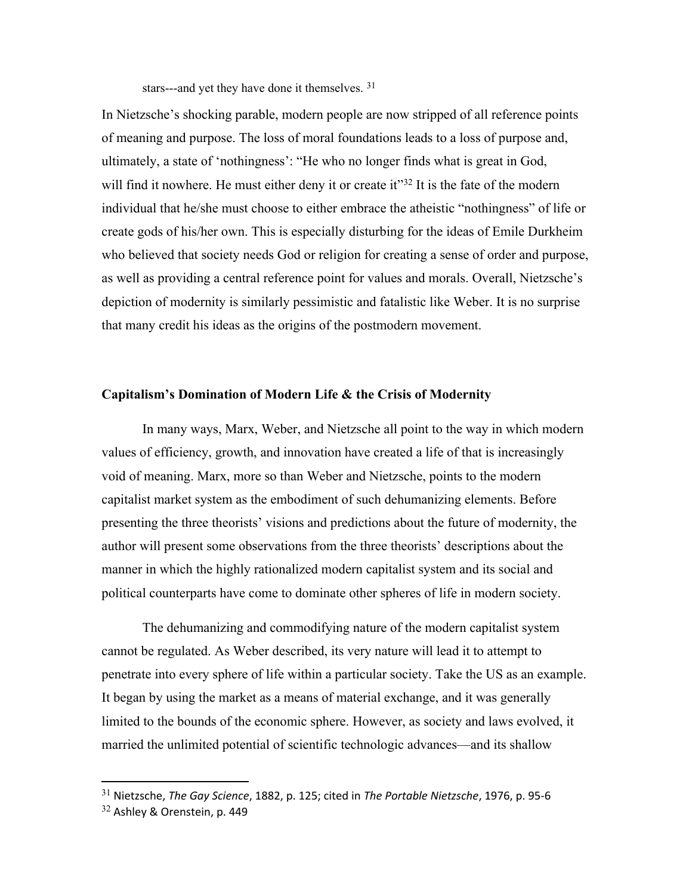stars---and yet they have done it themselves. [31]

In Nietzsche's shocking parable, modern people are now stripped of all reference points of meaning and purpose. The loss of moral foundations leads to a loss of purpose and, ultimately, a state of 'nothingness': "He who no longer finds what is great in God, will find it nowhere. He must either deny it or create it"[32] It is the fate of the modern individual that he/she must choose to either embrace the atheistic "nothingness" of life or create gods of his/her own. This is especially disturbing for the ideas of Emile Durkheim who believed that society needs God or religion for creating a sense of order and purpose, as well as providing a central reference point for values and morals. Overall, Nietzsche's depiction of modernity is similarly pessimistic and fatalistic like Weber. It is no surprise that many credit his ideas as the origins of the postmodern movement.

**Capitalism's Domination of Modern Life & the Crisis of Modernity**

In many ways, Marx, Weber, and Nietzsche all point to the way in which modern values of efficiency, growth, and innovation have created a life of that is increasingly void of meaning. Marx, more so than Weber and Nietzsche, points to the modern capitalist market system as the embodiment of such dehumanizing elements. Before presenting the three theorists' visions and predictions about the future of modernity, the author will present some observations from the three theorists' descriptions about the manner in which the highly rationalized modern capitalist system and its social and political counterparts have come to dominate other spheres of life in modern society.

The dehumanizing and commodifying nature of the modern capitalist system cannot be regulated. As Weber described, its very nature will lead it to attempt to penetrate into every sphere of life within a particular society. Take the US as an example. It began by using the market as a means of material exchange, and it was generally limited to the bounds of the economic sphere. However, as society and laws evolved, it married the unlimited potential of scientific technologic advances—and its shallow

[31] Nietzsche, *The Gay Science*, 1882, p. 125; cited in *The Portable Nietzsche*, 1976, p. 95-6

[32] Ashley & Orenstein, p. 449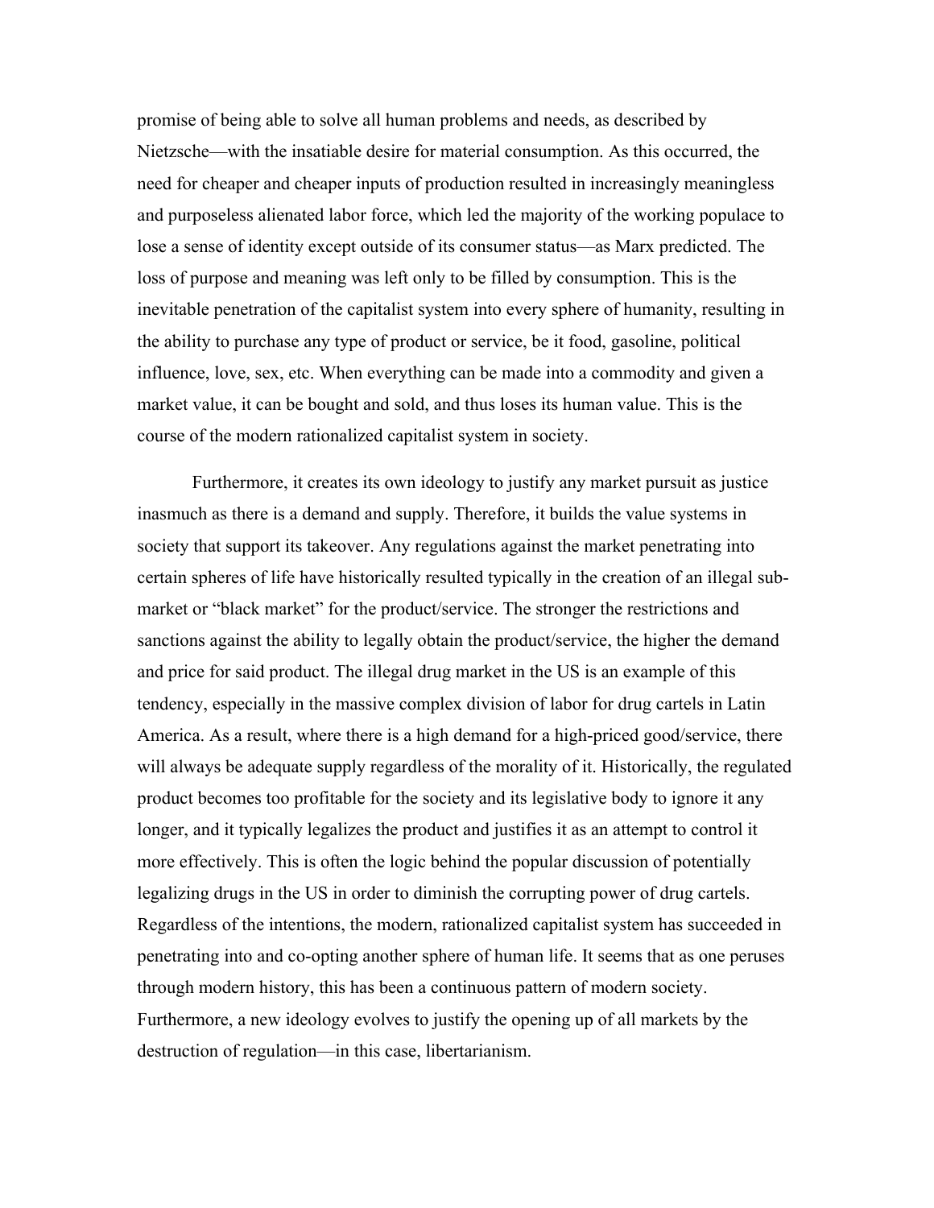promise of being able to solve all human problems and needs, as described by Nietzsche—with the insatiable desire for material consumption. As this occurred, the need for cheaper and cheaper inputs of production resulted in increasingly meaningless and purposeless alienated labor force, which led the majority of the working populace to lose a sense of identity except outside of its consumer status—as Marx predicted. The loss of purpose and meaning was left only to be filled by consumption. This is the inevitable penetration of the capitalist system into every sphere of humanity, resulting in the ability to purchase any type of product or service, be it food, gasoline, political influence, love, sex, etc. When everything can be made into a commodity and given a market value, it can be bought and sold, and thus loses its human value. This is the course of the modern rationalized capitalist system in society.

Furthermore, it creates its own ideology to justify any market pursuit as justice inasmuch as there is a demand and supply. Therefore, it builds the value systems in society that support its takeover. Any regulations against the market penetrating into certain spheres of life have historically resulted typically in the creation of an illegal sub-market or "black market" for the product/service. The stronger the restrictions and sanctions against the ability to legally obtain the product/service, the higher the demand and price for said product. The illegal drug market in the US is an example of this tendency, especially in the massive complex division of labor for drug cartels in Latin America. As a result, where there is a high demand for a high-priced good/service, there will always be adequate supply regardless of the morality of it. Historically, the regulated product becomes too profitable for the society and its legislative body to ignore it any longer, and it typically legalizes the product and justifies it as an attempt to control it more effectively. This is often the logic behind the popular discussion of potentially legalizing drugs in the US in order to diminish the corrupting power of drug cartels. Regardless of the intentions, the modern, rationalized capitalist system has succeeded in penetrating into and co-opting another sphere of human life. It seems that as one peruses through modern history, this has been a continuous pattern of modern society. Furthermore, a new ideology evolves to justify the opening up of all markets by the destruction of regulation—in this case, libertarianism.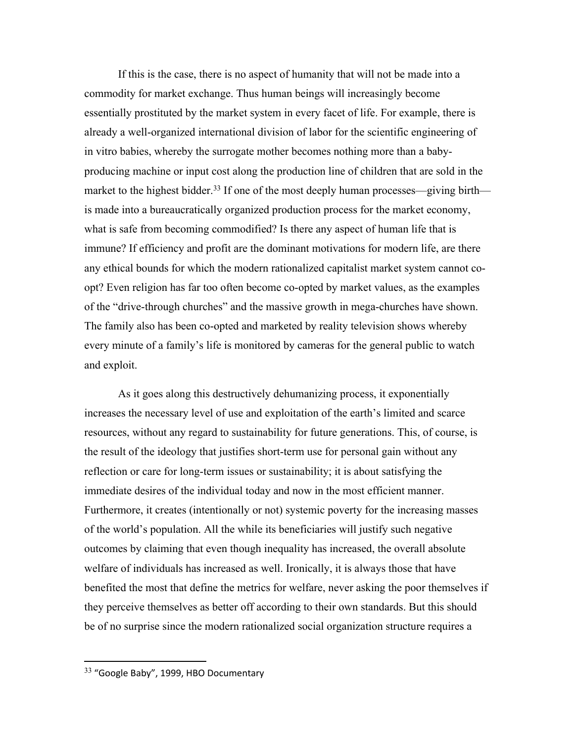If this is the case, there is no aspect of humanity that will not be made into a commodity for market exchange. Thus human beings will increasingly become essentially prostituted by the market system in every facet of life. For example, there is already a well-organized international division of labor for the scientific engineering of in vitro babies, whereby the surrogate mother becomes nothing more than a baby-producing machine or input cost along the production line of children that are sold in the market to the highest bidder.[33] If one of the most deeply human processes—giving birth—is made into a bureaucratically organized production process for the market economy, what is safe from becoming commodified? Is there any aspect of human life that is immune? If efficiency and profit are the dominant motivations for modern life, are there any ethical bounds for which the modern rationalized capitalist market system cannot co-opt? Even religion has far too often become co-opted by market values, as the examples of the "drive-through churches" and the massive growth in mega-churches have shown. The family also has been co-opted and marketed by reality television shows whereby every minute of a family's life is monitored by cameras for the general public to watch and exploit.

As it goes along this destructively dehumanizing process, it exponentially increases the necessary level of use and exploitation of the earth's limited and scarce resources, without any regard to sustainability for future generations. This, of course, is the result of the ideology that justifies short-term use for personal gain without any reflection or care for long-term issues or sustainability; it is about satisfying the immediate desires of the individual today and now in the most efficient manner. Furthermore, it creates (intentionally or not) systemic poverty for the increasing masses of the world's population. All the while its beneficiaries will justify such negative outcomes by claiming that even though inequality has increased, the overall absolute welfare of individuals has increased as well. Ironically, it is always those that have benefited the most that define the metrics for welfare, never asking the poor themselves if they perceive themselves as better off according to their own standards. But this should be of no surprise since the modern rationalized social organization structure requires a

[33] "Google Baby", 1999, HBO Documentary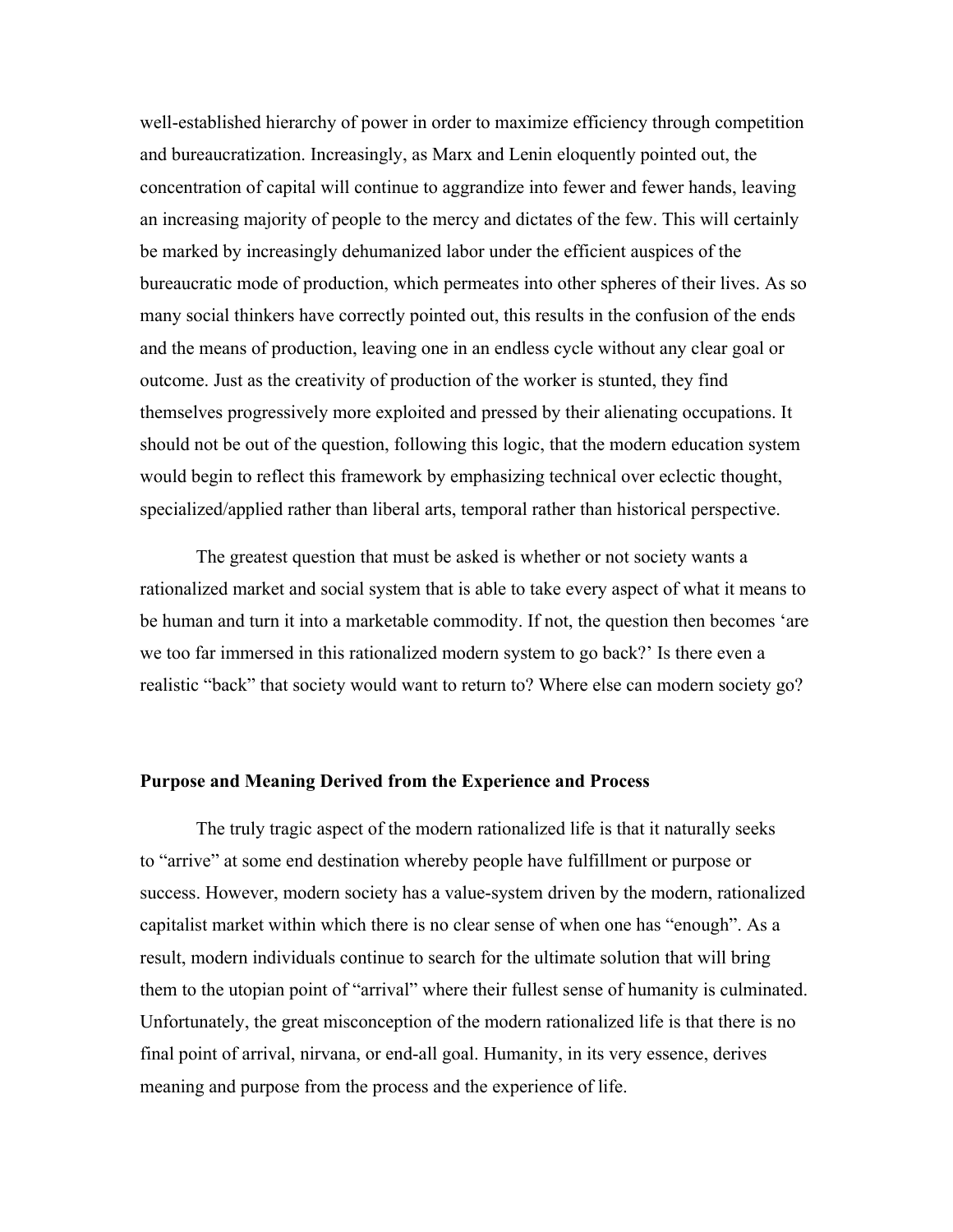well-established hierarchy of power in order to maximize efficiency through competition and bureaucratization. Increasingly, as Marx and Lenin eloquently pointed out, the concentration of capital will continue to aggrandize into fewer and fewer hands, leaving an increasing majority of people to the mercy and dictates of the few. This will certainly be marked by increasingly dehumanized labor under the efficient auspices of the bureaucratic mode of production, which permeates into other spheres of their lives. As so many social thinkers have correctly pointed out, this results in the confusion of the ends and the means of production, leaving one in an endless cycle without any clear goal or outcome. Just as the creativity of production of the worker is stunted, they find themselves progressively more exploited and pressed by their alienating occupations. It should not be out of the question, following this logic, that the modern education system would begin to reflect this framework by emphasizing technical over eclectic thought, specialized/applied rather than liberal arts, temporal rather than historical perspective.

The greatest question that must be asked is whether or not society wants a rationalized market and social system that is able to take every aspect of what it means to be human and turn it into a marketable commodity. If not, the question then becomes 'are we too far immersed in this rationalized modern system to go back?' Is there even a realistic "back" that society would want to return to? Where else can modern society go?

## Purpose and Meaning Derived from the Experience and Process

The truly tragic aspect of the modern rationalized life is that it naturally seeks to "arrive" at some end destination whereby people have fulfillment or purpose or success. However, modern society has a value-system driven by the modern, rationalized capitalist market within which there is no clear sense of when one has "enough". As a result, modern individuals continue to search for the ultimate solution that will bring them to the utopian point of "arrival" where their fullest sense of humanity is culminated. Unfortunately, the great misconception of the modern rationalized life is that there is no final point of arrival, nirvana, or end-all goal. Humanity, in its very essence, derives meaning and purpose from the process and the experience of life.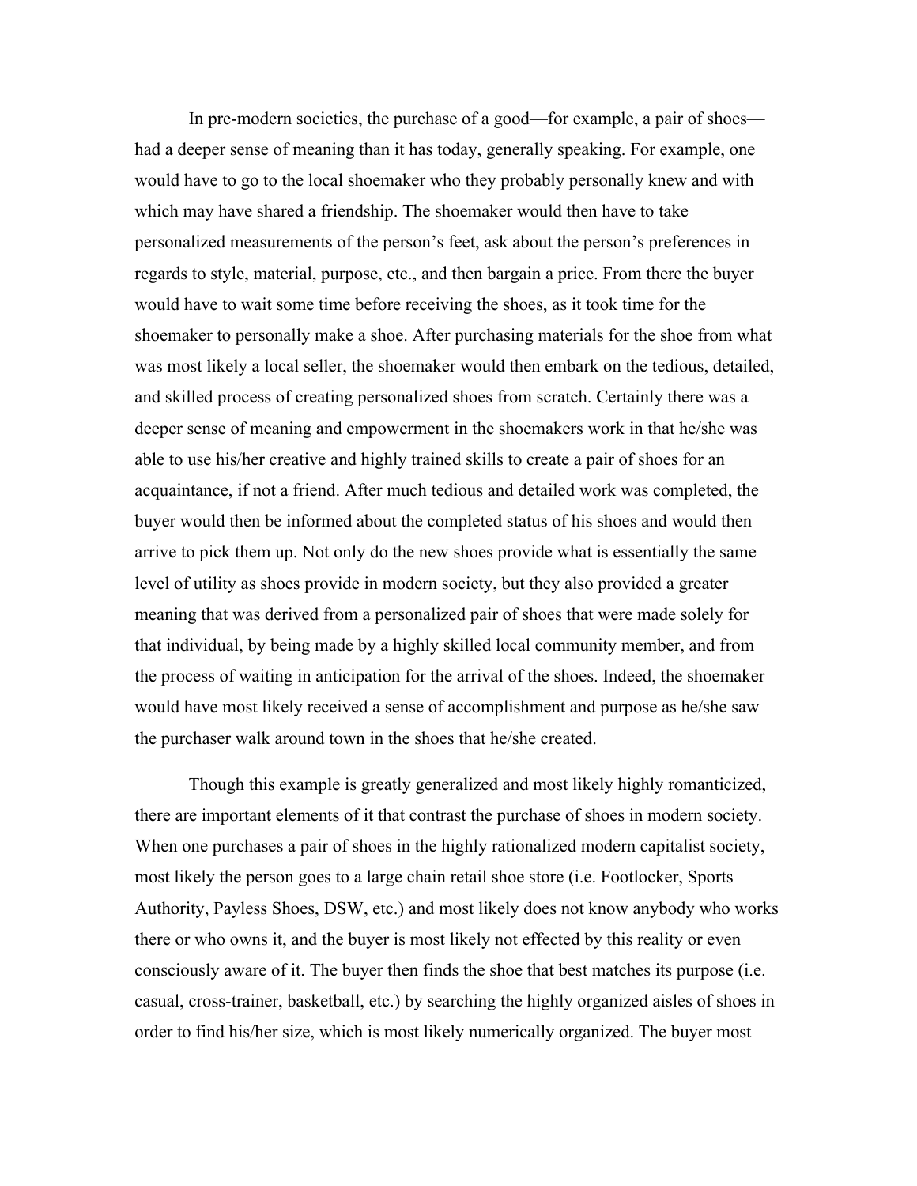In pre-modern societies, the purchase of a good—for example, a pair of shoes—had a deeper sense of meaning than it has today, generally speaking. For example, one would have to go to the local shoemaker who they probably personally knew and with which may have shared a friendship. The shoemaker would then have to take personalized measurements of the person's feet, ask about the person's preferences in regards to style, material, purpose, etc., and then bargain a price. From there the buyer would have to wait some time before receiving the shoes, as it took time for the shoemaker to personally make a shoe. After purchasing materials for the shoe from what was most likely a local seller, the shoemaker would then embark on the tedious, detailed, and skilled process of creating personalized shoes from scratch. Certainly there was a deeper sense of meaning and empowerment in the shoemakers work in that he/she was able to use his/her creative and highly trained skills to create a pair of shoes for an acquaintance, if not a friend. After much tedious and detailed work was completed, the buyer would then be informed about the completed status of his shoes and would then arrive to pick them up. Not only do the new shoes provide what is essentially the same level of utility as shoes provide in modern society, but they also provided a greater meaning that was derived from a personalized pair of shoes that were made solely for that individual, by being made by a highly skilled local community member, and from the process of waiting in anticipation for the arrival of the shoes. Indeed, the shoemaker would have most likely received a sense of accomplishment and purpose as he/she saw the purchaser walk around town in the shoes that he/she created.

Though this example is greatly generalized and most likely highly romanticized, there are important elements of it that contrast the purchase of shoes in modern society. When one purchases a pair of shoes in the highly rationalized modern capitalist society, most likely the person goes to a large chain retail shoe store (i.e. Footlocker, Sports Authority, Payless Shoes, DSW, etc.) and most likely does not know anybody who works there or who owns it, and the buyer is most likely not effected by this reality or even consciously aware of it. The buyer then finds the shoe that best matches its purpose (i.e. casual, cross-trainer, basketball, etc.) by searching the highly organized aisles of shoes in order to find his/her size, which is most likely numerically organized. The buyer most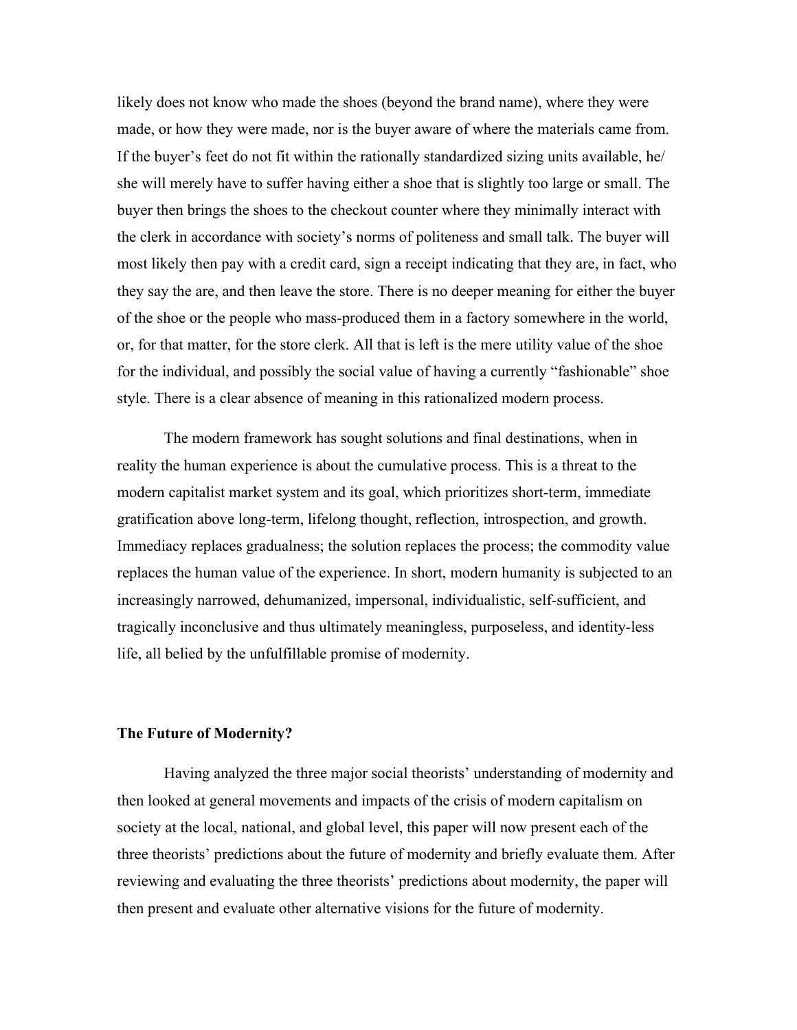likely does not know who made the shoes (beyond the brand name), where they were made, or how they were made, nor is the buyer aware of where the materials came from. If the buyer's feet do not fit within the rationally standardized sizing units available, he/she will merely have to suffer having either a shoe that is slightly too large or small. The buyer then brings the shoes to the checkout counter where they minimally interact with the clerk in accordance with society's norms of politeness and small talk. The buyer will most likely then pay with a credit card, sign a receipt indicating that they are, in fact, who they say the are, and then leave the store. There is no deeper meaning for either the buyer of the shoe or the people who mass-produced them in a factory somewhere in the world, or, for that matter, for the store clerk. All that is left is the mere utility value of the shoe for the individual, and possibly the social value of having a currently "fashionable" shoe style. There is a clear absence of meaning in this rationalized modern process.

The modern framework has sought solutions and final destinations, when in reality the human experience is about the cumulative process. This is a threat to the modern capitalist market system and its goal, which prioritizes short-term, immediate gratification above long-term, lifelong thought, reflection, introspection, and growth. Immediacy replaces gradualness; the solution replaces the process; the commodity value replaces the human value of the experience. In short, modern humanity is subjected to an increasingly narrowed, dehumanized, impersonal, individualistic, self-sufficient, and tragically inconclusive and thus ultimately meaningless, purposeless, and identity-less life, all belied by the unfulfillable promise of modernity.

## The Future of Modernity?

Having analyzed the three major social theorists' understanding of modernity and then looked at general movements and impacts of the crisis of modern capitalism on society at the local, national, and global level, this paper will now present each of the three theorists' predictions about the future of modernity and briefly evaluate them. After reviewing and evaluating the three theorists' predictions about modernity, the paper will then present and evaluate other alternative visions for the future of modernity.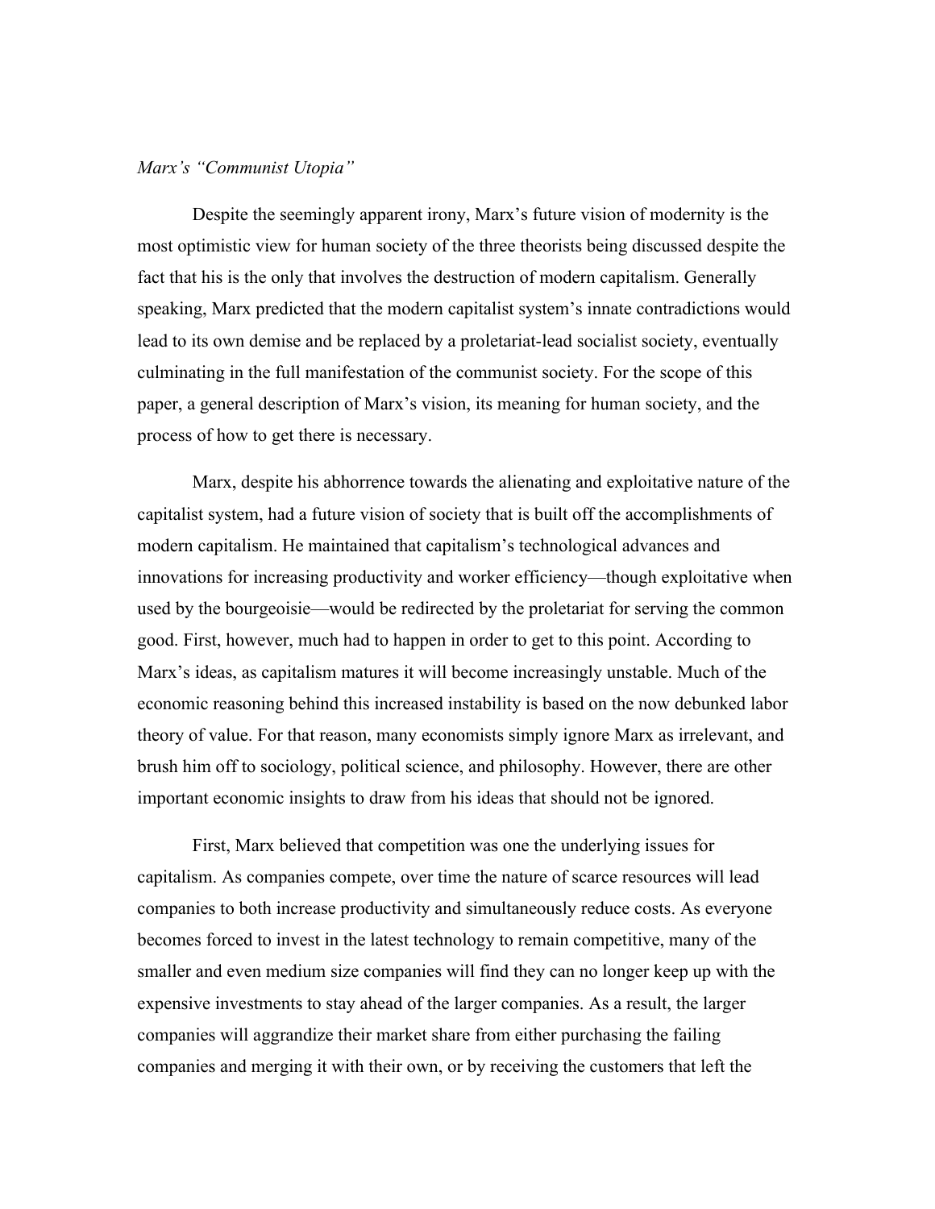*Marx's "Communist Utopia"*

Despite the seemingly apparent irony, Marx's future vision of modernity is the most optimistic view for human society of the three theorists being discussed despite the fact that his is the only that involves the destruction of modern capitalism. Generally speaking, Marx predicted that the modern capitalist system's innate contradictions would lead to its own demise and be replaced by a proletariat-lead socialist society, eventually culminating in the full manifestation of the communist society. For the scope of this paper, a general description of Marx's vision, its meaning for human society, and the process of how to get there is necessary.

Marx, despite his abhorrence towards the alienating and exploitative nature of the capitalist system, had a future vision of society that is built off the accomplishments of modern capitalism. He maintained that capitalism's technological advances and innovations for increasing productivity and worker efficiency—though exploitative when used by the bourgeoisie—would be redirected by the proletariat for serving the common good. First, however, much had to happen in order to get to this point. According to Marx's ideas, as capitalism matures it will become increasingly unstable. Much of the economic reasoning behind this increased instability is based on the now debunked labor theory of value. For that reason, many economists simply ignore Marx as irrelevant, and brush him off to sociology, political science, and philosophy. However, there are other important economic insights to draw from his ideas that should not be ignored.

First, Marx believed that competition was one the underlying issues for capitalism. As companies compete, over time the nature of scarce resources will lead companies to both increase productivity and simultaneously reduce costs. As everyone becomes forced to invest in the latest technology to remain competitive, many of the smaller and even medium size companies will find they can no longer keep up with the expensive investments to stay ahead of the larger companies. As a result, the larger companies will aggrandize their market share from either purchasing the failing companies and merging it with their own, or by receiving the customers that left the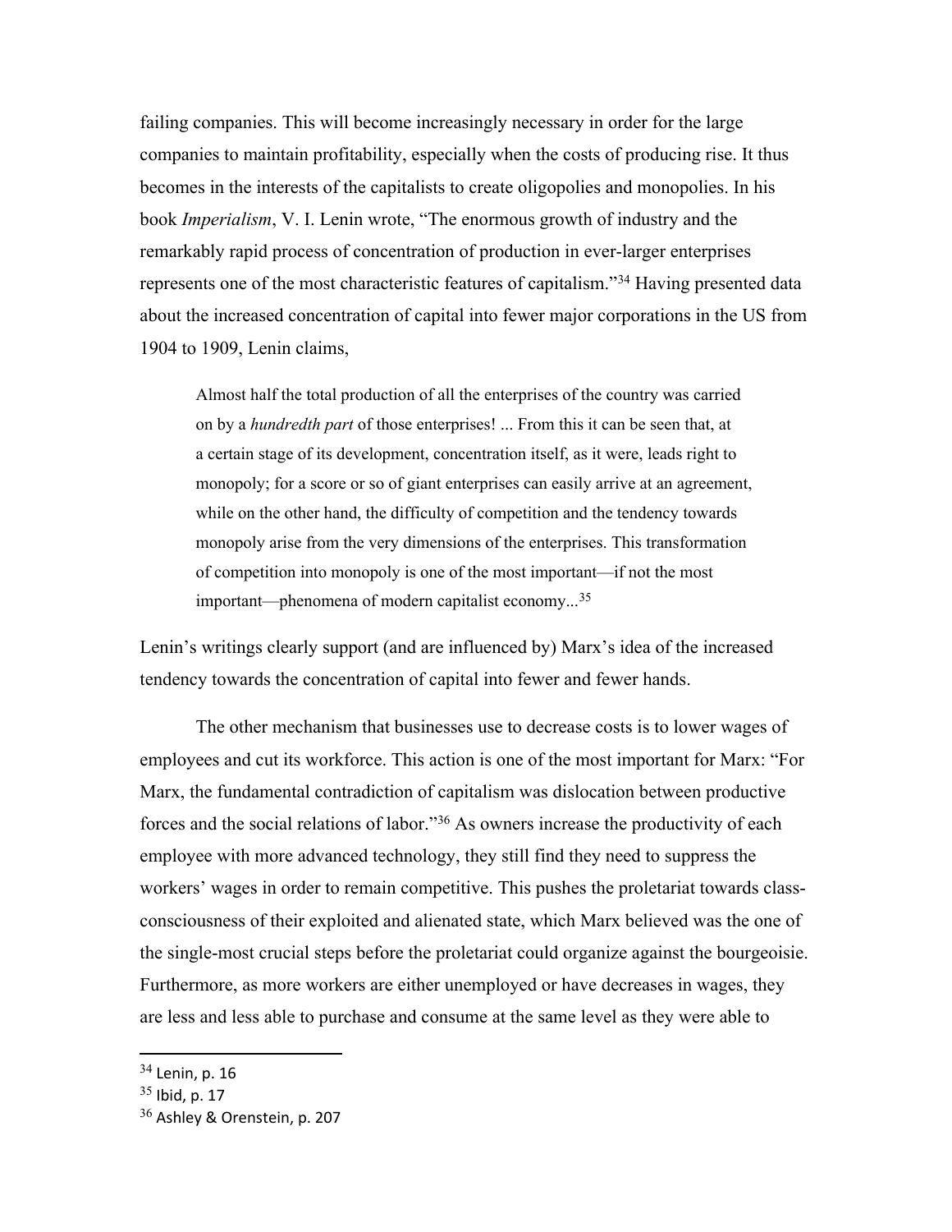failing companies. This will become increasingly necessary in order for the large companies to maintain profitability, especially when the costs of producing rise. It thus becomes in the interests of the capitalists to create oligopolies and monopolies. In his book *Imperialism*, V. I. Lenin wrote, "The enormous growth of industry and the remarkably rapid process of concentration of production in ever-larger enterprises represents one of the most characteristic features of capitalism."[34] Having presented data about the increased concentration of capital into fewer major corporations in the US from 1904 to 1909, Lenin claims,

> Almost half the total production of all the enterprises of the country was carried on by a *hundredth part* of those enterprises! ... From this it can be seen that, at a certain stage of its development, concentration itself, as it were, leads right to monopoly; for a score or so of giant enterprises can easily arrive at an agreement, while on the other hand, the difficulty of competition and the tendency towards monopoly arise from the very dimensions of the enterprises. This transformation of competition into monopoly is one of the most important—if not the most important—phenomena of modern capitalist economy...[35]

Lenin's writings clearly support (and are influenced by) Marx's idea of the increased tendency towards the concentration of capital into fewer and fewer hands.

The other mechanism that businesses use to decrease costs is to lower wages of employees and cut its workforce. This action is one of the most important for Marx: "For Marx, the fundamental contradiction of capitalism was dislocation between productive forces and the social relations of labor."[36] As owners increase the productivity of each employee with more advanced technology, they still find they need to suppress the workers' wages in order to remain competitive. This pushes the proletariat towards class-consciousness of their exploited and alienated state, which Marx believed was the one of the single-most crucial steps before the proletariat could organize against the bourgeoisie. Furthermore, as more workers are either unemployed or have decreases in wages, they are less and less able to purchase and consume at the same level as they were able to

[34] Lenin, p. 16

[35] Ibid, p. 17

[36] Ashley & Orenstein, p. 207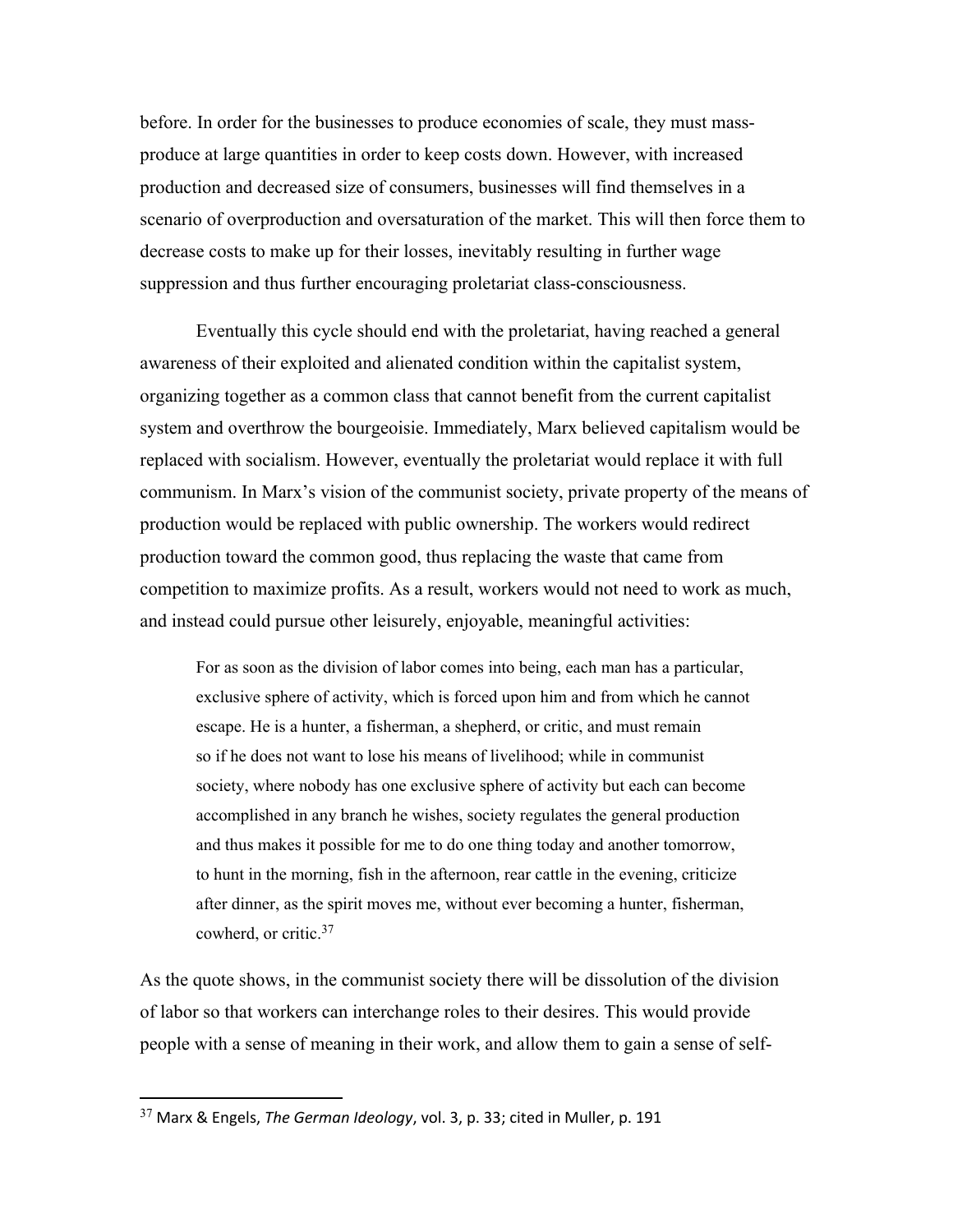before. In order for the businesses to produce economies of scale, they must mass-produce at large quantities in order to keep costs down. However, with increased production and decreased size of consumers, businesses will find themselves in a scenario of overproduction and oversaturation of the market. This will then force them to decrease costs to make up for their losses, inevitably resulting in further wage suppression and thus further encouraging proletariat class-consciousness.

Eventually this cycle should end with the proletariat, having reached a general awareness of their exploited and alienated condition within the capitalist system, organizing together as a common class that cannot benefit from the current capitalist system and overthrow the bourgeoisie. Immediately, Marx believed capitalism would be replaced with socialism. However, eventually the proletariat would replace it with full communism. In Marx's vision of the communist society, private property of the means of production would be replaced with public ownership. The workers would redirect production toward the common good, thus replacing the waste that came from competition to maximize profits. As a result, workers would not need to work as much, and instead could pursue other leisurely, enjoyable, meaningful activities:

> For as soon as the division of labor comes into being, each man has a particular, exclusive sphere of activity, which is forced upon him and from which he cannot escape. He is a hunter, a fisherman, a shepherd, or critic, and must remain so if he does not want to lose his means of livelihood; while in communist society, where nobody has one exclusive sphere of activity but each can become accomplished in any branch he wishes, society regulates the general production and thus makes it possible for me to do one thing today and another tomorrow, to hunt in the morning, fish in the afternoon, rear cattle in the evening, criticize after dinner, as the spirit moves me, without ever becoming a hunter, fisherman, cowherd, or critic.[37]

As the quote shows, in the communist society there will be dissolution of the division of labor so that workers can interchange roles to their desires. This would provide people with a sense of meaning in their work, and allow them to gain a sense of self-

---

[37] Marx & Engels, *The German Ideology*, vol. 3, p. 33; cited in Muller, p. 191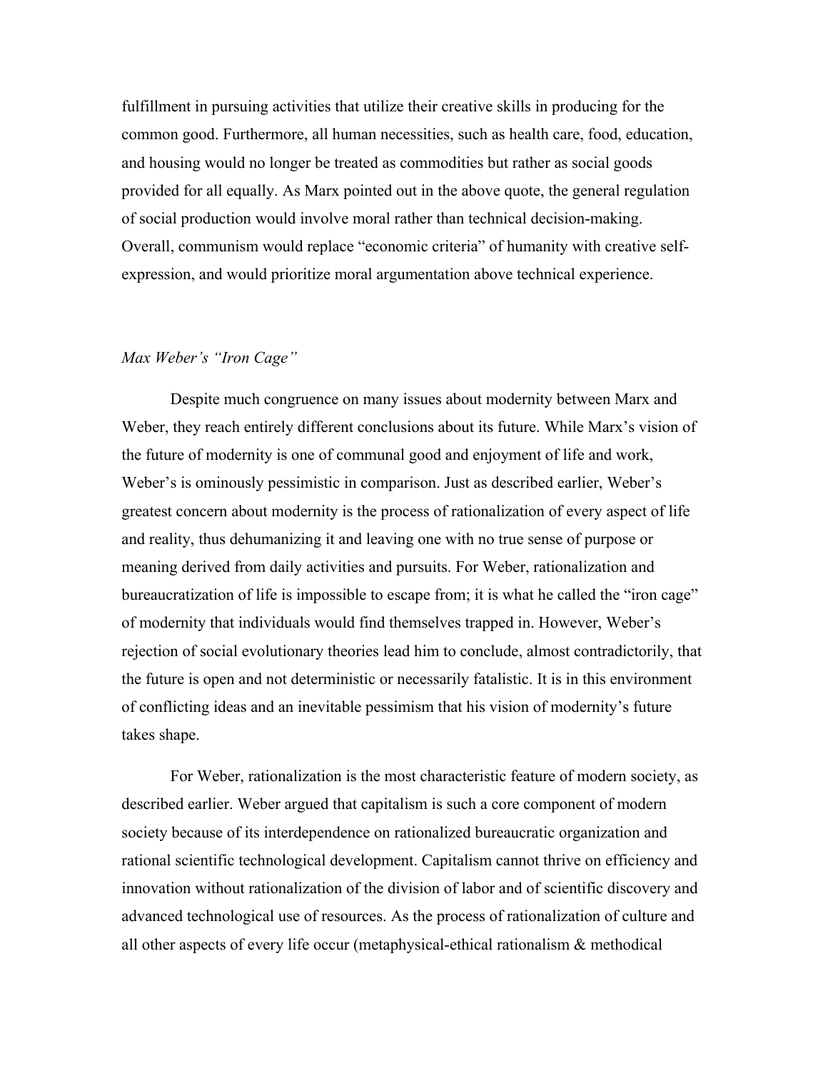fulfillment in pursuing activities that utilize their creative skills in producing for the common good. Furthermore, all human necessities, such as health care, food, education, and housing would no longer be treated as commodities but rather as social goods provided for all equally. As Marx pointed out in the above quote, the general regulation of social production would involve moral rather than technical decision-making. Overall, communism would replace "economic criteria" of humanity with creative self-expression, and would prioritize moral argumentation above technical experience.

### *Max Weber's "Iron Cage"*

Despite much congruence on many issues about modernity between Marx and Weber, they reach entirely different conclusions about its future. While Marx's vision of the future of modernity is one of communal good and enjoyment of life and work, Weber's is ominously pessimistic in comparison. Just as described earlier, Weber's greatest concern about modernity is the process of rationalization of every aspect of life and reality, thus dehumanizing it and leaving one with no true sense of purpose or meaning derived from daily activities and pursuits. For Weber, rationalization and bureaucratization of life is impossible to escape from; it is what he called the "iron cage" of modernity that individuals would find themselves trapped in. However, Weber's rejection of social evolutionary theories lead him to conclude, almost contradictorily, that the future is open and not deterministic or necessarily fatalistic. It is in this environment of conflicting ideas and an inevitable pessimism that his vision of modernity's future takes shape.

For Weber, rationalization is the most characteristic feature of modern society, as described earlier. Weber argued that capitalism is such a core component of modern society because of its interdependence on rationalized bureaucratic organization and rational scientific technological development. Capitalism cannot thrive on efficiency and innovation without rationalization of the division of labor and of scientific discovery and advanced technological use of resources. As the process of rationalization of culture and all other aspects of every life occur (metaphysical-ethical rationalism & methodical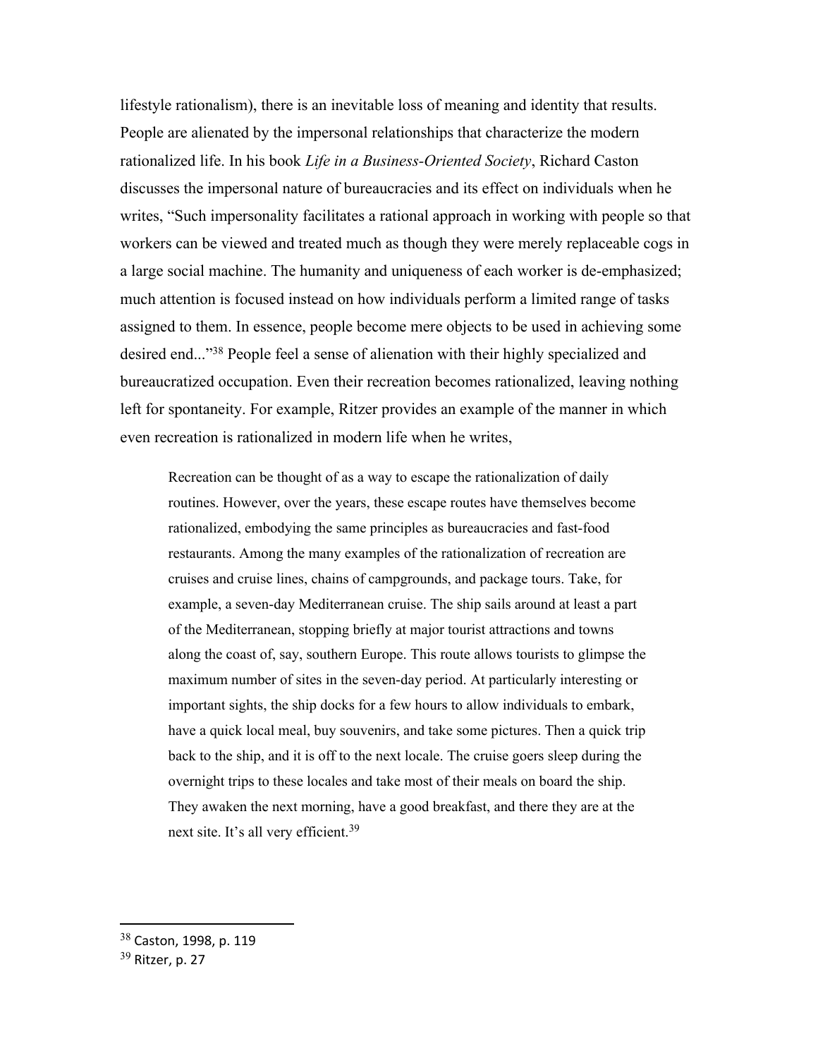lifestyle rationalism), there is an inevitable loss of meaning and identity that results. People are alienated by the impersonal relationships that characterize the modern rationalized life. In his book *Life in a Business-Oriented Society*, Richard Caston discusses the impersonal nature of bureaucracies and its effect on individuals when he writes, "Such impersonality facilitates a rational approach in working with people so that workers can be viewed and treated much as though they were merely replaceable cogs in a large social machine. The humanity and uniqueness of each worker is de-emphasized; much attention is focused instead on how individuals perform a limited range of tasks assigned to them. In essence, people become mere objects to be used in achieving some desired end..."[38] People feel a sense of alienation with their highly specialized and bureaucratized occupation. Even their recreation becomes rationalized, leaving nothing left for spontaneity. For example, Ritzer provides an example of the manner in which even recreation is rationalized in modern life when he writes,

> Recreation can be thought of as a way to escape the rationalization of daily routines. However, over the years, these escape routes have themselves become rationalized, embodying the same principles as bureaucracies and fast-food restaurants. Among the many examples of the rationalization of recreation are cruises and cruise lines, chains of campgrounds, and package tours. Take, for example, a seven-day Mediterranean cruise. The ship sails around at least a part of the Mediterranean, stopping briefly at major tourist attractions and towns along the coast of, say, southern Europe. This route allows tourists to glimpse the maximum number of sites in the seven-day period. At particularly interesting or important sights, the ship docks for a few hours to allow individuals to embark, have a quick local meal, buy souvenirs, and take some pictures. Then a quick trip back to the ship, and it is off to the next locale. The cruise goers sleep during the overnight trips to these locales and take most of their meals on board the ship. They awaken the next morning, have a good breakfast, and there they are at the next site. It's all very efficient.[39]

[38] Caston, 1998, p. 119

[39] Ritzer, p. 27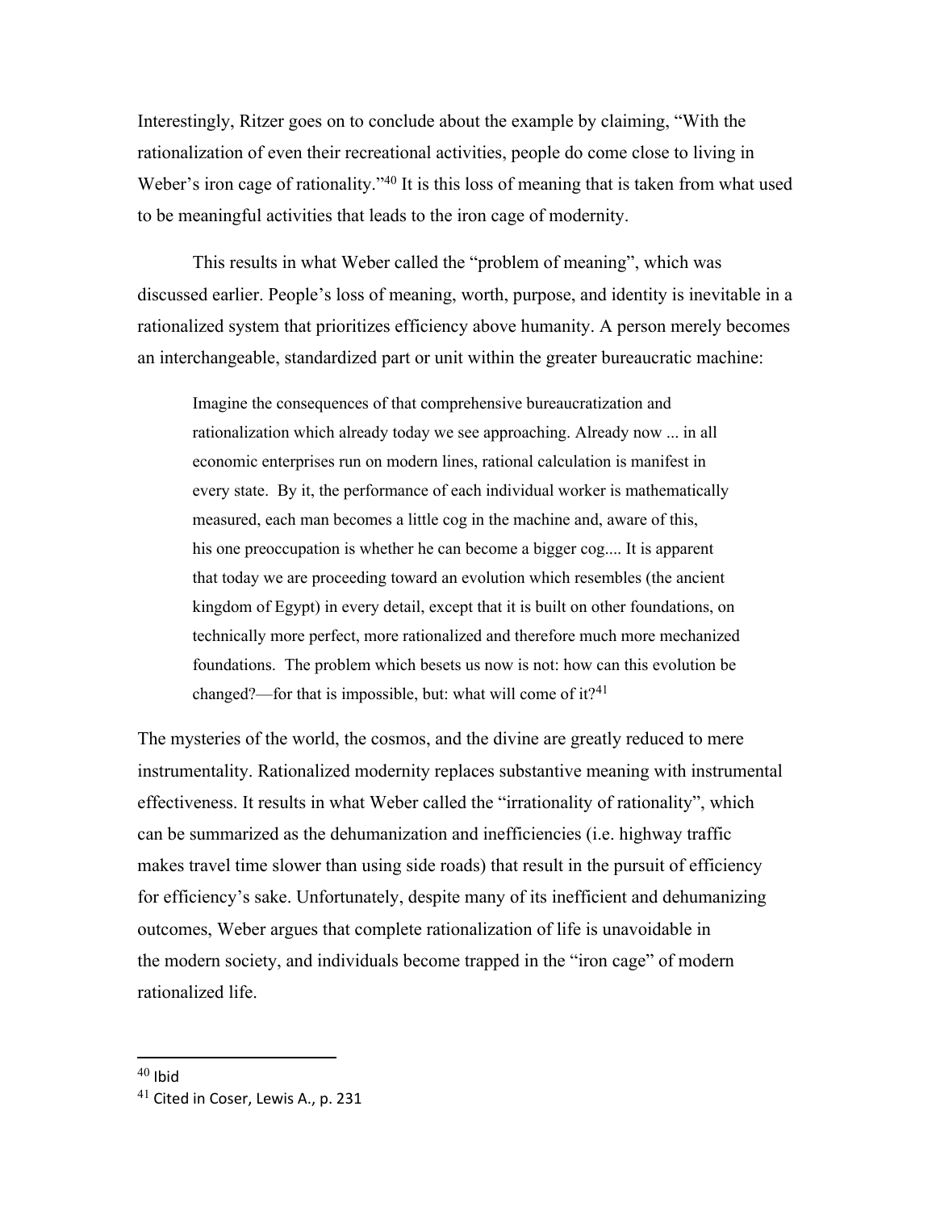Interestingly, Ritzer goes on to conclude about the example by claiming, "With the rationalization of even their recreational activities, people do come close to living in Weber's iron cage of rationality."[40] It is this loss of meaning that is taken from what used to be meaningful activities that leads to the iron cage of modernity.

This results in what Weber called the "problem of meaning", which was discussed earlier. People's loss of meaning, worth, purpose, and identity is inevitable in a rationalized system that prioritizes efficiency above humanity. A person merely becomes an interchangeable, standardized part or unit within the greater bureaucratic machine:

> Imagine the consequences of that comprehensive bureaucratization and rationalization which already today we see approaching. Already now ... in all economic enterprises run on modern lines, rational calculation is manifest in every state. By it, the performance of each individual worker is mathematically measured, each man becomes a little cog in the machine and, aware of this, his one preoccupation is whether he can become a bigger cog.... It is apparent that today we are proceeding toward an evolution which resembles (the ancient kingdom of Egypt) in every detail, except that it is built on other foundations, on technically more perfect, more rationalized and therefore much more mechanized foundations. The problem which besets us now is not: how can this evolution be changed?—for that is impossible, but: what will come of it?[41]

The mysteries of the world, the cosmos, and the divine are greatly reduced to mere instrumentality. Rationalized modernity replaces substantive meaning with instrumental effectiveness. It results in what Weber called the "irrationality of rationality", which can be summarized as the dehumanization and inefficiencies (i.e. highway traffic makes travel time slower than using side roads) that result in the pursuit of efficiency for efficiency's sake. Unfortunately, despite many of its inefficient and dehumanizing outcomes, Weber argues that complete rationalization of life is unavoidable in the modern society, and individuals become trapped in the "iron cage" of modern rationalized life.

---

[40] Ibid

[41] Cited in Coser, Lewis A., p. 231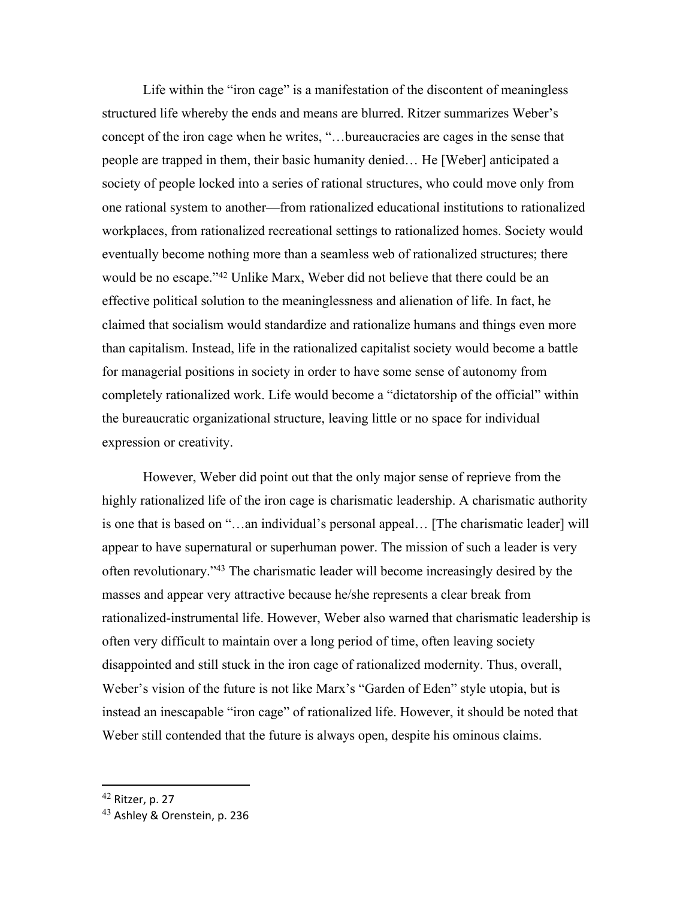Life within the "iron cage" is a manifestation of the discontent of meaningless structured life whereby the ends and means are blurred. Ritzer summarizes Weber's concept of the iron cage when he writes, "…bureaucracies are cages in the sense that people are trapped in them, their basic humanity denied… He [Weber] anticipated a society of people locked into a series of rational structures, who could move only from one rational system to another—from rationalized educational institutions to rationalized workplaces, from rationalized recreational settings to rationalized homes. Society would eventually become nothing more than a seamless web of rationalized structures; there would be no escape."[42] Unlike Marx, Weber did not believe that there could be an effective political solution to the meaninglessness and alienation of life. In fact, he claimed that socialism would standardize and rationalize humans and things even more than capitalism. Instead, life in the rationalized capitalist society would become a battle for managerial positions in society in order to have some sense of autonomy from completely rationalized work. Life would become a "dictatorship of the official" within the bureaucratic organizational structure, leaving little or no space for individual expression or creativity.

However, Weber did point out that the only major sense of reprieve from the highly rationalized life of the iron cage is charismatic leadership. A charismatic authority is one that is based on "…an individual's personal appeal… [The charismatic leader] will appear to have supernatural or superhuman power. The mission of such a leader is very often revolutionary."[43] The charismatic leader will become increasingly desired by the masses and appear very attractive because he/she represents a clear break from rationalized-instrumental life. However, Weber also warned that charismatic leadership is often very difficult to maintain over a long period of time, often leaving society disappointed and still stuck in the iron cage of rationalized modernity. Thus, overall, Weber's vision of the future is not like Marx's "Garden of Eden" style utopia, but is instead an inescapable "iron cage" of rationalized life. However, it should be noted that Weber still contended that the future is always open, despite his ominous claims.

---

[42] Ritzer, p. 27

[43] Ashley & Orenstein, p. 236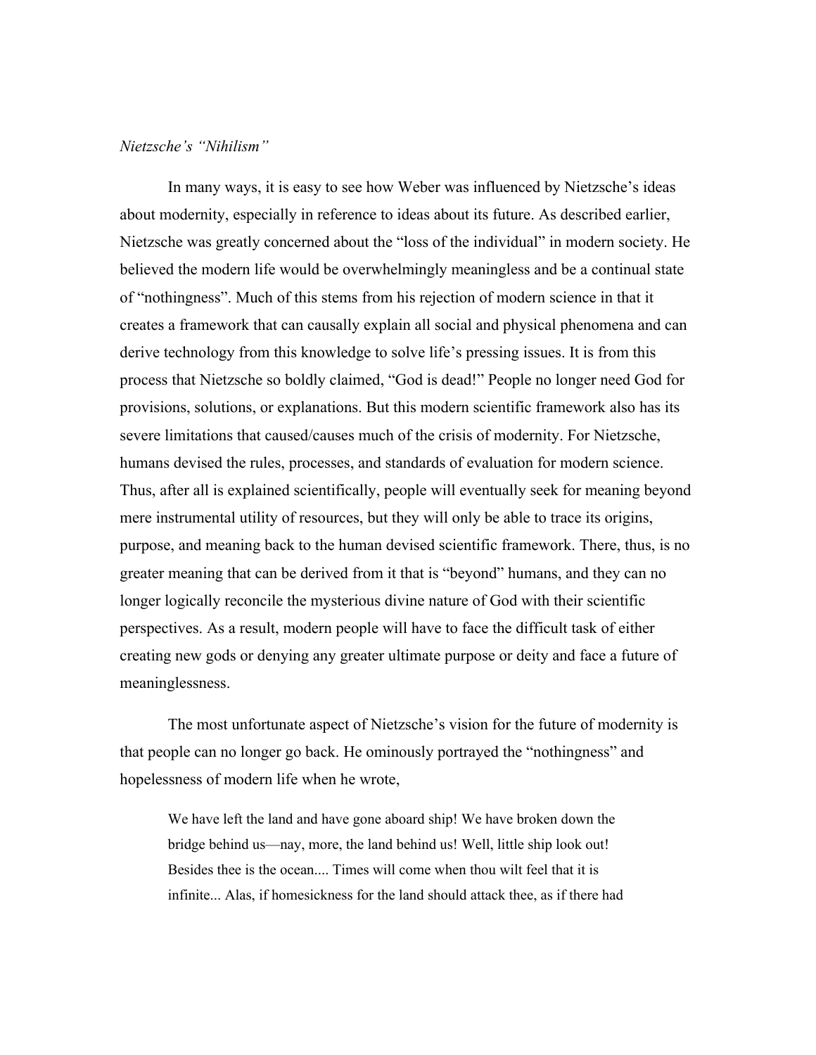*Nietzsche's "Nihilism"*

In many ways, it is easy to see how Weber was influenced by Nietzsche's ideas about modernity, especially in reference to ideas about its future. As described earlier, Nietzsche was greatly concerned about the "loss of the individual" in modern society. He believed the modern life would be overwhelmingly meaningless and be a continual state of "nothingness". Much of this stems from his rejection of modern science in that it creates a framework that can causally explain all social and physical phenomena and can derive technology from this knowledge to solve life's pressing issues. It is from this process that Nietzsche so boldly claimed, "God is dead!" People no longer need God for provisions, solutions, or explanations. But this modern scientific framework also has its severe limitations that caused/causes much of the crisis of modernity. For Nietzsche, humans devised the rules, processes, and standards of evaluation for modern science. Thus, after all is explained scientifically, people will eventually seek for meaning beyond mere instrumental utility of resources, but they will only be able to trace its origins, purpose, and meaning back to the human devised scientific framework. There, thus, is no greater meaning that can be derived from it that is "beyond" humans, and they can no longer logically reconcile the mysterious divine nature of God with their scientific perspectives. As a result, modern people will have to face the difficult task of either creating new gods or denying any greater ultimate purpose or deity and face a future of meaninglessness.

The most unfortunate aspect of Nietzsche's vision for the future of modernity is that people can no longer go back. He ominously portrayed the "nothingness" and hopelessness of modern life when he wrote,

> We have left the land and have gone aboard ship! We have broken down the bridge behind us—nay, more, the land behind us! Well, little ship look out! Besides thee is the ocean.... Times will come when thou wilt feel that it is infinite... Alas, if homesickness for the land should attack thee, as if there had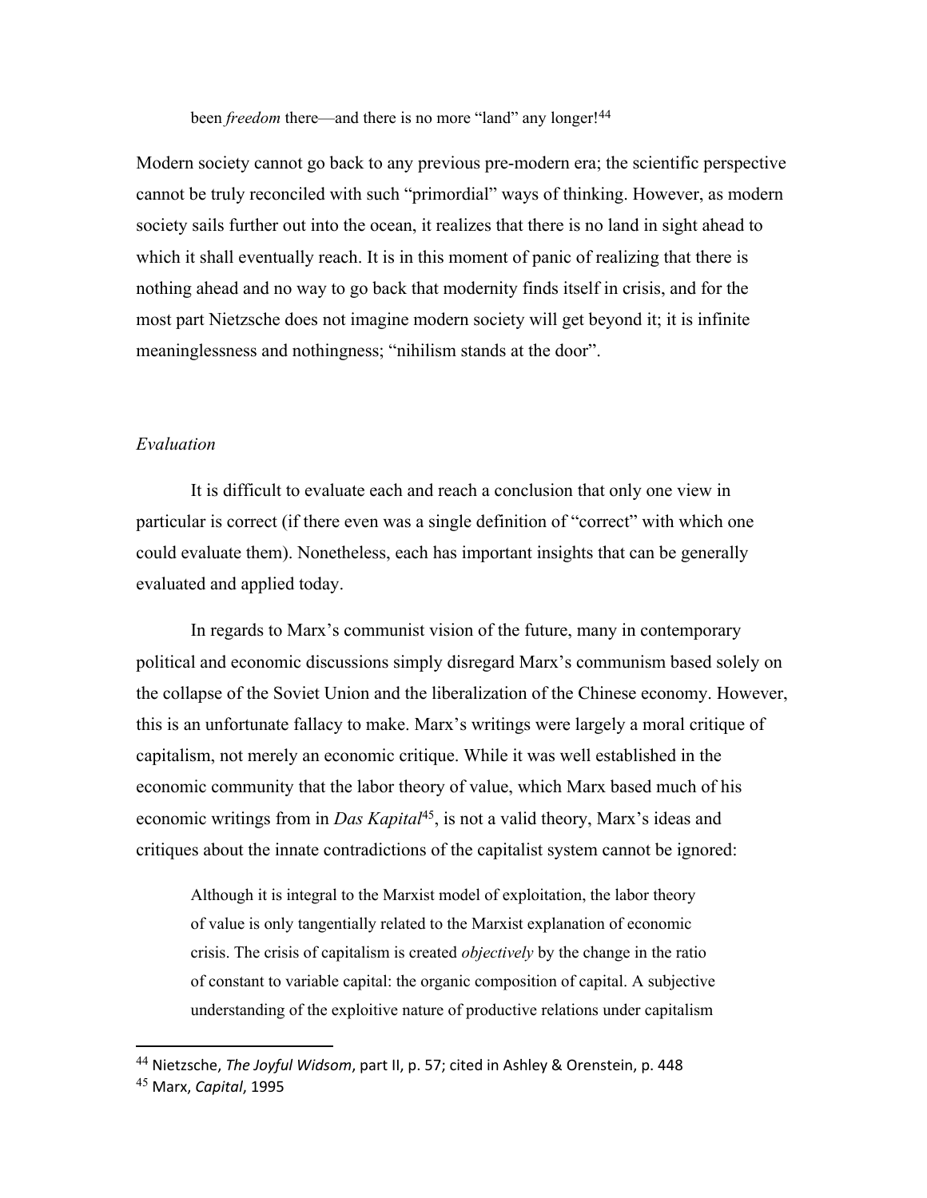> been *freedom* there—and there is no more "land" any longer![44]

Modern society cannot go back to any previous pre-modern era; the scientific perspective cannot be truly reconciled with such "primordial" ways of thinking. However, as modern society sails further out into the ocean, it realizes that there is no land in sight ahead to which it shall eventually reach. It is in this moment of panic of realizing that there is nothing ahead and no way to go back that modernity finds itself in crisis, and for the most part Nietzsche does not imagine modern society will get beyond it; it is infinite meaninglessness and nothingness; "nihilism stands at the door".

*Evaluation*

It is difficult to evaluate each and reach a conclusion that only one view in particular is correct (if there even was a single definition of "correct" with which one could evaluate them). Nonetheless, each has important insights that can be generally evaluated and applied today.

In regards to Marx's communist vision of the future, many in contemporary political and economic discussions simply disregard Marx's communism based solely on the collapse of the Soviet Union and the liberalization of the Chinese economy. However, this is an unfortunate fallacy to make. Marx's writings were largely a moral critique of capitalism, not merely an economic critique. While it was well established in the economic community that the labor theory of value, which Marx based much of his economic writings from in *Das Kapital*[45], is not a valid theory, Marx's ideas and critiques about the innate contradictions of the capitalist system cannot be ignored:

> Although it is integral to the Marxist model of exploitation, the labor theory of value is only tangentially related to the Marxist explanation of economic crisis. The crisis of capitalism is created *objectively* by the change in the ratio of constant to variable capital: the organic composition of capital. A subjective understanding of the exploitive nature of productive relations under capitalism

---

[44] Nietzsche, *The Joyful Widsom*, part II, p. 57; cited in Ashley & Orenstein, p. 448

[45] Marx, *Capital*, 1995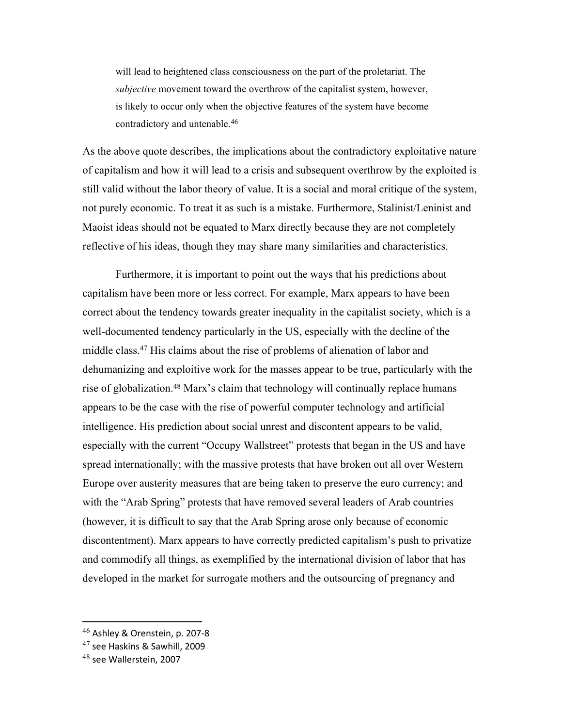> will lead to heightened class consciousness on the part of the proletariat. The *subjective* movement toward the overthrow of the capitalist system, however, is likely to occur only when the objective features of the system have become contradictory and untenable.[46]

As the above quote describes, the implications about the contradictory exploitative nature of capitalism and how it will lead to a crisis and subsequent overthrow by the exploited is still valid without the labor theory of value. It is a social and moral critique of the system, not purely economic. To treat it as such is a mistake. Furthermore, Stalinist/Leninist and Maoist ideas should not be equated to Marx directly because they are not completely reflective of his ideas, though they may share many similarities and characteristics.

Furthermore, it is important to point out the ways that his predictions about capitalism have been more or less correct. For example, Marx appears to have been correct about the tendency towards greater inequality in the capitalist society, which is a well-documented tendency particularly in the US, especially with the decline of the middle class.[47] His claims about the rise of problems of alienation of labor and dehumanizing and exploitive work for the masses appear to be true, particularly with the rise of globalization.[48] Marx's claim that technology will continually replace humans appears to be the case with the rise of powerful computer technology and artificial intelligence. His prediction about social unrest and discontent appears to be valid, especially with the current "Occupy Wallstreet" protests that began in the US and have spread internationally; with the massive protests that have broken out all over Western Europe over austerity measures that are being taken to preserve the euro currency; and with the "Arab Spring" protests that have removed several leaders of Arab countries (however, it is difficult to say that the Arab Spring arose only because of economic discontentment). Marx appears to have correctly predicted capitalism's push to privatize and commodify all things, as exemplified by the international division of labor that has developed in the market for surrogate mothers and the outsourcing of pregnancy and

---

[46] Ashley & Orenstein, p. 207-8

[47] see Haskins & Sawhill, 2009

[48] see Wallerstein, 2007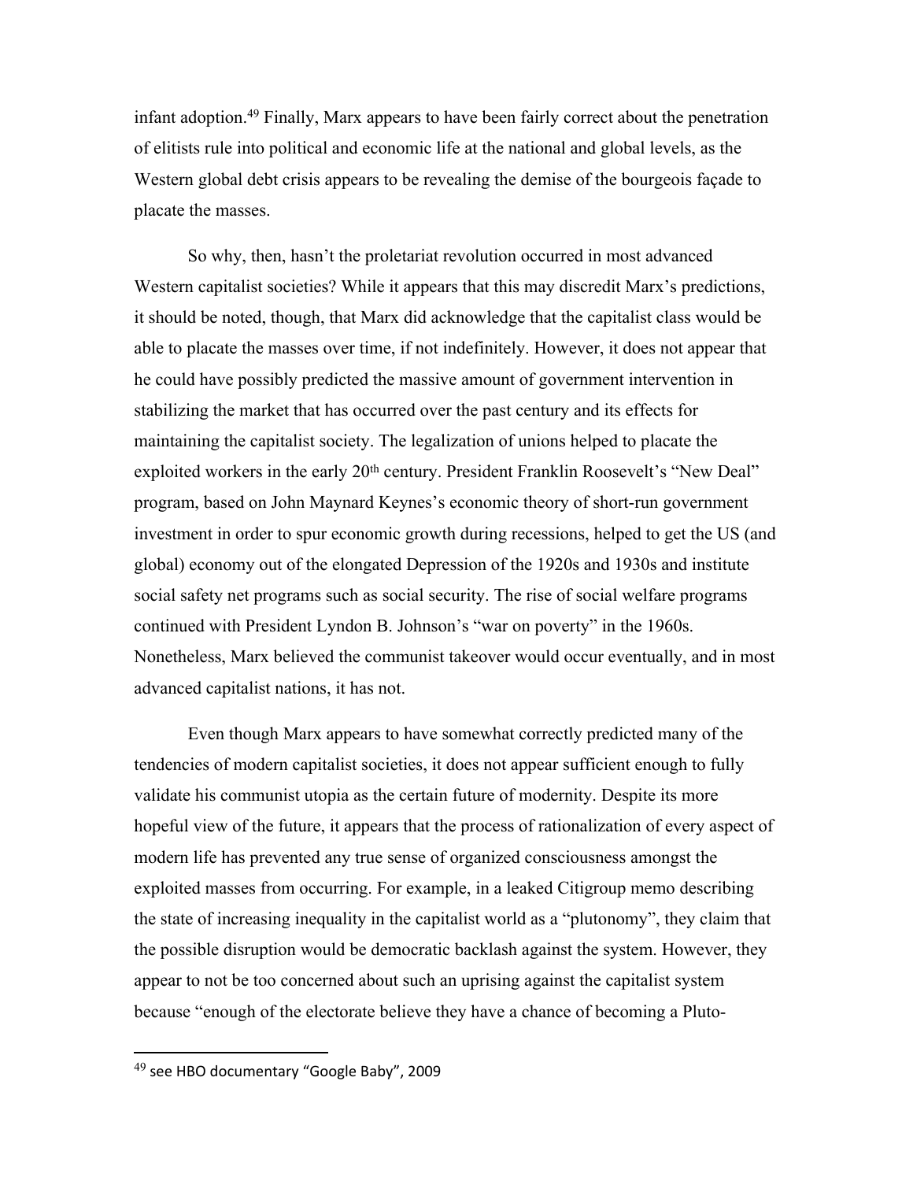infant adoption.[49] Finally, Marx appears to have been fairly correct about the penetration of elitists rule into political and economic life at the national and global levels, as the Western global debt crisis appears to be revealing the demise of the bourgeois façade to placate the masses.

So why, then, hasn't the proletariat revolution occurred in most advanced Western capitalist societies? While it appears that this may discredit Marx's predictions, it should be noted, though, that Marx did acknowledge that the capitalist class would be able to placate the masses over time, if not indefinitely. However, it does not appear that he could have possibly predicted the massive amount of government intervention in stabilizing the market that has occurred over the past century and its effects for maintaining the capitalist society. The legalization of unions helped to placate the exploited workers in the early 20th century. President Franklin Roosevelt's "New Deal" program, based on John Maynard Keynes's economic theory of short-run government investment in order to spur economic growth during recessions, helped to get the US (and global) economy out of the elongated Depression of the 1920s and 1930s and institute social safety net programs such as social security. The rise of social welfare programs continued with President Lyndon B. Johnson's "war on poverty" in the 1960s. Nonetheless, Marx believed the communist takeover would occur eventually, and in most advanced capitalist nations, it has not.

Even though Marx appears to have somewhat correctly predicted many of the tendencies of modern capitalist societies, it does not appear sufficient enough to fully validate his communist utopia as the certain future of modernity. Despite its more hopeful view of the future, it appears that the process of rationalization of every aspect of modern life has prevented any true sense of organized consciousness amongst the exploited masses from occurring. For example, in a leaked Citigroup memo describing the state of increasing inequality in the capitalist world as a "plutonomy", they claim that the possible disruption would be democratic backlash against the system. However, they appear to not be too concerned about such an uprising against the capitalist system because "enough of the electorate believe they have a chance of becoming a Pluto-

[49] see HBO documentary "Google Baby", 2009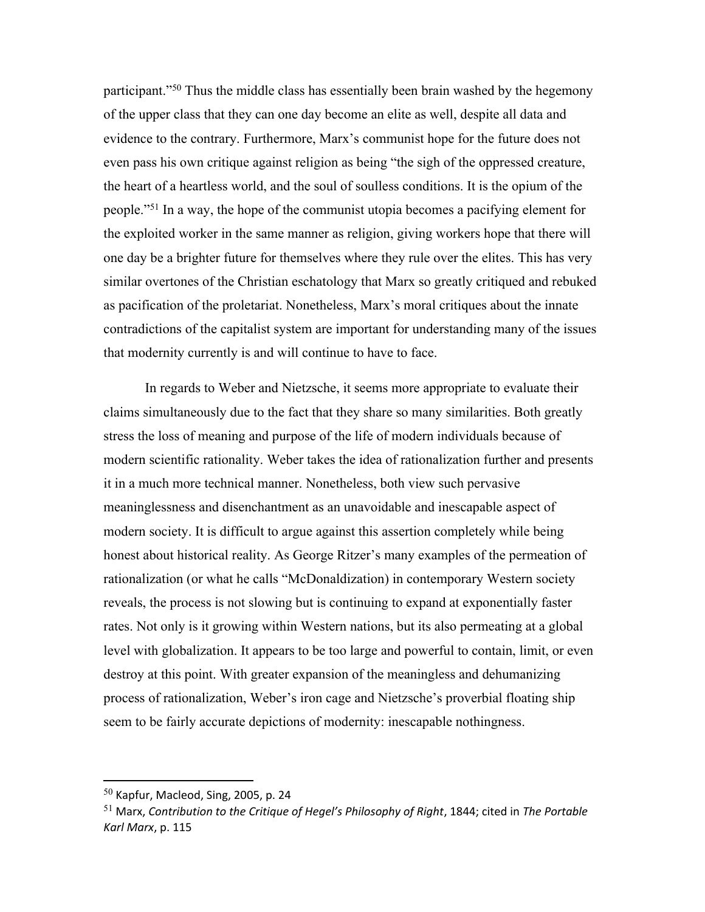participant."[50] Thus the middle class has essentially been brain washed by the hegemony of the upper class that they can one day become an elite as well, despite all data and evidence to the contrary. Furthermore, Marx's communist hope for the future does not even pass his own critique against religion as being "the sigh of the oppressed creature, the heart of a heartless world, and the soul of soulless conditions. It is the opium of the people."[51] In a way, the hope of the communist utopia becomes a pacifying element for the exploited worker in the same manner as religion, giving workers hope that there will one day be a brighter future for themselves where they rule over the elites. This has very similar overtones of the Christian eschatology that Marx so greatly critiqued and rebuked as pacification of the proletariat. Nonetheless, Marx's moral critiques about the innate contradictions of the capitalist system are important for understanding many of the issues that modernity currently is and will continue to have to face.

In regards to Weber and Nietzsche, it seems more appropriate to evaluate their claims simultaneously due to the fact that they share so many similarities. Both greatly stress the loss of meaning and purpose of the life of modern individuals because of modern scientific rationality. Weber takes the idea of rationalization further and presents it in a much more technical manner. Nonetheless, both view such pervasive meaninglessness and disenchantment as an unavoidable and inescapable aspect of modern society. It is difficult to argue against this assertion completely while being honest about historical reality. As George Ritzer's many examples of the permeation of rationalization (or what he calls "McDonaldization) in contemporary Western society reveals, the process is not slowing but is continuing to expand at exponentially faster rates. Not only is it growing within Western nations, but its also permeating at a global level with globalization. It appears to be too large and powerful to contain, limit, or even destroy at this point. With greater expansion of the meaningless and dehumanizing process of rationalization, Weber's iron cage and Nietzsche's proverbial floating ship seem to be fairly accurate depictions of modernity: inescapable nothingness.

---

[50] Kapfur, Macleod, Sing, 2005, p. 24

[51] Marx, *Contribution to the Critique of Hegel's Philosophy of Right*, 1844; cited in *The Portable Karl Marx*, p. 115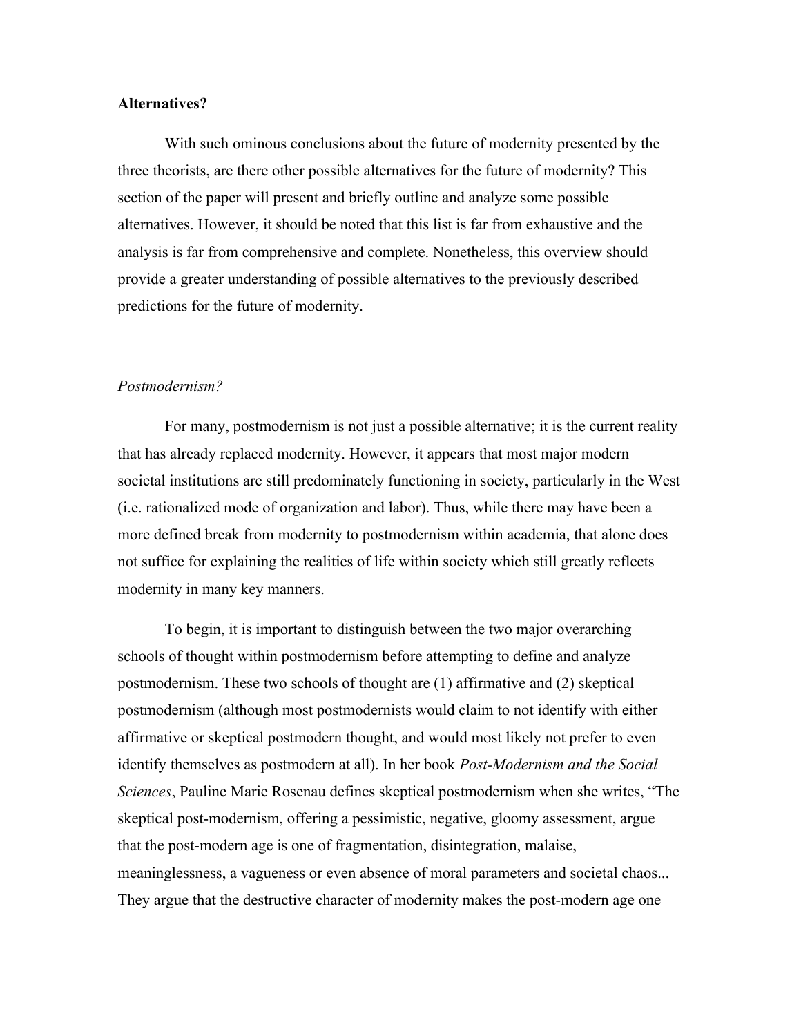**Alternatives?**

With such ominous conclusions about the future of modernity presented by the three theorists, are there other possible alternatives for the future of modernity? This section of the paper will present and briefly outline and analyze some possible alternatives. However, it should be noted that this list is far from exhaustive and the analysis is far from comprehensive and complete. Nonetheless, this overview should provide a greater understanding of possible alternatives to the previously described predictions for the future of modernity.

*Postmodernism?*

For many, postmodernism is not just a possible alternative; it is the current reality that has already replaced modernity. However, it appears that most major modern societal institutions are still predominately functioning in society, particularly in the West (i.e. rationalized mode of organization and labor). Thus, while there may have been a more defined break from modernity to postmodernism within academia, that alone does not suffice for explaining the realities of life within society which still greatly reflects modernity in many key manners.

To begin, it is important to distinguish between the two major overarching schools of thought within postmodernism before attempting to define and analyze postmodernism. These two schools of thought are (1) affirmative and (2) skeptical postmodernism (although most postmodernists would claim to not identify with either affirmative or skeptical postmodern thought, and would most likely not prefer to even identify themselves as postmodern at all). In her book *Post-Modernism and the Social Sciences*, Pauline Marie Rosenau defines skeptical postmodernism when she writes, "The skeptical post-modernism, offering a pessimistic, negative, gloomy assessment, argue that the post-modern age is one of fragmentation, disintegration, malaise, meaninglessness, a vagueness or even absence of moral parameters and societal chaos... They argue that the destructive character of modernity makes the post-modern age one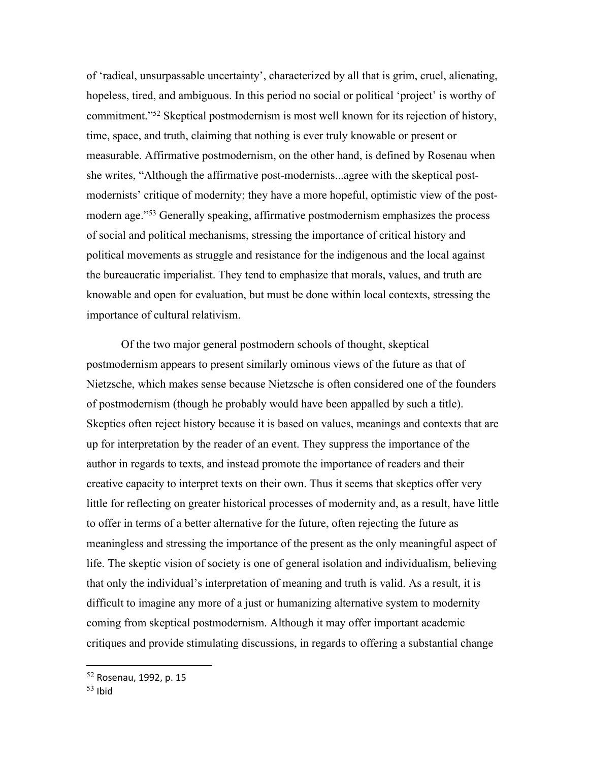of 'radical, unsurpassable uncertainty', characterized by all that is grim, cruel, alienating, hopeless, tired, and ambiguous. In this period no social or political 'project' is worthy of commitment."[52] Skeptical postmodernism is most well known for its rejection of history, time, space, and truth, claiming that nothing is ever truly knowable or present or measurable. Affirmative postmodernism, on the other hand, is defined by Rosenau when she writes, "Although the affirmative post-modernists...agree with the skeptical post-modernists' critique of modernity; they have a more hopeful, optimistic view of the post-modern age."[53] Generally speaking, affirmative postmodernism emphasizes the process of social and political mechanisms, stressing the importance of critical history and political movements as struggle and resistance for the indigenous and the local against the bureaucratic imperialist. They tend to emphasize that morals, values, and truth are knowable and open for evaluation, but must be done within local contexts, stressing the importance of cultural relativism.

Of the two major general postmodern schools of thought, skeptical postmodernism appears to present similarly ominous views of the future as that of Nietzsche, which makes sense because Nietzsche is often considered one of the founders of postmodernism (though he probably would have been appalled by such a title). Skeptics often reject history because it is based on values, meanings and contexts that are up for interpretation by the reader of an event. They suppress the importance of the author in regards to texts, and instead promote the importance of readers and their creative capacity to interpret texts on their own. Thus it seems that skeptics offer very little for reflecting on greater historical processes of modernity and, as a result, have little to offer in terms of a better alternative for the future, often rejecting the future as meaningless and stressing the importance of the present as the only meaningful aspect of life. The skeptic vision of society is one of general isolation and individualism, believing that only the individual's interpretation of meaning and truth is valid. As a result, it is difficult to imagine any more of a just or humanizing alternative system to modernity coming from skeptical postmodernism. Although it may offer important academic critiques and provide stimulating discussions, in regards to offering a substantial change

[52] Rosenau, 1992, p. 15

[53] Ibid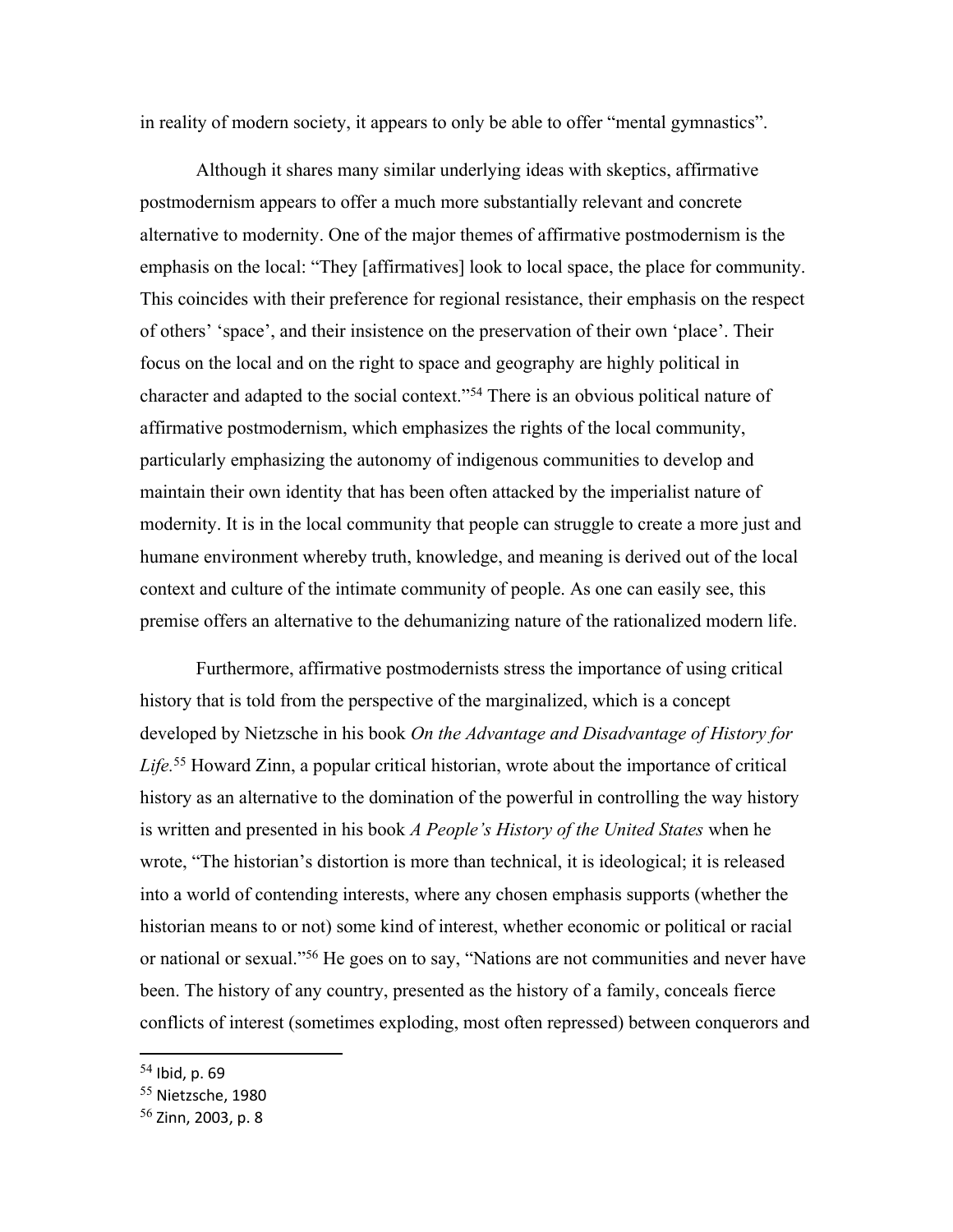in reality of modern society, it appears to only be able to offer "mental gymnastics".

Although it shares many similar underlying ideas with skeptics, affirmative postmodernism appears to offer a much more substantially relevant and concrete alternative to modernity. One of the major themes of affirmative postmodernism is the emphasis on the local: "They [affirmatives] look to local space, the place for community. This coincides with their preference for regional resistance, their emphasis on the respect of others' 'space', and their insistence on the preservation of their own 'place'. Their focus on the local and on the right to space and geography are highly political in character and adapted to the social context."[54] There is an obvious political nature of affirmative postmodernism, which emphasizes the rights of the local community, particularly emphasizing the autonomy of indigenous communities to develop and maintain their own identity that has been often attacked by the imperialist nature of modernity. It is in the local community that people can struggle to create a more just and humane environment whereby truth, knowledge, and meaning is derived out of the local context and culture of the intimate community of people. As one can easily see, this premise offers an alternative to the dehumanizing nature of the rationalized modern life.

Furthermore, affirmative postmodernists stress the importance of using critical history that is told from the perspective of the marginalized, which is a concept developed by Nietzsche in his book *On the Advantage and Disadvantage of History for Life.*[55] Howard Zinn, a popular critical historian, wrote about the importance of critical history as an alternative to the domination of the powerful in controlling the way history is written and presented in his book *A People's History of the United States* when he wrote, "The historian's distortion is more than technical, it is ideological; it is released into a world of contending interests, where any chosen emphasis supports (whether the historian means to or not) some kind of interest, whether economic or political or racial or national or sexual."[56] He goes on to say, "Nations are not communities and never have been. The history of any country, presented as the history of a family, conceals fierce conflicts of interest (sometimes exploding, most often repressed) between conquerors and

---

[54] Ibid, p. 69

[55] Nietzsche, 1980

[56] Zinn, 2003, p. 8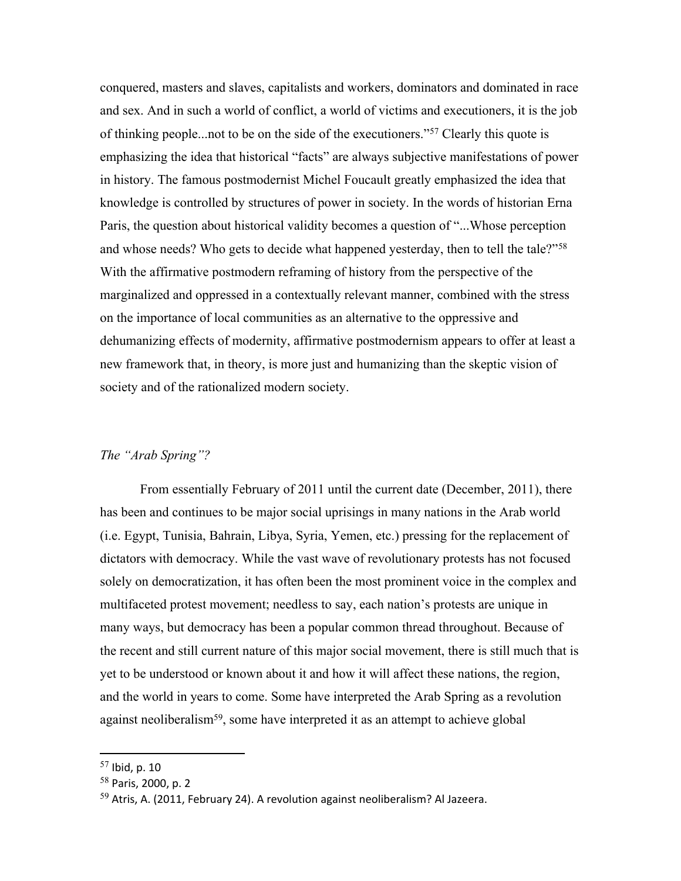conquered, masters and slaves, capitalists and workers, dominators and dominated in race and sex. And in such a world of conflict, a world of victims and executioners, it is the job of thinking people...not to be on the side of the executioners."[57] Clearly this quote is emphasizing the idea that historical "facts" are always subjective manifestations of power in history. The famous postmodernist Michel Foucault greatly emphasized the idea that knowledge is controlled by structures of power in society. In the words of historian Erna Paris, the question about historical validity becomes a question of "...Whose perception and whose needs? Who gets to decide what happened yesterday, then to tell the tale?"[58] With the affirmative postmodern reframing of history from the perspective of the marginalized and oppressed in a contextually relevant manner, combined with the stress on the importance of local communities as an alternative to the oppressive and dehumanizing effects of modernity, affirmative postmodernism appears to offer at least a new framework that, in theory, is more just and humanizing than the skeptic vision of society and of the rationalized modern society.

*The "Arab Spring"?*

From essentially February of 2011 until the current date (December, 2011), there has been and continues to be major social uprisings in many nations in the Arab world (i.e. Egypt, Tunisia, Bahrain, Libya, Syria, Yemen, etc.) pressing for the replacement of dictators with democracy. While the vast wave of revolutionary protests has not focused solely on democratization, it has often been the most prominent voice in the complex and multifaceted protest movement; needless to say, each nation's protests are unique in many ways, but democracy has been a popular common thread throughout. Because of the recent and still current nature of this major social movement, there is still much that is yet to be understood or known about it and how it will affect these nations, the region, and the world in years to come. Some have interpreted the Arab Spring as a revolution against neoliberalism[59], some have interpreted it as an attempt to achieve global

---

[57] Ibid, p. 10

[58] Paris, 2000, p. 2

[59] Atris, A. (2011, February 24). A revolution against neoliberalism? Al Jazeera.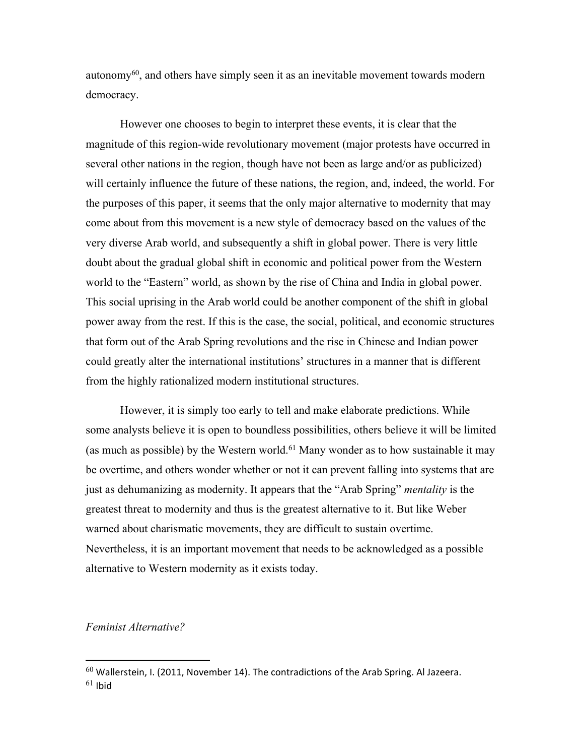autonomy[60], and others have simply seen it as an inevitable movement towards modern democracy.

However one chooses to begin to interpret these events, it is clear that the magnitude of this region-wide revolutionary movement (major protests have occurred in several other nations in the region, though have not been as large and/or as publicized) will certainly influence the future of these nations, the region, and, indeed, the world. For the purposes of this paper, it seems that the only major alternative to modernity that may come about from this movement is a new style of democracy based on the values of the very diverse Arab world, and subsequently a shift in global power. There is very little doubt about the gradual global shift in economic and political power from the Western world to the "Eastern" world, as shown by the rise of China and India in global power. This social uprising in the Arab world could be another component of the shift in global power away from the rest. If this is the case, the social, political, and economic structures that form out of the Arab Spring revolutions and the rise in Chinese and Indian power could greatly alter the international institutions' structures in a manner that is different from the highly rationalized modern institutional structures.

However, it is simply too early to tell and make elaborate predictions. While some analysts believe it is open to boundless possibilities, others believe it will be limited (as much as possible) by the Western world.[61] Many wonder as to how sustainable it may be overtime, and others wonder whether or not it can prevent falling into systems that are just as dehumanizing as modernity. It appears that the "Arab Spring" *mentality* is the greatest threat to modernity and thus is the greatest alternative to it. But like Weber warned about charismatic movements, they are difficult to sustain overtime. Nevertheless, it is an important movement that needs to be acknowledged as a possible alternative to Western modernity as it exists today.

*Feminist Alternative?*

---

[60] Wallerstein, I. (2011, November 14). The contradictions of the Arab Spring. Al Jazeera.
[61] Ibid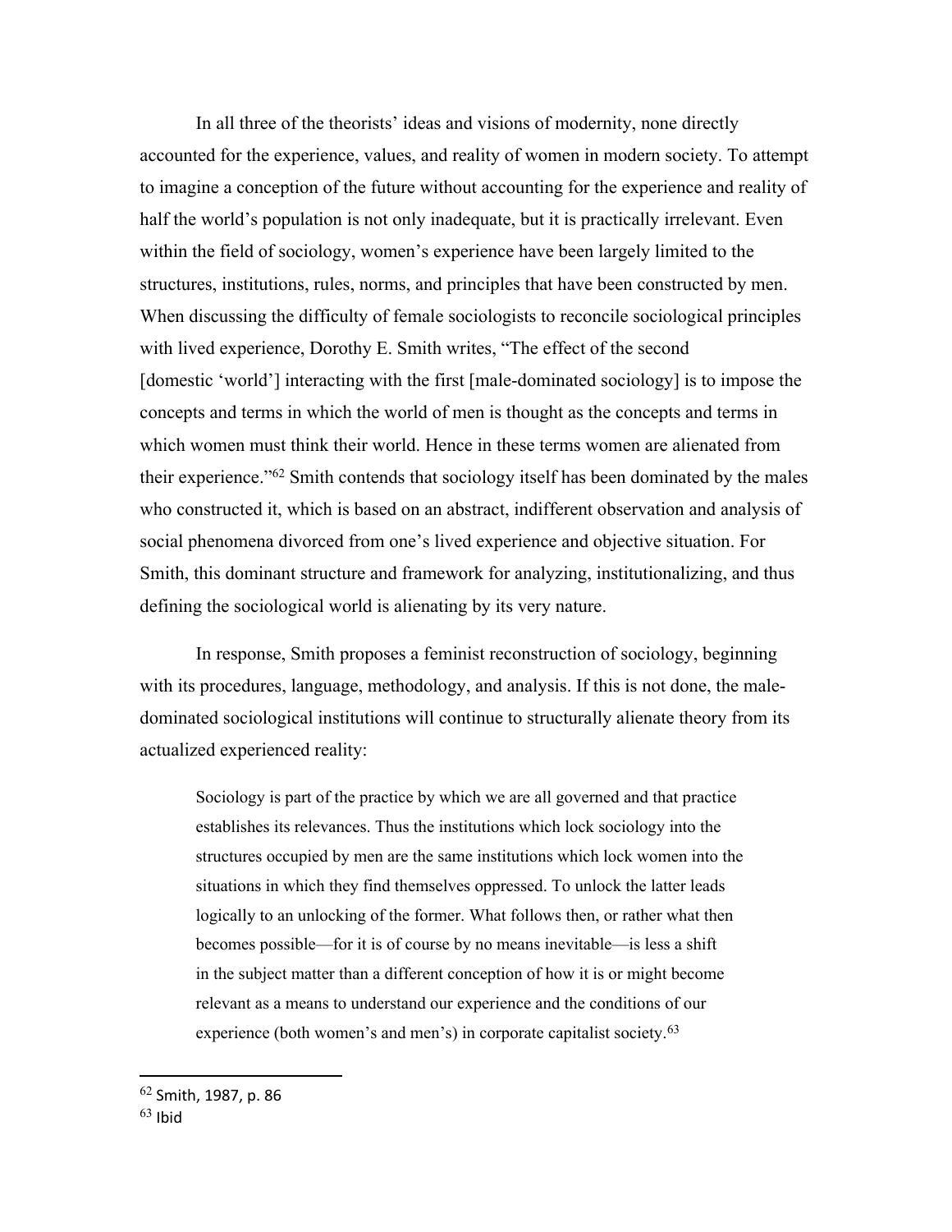In all three of the theorists' ideas and visions of modernity, none directly accounted for the experience, values, and reality of women in modern society. To attempt to imagine a conception of the future without accounting for the experience and reality of half the world's population is not only inadequate, but it is practically irrelevant. Even within the field of sociology, women's experience have been largely limited to the structures, institutions, rules, norms, and principles that have been constructed by men. When discussing the difficulty of female sociologists to reconcile sociological principles with lived experience, Dorothy E. Smith writes, "The effect of the second [domestic 'world'] interacting with the first [male-dominated sociology] is to impose the concepts and terms in which the world of men is thought as the concepts and terms in which women must think their world. Hence in these terms women are alienated from their experience."[62] Smith contends that sociology itself has been dominated by the males who constructed it, which is based on an abstract, indifferent observation and analysis of social phenomena divorced from one's lived experience and objective situation. For Smith, this dominant structure and framework for analyzing, institutionalizing, and thus defining the sociological world is alienating by its very nature.

In response, Smith proposes a feminist reconstruction of sociology, beginning with its procedures, language, methodology, and analysis. If this is not done, the male-dominated sociological institutions will continue to structurally alienate theory from its actualized experienced reality:

> Sociology is part of the practice by which we are all governed and that practice establishes its relevances. Thus the institutions which lock sociology into the structures occupied by men are the same institutions which lock women into the situations in which they find themselves oppressed. To unlock the latter leads logically to an unlocking of the former. What follows then, or rather what then becomes possible—for it is of course by no means inevitable—is less a shift in the subject matter than a different conception of how it is or might become relevant as a means to understand our experience and the conditions of our experience (both women's and men's) in corporate capitalist society.[63]

---

[62] Smith, 1987, p. 86

[63] Ibid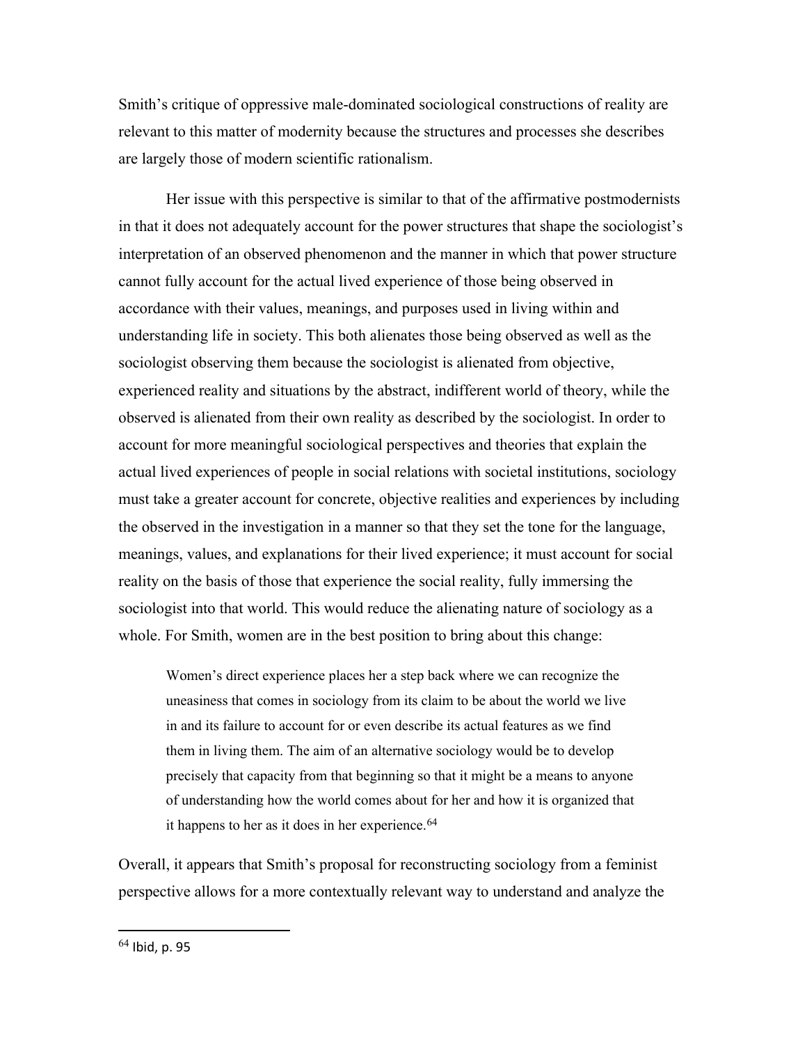Smith's critique of oppressive male-dominated sociological constructions of reality are relevant to this matter of modernity because the structures and processes she describes are largely those of modern scientific rationalism.

Her issue with this perspective is similar to that of the affirmative postmodernists in that it does not adequately account for the power structures that shape the sociologist's interpretation of an observed phenomenon and the manner in which that power structure cannot fully account for the actual lived experience of those being observed in accordance with their values, meanings, and purposes used in living within and understanding life in society. This both alienates those being observed as well as the sociologist observing them because the sociologist is alienated from objective, experienced reality and situations by the abstract, indifferent world of theory, while the observed is alienated from their own reality as described by the sociologist. In order to account for more meaningful sociological perspectives and theories that explain the actual lived experiences of people in social relations with societal institutions, sociology must take a greater account for concrete, objective realities and experiences by including the observed in the investigation in a manner so that they set the tone for the language, meanings, values, and explanations for their lived experience; it must account for social reality on the basis of those that experience the social reality, fully immersing the sociologist into that world. This would reduce the alienating nature of sociology as a whole. For Smith, women are in the best position to bring about this change:

> Women's direct experience places her a step back where we can recognize the uneasiness that comes in sociology from its claim to be about the world we live in and its failure to account for or even describe its actual features as we find them in living them. The aim of an alternative sociology would be to develop precisely that capacity from that beginning so that it might be a means to anyone of understanding how the world comes about for her and how it is organized that it happens to her as it does in her experience.[64]

Overall, it appears that Smith's proposal for reconstructing sociology from a feminist perspective allows for a more contextually relevant way to understand and analyze the

---

[64] Ibid, p. 95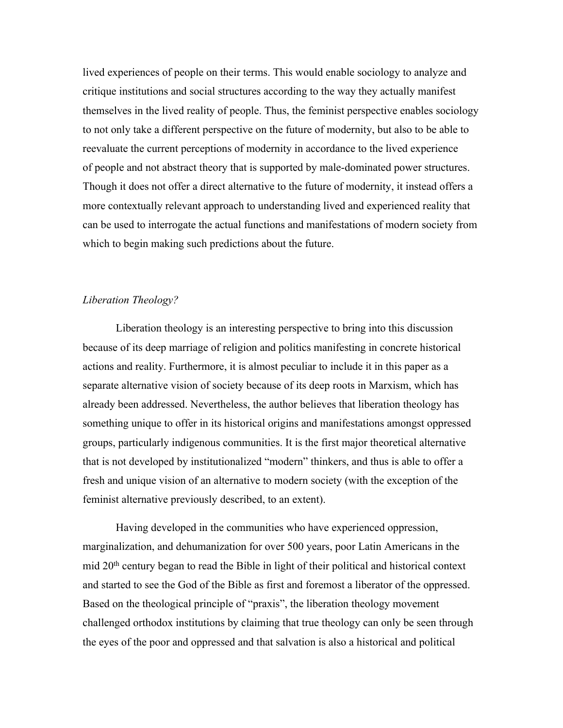lived experiences of people on their terms. This would enable sociology to analyze and critique institutions and social structures according to the way they actually manifest themselves in the lived reality of people. Thus, the feminist perspective enables sociology to not only take a different perspective on the future of modernity, but also to be able to reevaluate the current perceptions of modernity in accordance to the lived experience of people and not abstract theory that is supported by male-dominated power structures. Though it does not offer a direct alternative to the future of modernity, it instead offers a more contextually relevant approach to understanding lived and experienced reality that can be used to interrogate the actual functions and manifestations of modern society from which to begin making such predictions about the future.

*Liberation Theology?*

Liberation theology is an interesting perspective to bring into this discussion because of its deep marriage of religion and politics manifesting in concrete historical actions and reality. Furthermore, it is almost peculiar to include it in this paper as a separate alternative vision of society because of its deep roots in Marxism, which has already been addressed. Nevertheless, the author believes that liberation theology has something unique to offer in its historical origins and manifestations amongst oppressed groups, particularly indigenous communities. It is the first major theoretical alternative that is not developed by institutionalized "modern" thinkers, and thus is able to offer a fresh and unique vision of an alternative to modern society (with the exception of the feminist alternative previously described, to an extent).

Having developed in the communities who have experienced oppression, marginalization, and dehumanization for over 500 years, poor Latin Americans in the mid 20th century began to read the Bible in light of their political and historical context and started to see the God of the Bible as first and foremost a liberator of the oppressed. Based on the theological principle of "praxis", the liberation theology movement challenged orthodox institutions by claiming that true theology can only be seen through the eyes of the poor and oppressed and that salvation is also a historical and political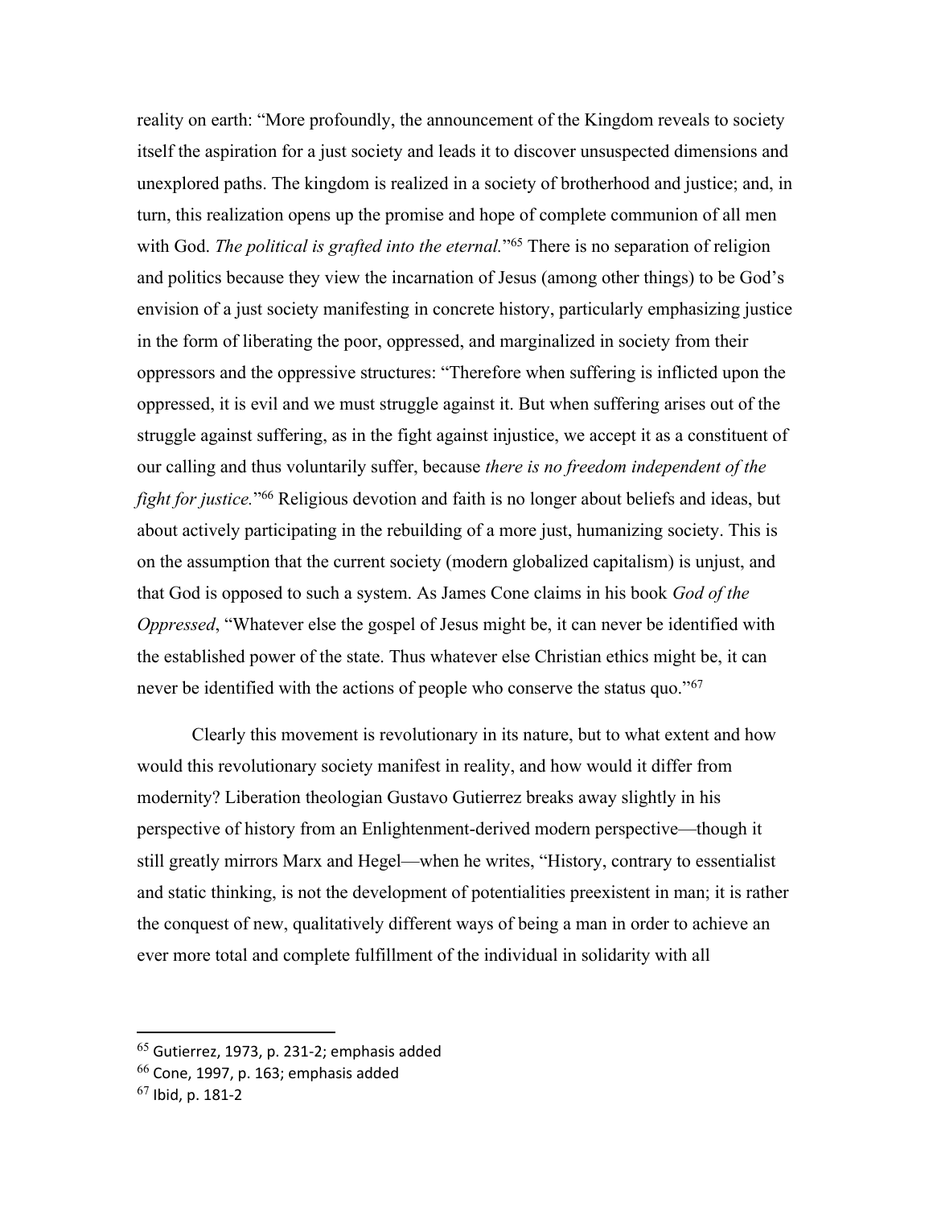reality on earth: "More profoundly, the announcement of the Kingdom reveals to society itself the aspiration for a just society and leads it to discover unsuspected dimensions and unexplored paths. The kingdom is realized in a society of brotherhood and justice; and, in turn, this realization opens up the promise and hope of complete communion of all men with God. *The political is grafted into the eternal.*"[65] There is no separation of religion and politics because they view the incarnation of Jesus (among other things) to be God's envision of a just society manifesting in concrete history, particularly emphasizing justice in the form of liberating the poor, oppressed, and marginalized in society from their oppressors and the oppressive structures: "Therefore when suffering is inflicted upon the oppressed, it is evil and we must struggle against it. But when suffering arises out of the struggle against suffering, as in the fight against injustice, we accept it as a constituent of our calling and thus voluntarily suffer, because *there is no freedom independent of the fight for justice.*"[66] Religious devotion and faith is no longer about beliefs and ideas, but about actively participating in the rebuilding of a more just, humanizing society. This is on the assumption that the current society (modern globalized capitalism) is unjust, and that God is opposed to such a system. As James Cone claims in his book *God of the Oppressed*, "Whatever else the gospel of Jesus might be, it can never be identified with the established power of the state. Thus whatever else Christian ethics might be, it can never be identified with the actions of people who conserve the status quo."[67]

Clearly this movement is revolutionary in its nature, but to what extent and how would this revolutionary society manifest in reality, and how would it differ from modernity? Liberation theologian Gustavo Gutierrez breaks away slightly in his perspective of history from an Enlightenment-derived modern perspective—though it still greatly mirrors Marx and Hegel—when he writes, "History, contrary to essentialist and static thinking, is not the development of potentialities preexistent in man; it is rather the conquest of new, qualitatively different ways of being a man in order to achieve an ever more total and complete fulfillment of the individual in solidarity with all

---

[65] Gutierrez, 1973, p. 231-2; emphasis added

[66] Cone, 1997, p. 163; emphasis added

[67] Ibid, p. 181-2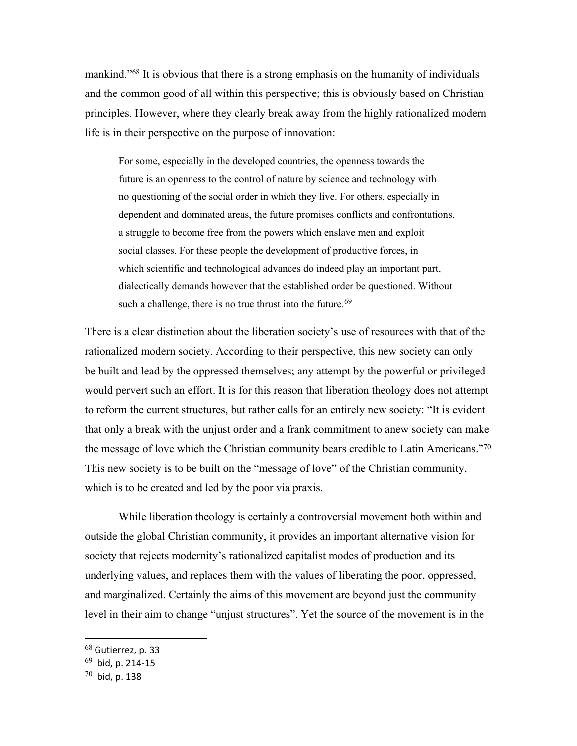mankind."[68] It is obvious that there is a strong emphasis on the humanity of individuals and the common good of all within this perspective; this is obviously based on Christian principles. However, where they clearly break away from the highly rationalized modern life is in their perspective on the purpose of innovation:

> For some, especially in the developed countries, the openness towards the future is an openness to the control of nature by science and technology with no questioning of the social order in which they live. For others, especially in dependent and dominated areas, the future promises conflicts and confrontations, a struggle to become free from the powers which enslave men and exploit social classes. For these people the development of productive forces, in which scientific and technological advances do indeed play an important part, dialectically demands however that the established order be questioned. Without such a challenge, there is no true thrust into the future.[69]

There is a clear distinction about the liberation society's use of resources with that of the rationalized modern society. According to their perspective, this new society can only be built and lead by the oppressed themselves; any attempt by the powerful or privileged would pervert such an effort. It is for this reason that liberation theology does not attempt to reform the current structures, but rather calls for an entirely new society: "It is evident that only a break with the unjust order and a frank commitment to anew society can make the message of love which the Christian community bears credible to Latin Americans."[70] This new society is to be built on the "message of love" of the Christian community, which is to be created and led by the poor via praxis.

While liberation theology is certainly a controversial movement both within and outside the global Christian community, it provides an important alternative vision for society that rejects modernity's rationalized capitalist modes of production and its underlying values, and replaces them with the values of liberating the poor, oppressed, and marginalized. Certainly the aims of this movement are beyond just the community level in their aim to change "unjust structures". Yet the source of the movement is in the

---

[68] Gutierrez, p. 33

[69] Ibid, p. 214-15

[70] Ibid, p. 138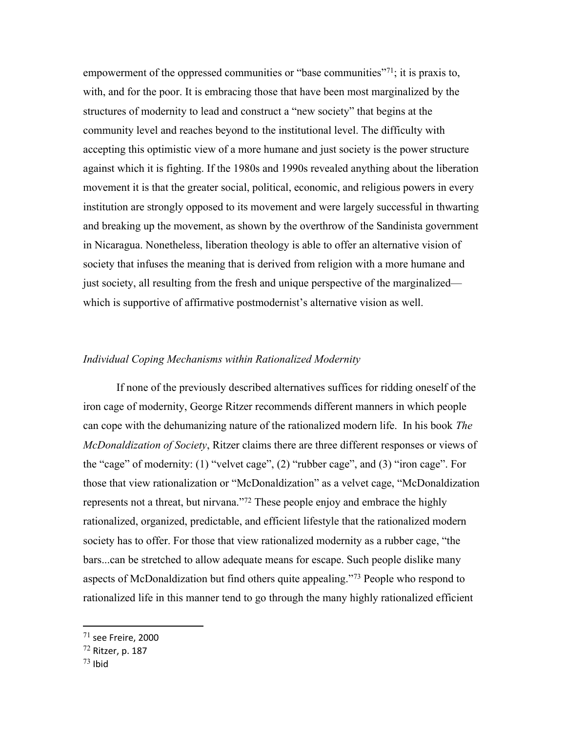empowerment of the oppressed communities or "base communities"[71]; it is praxis to, with, and for the poor. It is embracing those that have been most marginalized by the structures of modernity to lead and construct a "new society" that begins at the community level and reaches beyond to the institutional level. The difficulty with accepting this optimistic view of a more humane and just society is the power structure against which it is fighting. If the 1980s and 1990s revealed anything about the liberation movement it is that the greater social, political, economic, and religious powers in every institution are strongly opposed to its movement and were largely successful in thwarting and breaking up the movement, as shown by the overthrow of the Sandinista government in Nicaragua. Nonetheless, liberation theology is able to offer an alternative vision of society that infuses the meaning that is derived from religion with a more humane and just society, all resulting from the fresh and unique perspective of the marginalized—which is supportive of affirmative postmodernist's alternative vision as well.

### *Individual Coping Mechanisms within Rationalized Modernity*

If none of the previously described alternatives suffices for ridding oneself of the iron cage of modernity, George Ritzer recommends different manners in which people can cope with the dehumanizing nature of the rationalized modern life. In his book *The McDonaldization of Society*, Ritzer claims there are three different responses or views of the "cage" of modernity: (1) "velvet cage", (2) "rubber cage", and (3) "iron cage". For those that view rationalization or "McDonaldization" as a velvet cage, "McDonaldization represents not a threat, but nirvana."[72] These people enjoy and embrace the highly rationalized, organized, predictable, and efficient lifestyle that the rationalized modern society has to offer. For those that view rationalized modernity as a rubber cage, "the bars...can be stretched to allow adequate means for escape. Such people dislike many aspects of McDonaldization but find others quite appealing."[73] People who respond to rationalized life in this manner tend to go through the many highly rationalized efficient

---

[71] see Freire, 2000

[72] Ritzer, p. 187

[73] Ibid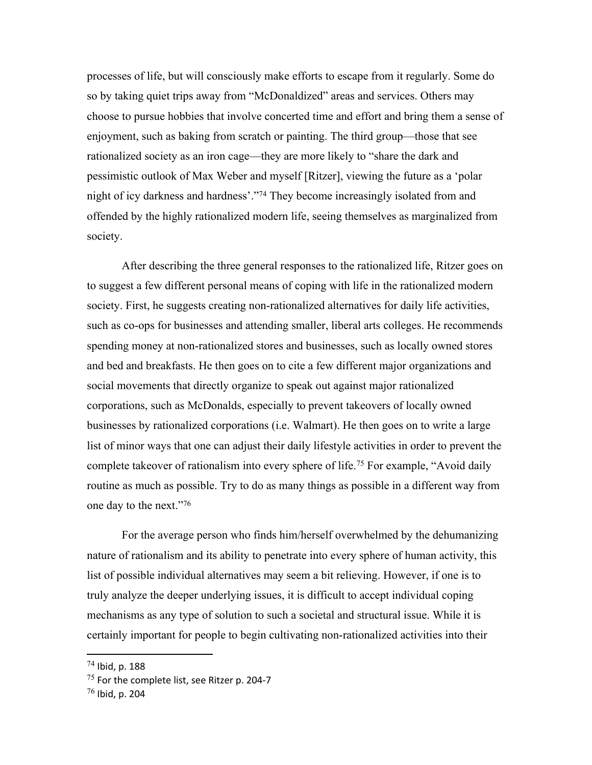processes of life, but will consciously make efforts to escape from it regularly. Some do so by taking quiet trips away from "McDonaldized" areas and services. Others may choose to pursue hobbies that involve concerted time and effort and bring them a sense of enjoyment, such as baking from scratch or painting. The third group—those that see rationalized society as an iron cage—they are more likely to "share the dark and pessimistic outlook of Max Weber and myself [Ritzer], viewing the future as a 'polar night of icy darkness and hardness'."[74] They become increasingly isolated from and offended by the highly rationalized modern life, seeing themselves as marginalized from society.

After describing the three general responses to the rationalized life, Ritzer goes on to suggest a few different personal means of coping with life in the rationalized modern society. First, he suggests creating non-rationalized alternatives for daily life activities, such as co-ops for businesses and attending smaller, liberal arts colleges. He recommends spending money at non-rationalized stores and businesses, such as locally owned stores and bed and breakfasts. He then goes on to cite a few different major organizations and social movements that directly organize to speak out against major rationalized corporations, such as McDonalds, especially to prevent takeovers of locally owned businesses by rationalized corporations (i.e. Walmart). He then goes on to write a large list of minor ways that one can adjust their daily lifestyle activities in order to prevent the complete takeover of rationalism into every sphere of life.[75] For example, "Avoid daily routine as much as possible. Try to do as many things as possible in a different way from one day to the next."[76]

For the average person who finds him/herself overwhelmed by the dehumanizing nature of rationalism and its ability to penetrate into every sphere of human activity, this list of possible individual alternatives may seem a bit relieving. However, if one is to truly analyze the deeper underlying issues, it is difficult to accept individual coping mechanisms as any type of solution to such a societal and structural issue. While it is certainly important for people to begin cultivating non-rationalized activities into their

---

[74] Ibid, p. 188

[75] For the complete list, see Ritzer p. 204-7

[76] Ibid, p. 204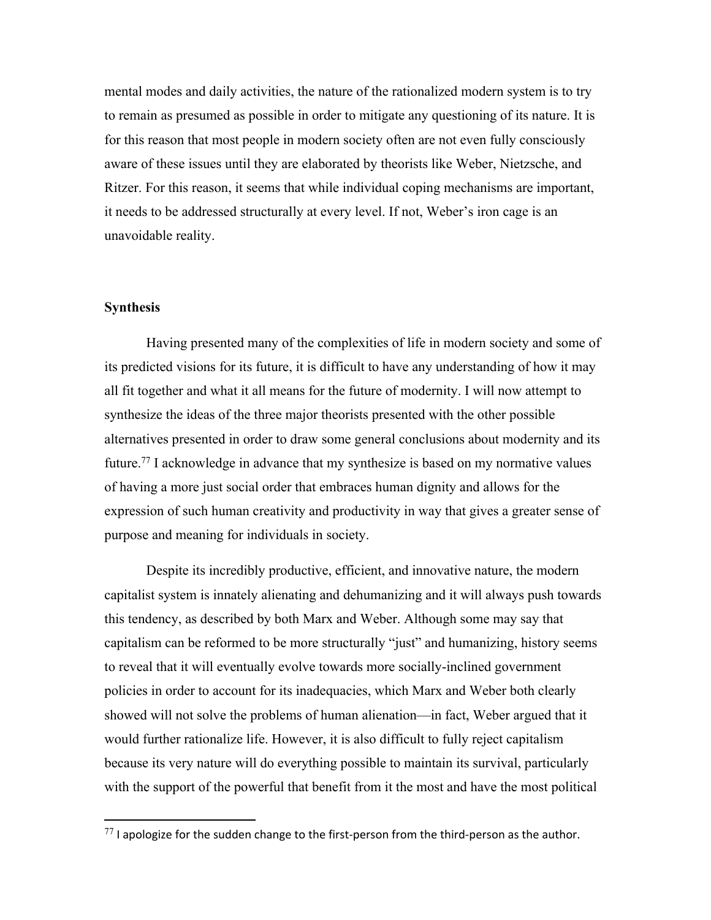mental modes and daily activities, the nature of the rationalized modern system is to try to remain as presumed as possible in order to mitigate any questioning of its nature. It is for this reason that most people in modern society often are not even fully consciously aware of these issues until they are elaborated by theorists like Weber, Nietzsche, and Ritzer. For this reason, it seems that while individual coping mechanisms are important, it needs to be addressed structurally at every level. If not, Weber's iron cage is an unavoidable reality.

**Synthesis**

Having presented many of the complexities of life in modern society and some of its predicted visions for its future, it is difficult to have any understanding of how it may all fit together and what it all means for the future of modernity. I will now attempt to synthesize the ideas of the three major theorists presented with the other possible alternatives presented in order to draw some general conclusions about modernity and its future.[77] I acknowledge in advance that my synthesize is based on my normative values of having a more just social order that embraces human dignity and allows for the expression of such human creativity and productivity in way that gives a greater sense of purpose and meaning for individuals in society.

Despite its incredibly productive, efficient, and innovative nature, the modern capitalist system is innately alienating and dehumanizing and it will always push towards this tendency, as described by both Marx and Weber. Although some may say that capitalism can be reformed to be more structurally "just" and humanizing, history seems to reveal that it will eventually evolve towards more socially-inclined government policies in order to account for its inadequacies, which Marx and Weber both clearly showed will not solve the problems of human alienation—in fact, Weber argued that it would further rationalize life. However, it is also difficult to fully reject capitalism because its very nature will do everything possible to maintain its survival, particularly with the support of the powerful that benefit from it the most and have the most political

[77] I apologize for the sudden change to the first-person from the third-person as the author.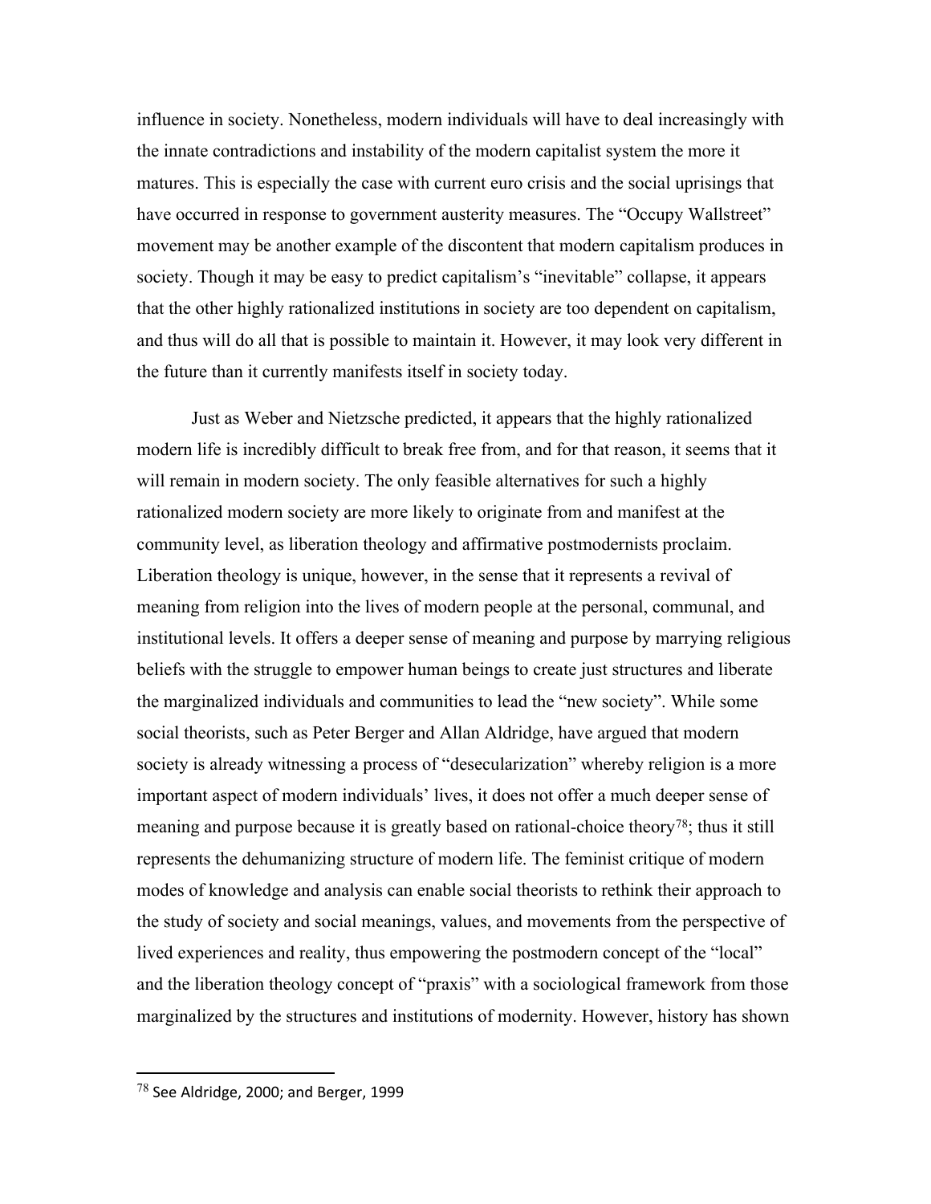influence in society. Nonetheless, modern individuals will have to deal increasingly with the innate contradictions and instability of the modern capitalist system the more it matures. This is especially the case with current euro crisis and the social uprisings that have occurred in response to government austerity measures. The "Occupy Wallstreet" movement may be another example of the discontent that modern capitalism produces in society. Though it may be easy to predict capitalism's "inevitable" collapse, it appears that the other highly rationalized institutions in society are too dependent on capitalism, and thus will do all that is possible to maintain it. However, it may look very different in the future than it currently manifests itself in society today.

Just as Weber and Nietzsche predicted, it appears that the highly rationalized modern life is incredibly difficult to break free from, and for that reason, it seems that it will remain in modern society. The only feasible alternatives for such a highly rationalized modern society are more likely to originate from and manifest at the community level, as liberation theology and affirmative postmodernists proclaim. Liberation theology is unique, however, in the sense that it represents a revival of meaning from religion into the lives of modern people at the personal, communal, and institutional levels. It offers a deeper sense of meaning and purpose by marrying religious beliefs with the struggle to empower human beings to create just structures and liberate the marginalized individuals and communities to lead the "new society". While some social theorists, such as Peter Berger and Allan Aldridge, have argued that modern society is already witnessing a process of "desecularization" whereby religion is a more important aspect of modern individuals' lives, it does not offer a much deeper sense of meaning and purpose because it is greatly based on rational-choice theory[78]; thus it still represents the dehumanizing structure of modern life. The feminist critique of modern modes of knowledge and analysis can enable social theorists to rethink their approach to the study of society and social meanings, values, and movements from the perspective of lived experiences and reality, thus empowering the postmodern concept of the "local" and the liberation theology concept of "praxis" with a sociological framework from those marginalized by the structures and institutions of modernity. However, history has shown

---

[78] See Aldridge, 2000; and Berger, 1999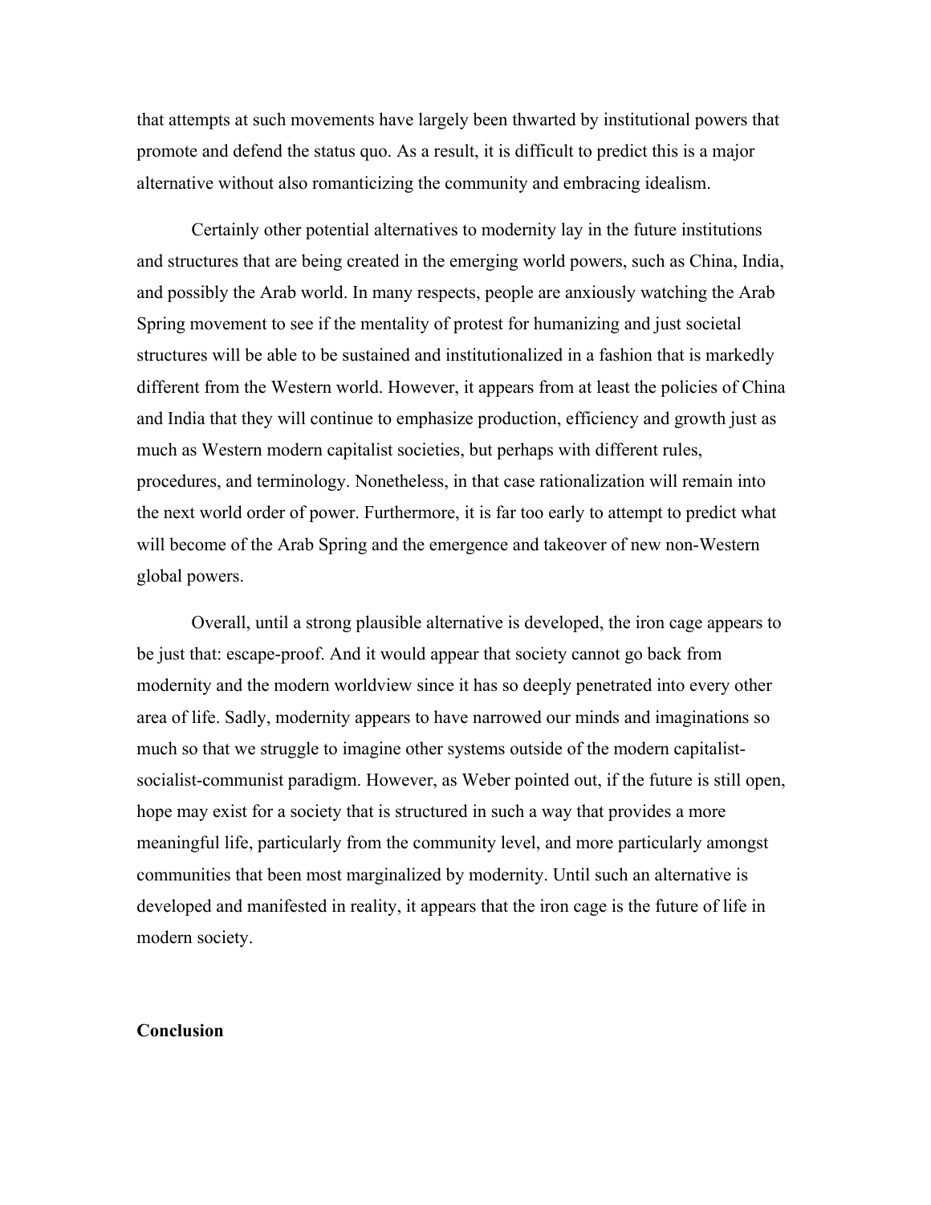that attempts at such movements have largely been thwarted by institutional powers that promote and defend the status quo. As a result, it is difficult to predict this is a major alternative without also romanticizing the community and embracing idealism.

Certainly other potential alternatives to modernity lay in the future institutions and structures that are being created in the emerging world powers, such as China, India, and possibly the Arab world. In many respects, people are anxiously watching the Arab Spring movement to see if the mentality of protest for humanizing and just societal structures will be able to be sustained and institutionalized in a fashion that is markedly different from the Western world. However, it appears from at least the policies of China and India that they will continue to emphasize production, efficiency and growth just as much as Western modern capitalist societies, but perhaps with different rules, procedures, and terminology. Nonetheless, in that case rationalization will remain into the next world order of power. Furthermore, it is far too early to attempt to predict what will become of the Arab Spring and the emergence and takeover of new non-Western global powers.

Overall, until a strong plausible alternative is developed, the iron cage appears to be just that: escape-proof. And it would appear that society cannot go back from modernity and the modern worldview since it has so deeply penetrated into every other area of life. Sadly, modernity appears to have narrowed our minds and imaginations so much so that we struggle to imagine other systems outside of the modern capitalist-socialist-communist paradigm. However, as Weber pointed out, if the future is still open, hope may exist for a society that is structured in such a way that provides a more meaningful life, particularly from the community level, and more particularly amongst communities that been most marginalized by modernity. Until such an alternative is developed and manifested in reality, it appears that the iron cage is the future of life in modern society.

**Conclusion**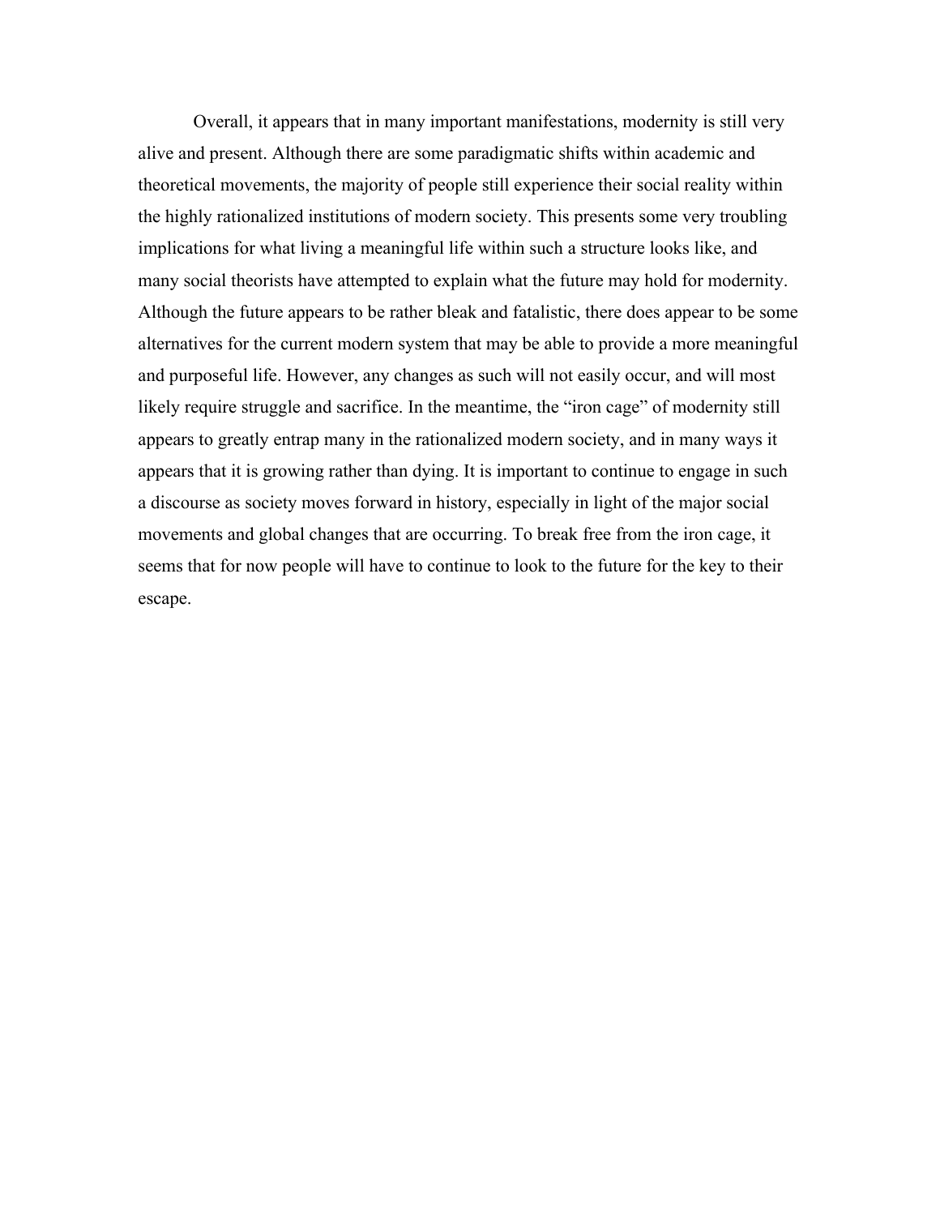Overall, it appears that in many important manifestations, modernity is still very alive and present. Although there are some paradigmatic shifts within academic and theoretical movements, the majority of people still experience their social reality within the highly rationalized institutions of modern society. This presents some very troubling implications for what living a meaningful life within such a structure looks like, and many social theorists have attempted to explain what the future may hold for modernity. Although the future appears to be rather bleak and fatalistic, there does appear to be some alternatives for the current modern system that may be able to provide a more meaningful and purposeful life. However, any changes as such will not easily occur, and will most likely require struggle and sacrifice. In the meantime, the "iron cage" of modernity still appears to greatly entrap many in the rationalized modern society, and in many ways it appears that it is growing rather than dying. It is important to continue to engage in such a discourse as society moves forward in history, especially in light of the major social movements and global changes that are occurring. To break free from the iron cage, it seems that for now people will have to continue to look to the future for the key to their escape.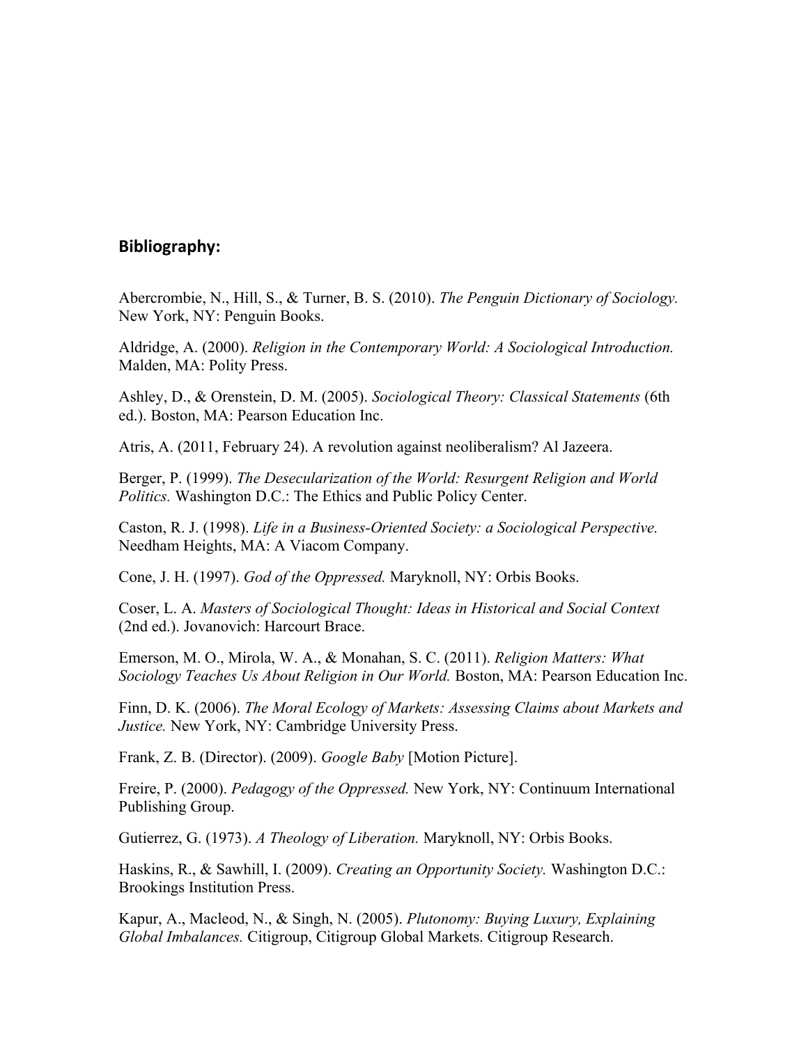## Bibliography:

Abercrombie, N., Hill, S., & Turner, B. S. (2010). *The Penguin Dictionary of Sociology.* New York, NY: Penguin Books.

Aldridge, A. (2000). *Religion in the Contemporary World: A Sociological Introduction.* Malden, MA: Polity Press.

Ashley, D., & Orenstein, D. M. (2005). *Sociological Theory: Classical Statements* (6th ed.). Boston, MA: Pearson Education Inc.

Atris, A. (2011, February 24). A revolution against neoliberalism? Al Jazeera.

Berger, P. (1999). *The Desecularization of the World: Resurgent Religion and World Politics.* Washington D.C.: The Ethics and Public Policy Center.

Caston, R. J. (1998). *Life in a Business-Oriented Society: a Sociological Perspective.* Needham Heights, MA: A Viacom Company.

Cone, J. H. (1997). *God of the Oppressed.* Maryknoll, NY: Orbis Books.

Coser, L. A. *Masters of Sociological Thought: Ideas in Historical and Social Context* (2nd ed.). Jovanovich: Harcourt Brace.

Emerson, M. O., Mirola, W. A., & Monahan, S. C. (2011). *Religion Matters: What Sociology Teaches Us About Religion in Our World.* Boston, MA: Pearson Education Inc.

Finn, D. K. (2006). *The Moral Ecology of Markets: Assessing Claims about Markets and Justice.* New York, NY: Cambridge University Press.

Frank, Z. B. (Director). (2009). *Google Baby* [Motion Picture].

Freire, P. (2000). *Pedagogy of the Oppressed.* New York, NY: Continuum International Publishing Group.

Gutierrez, G. (1973). *A Theology of Liberation.* Maryknoll, NY: Orbis Books.

Haskins, R., & Sawhill, I. (2009). *Creating an Opportunity Society.* Washington D.C.: Brookings Institution Press.

Kapur, A., Macleod, N., & Singh, N. (2005). *Plutonomy: Buying Luxury, Explaining Global Imbalances.* Citigroup, Citigroup Global Markets. Citigroup Research.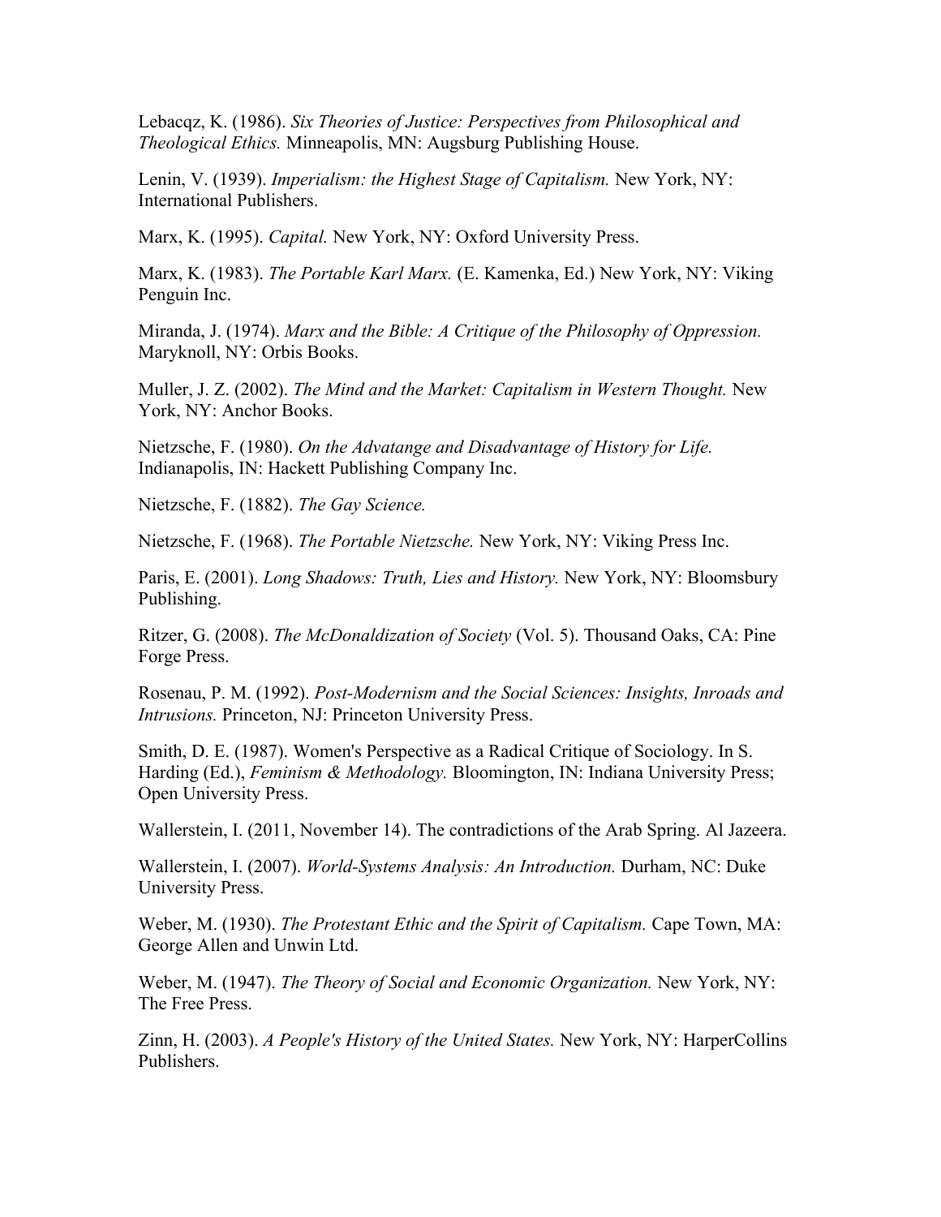Lebacqz, K. (1986). *Six Theories of Justice: Perspectives from Philosophical and Theological Ethics.* Minneapolis, MN: Augsburg Publishing House.

Lenin, V. (1939). *Imperialism: the Highest Stage of Capitalism.* New York, NY: International Publishers.

Marx, K. (1995). *Capital.* New York, NY: Oxford University Press.

Marx, K. (1983). *The Portable Karl Marx.* (E. Kamenka, Ed.) New York, NY: Viking Penguin Inc.

Miranda, J. (1974). *Marx and the Bible: A Critique of the Philosophy of Oppression.* Maryknoll, NY: Orbis Books.

Muller, J. Z. (2002). *The Mind and the Market: Capitalism in Western Thought.* New York, NY: Anchor Books.

Nietzsche, F. (1980). *On the Advatange and Disadvantage of History for Life.* Indianapolis, IN: Hackett Publishing Company Inc.

Nietzsche, F. (1882). *The Gay Science.*

Nietzsche, F. (1968). *The Portable Nietzsche.* New York, NY: Viking Press Inc.

Paris, E. (2001). *Long Shadows: Truth, Lies and History.* New York, NY: Bloomsbury Publishing.

Ritzer, G. (2008). *The McDonaldization of Society* (Vol. 5). Thousand Oaks, CA: Pine Forge Press.

Rosenau, P. M. (1992). *Post-Modernism and the Social Sciences: Insights, Inroads and Intrusions.* Princeton, NJ: Princeton University Press.

Smith, D. E. (1987). Women's Perspective as a Radical Critique of Sociology. In S. Harding (Ed.), *Feminism & Methodology.* Bloomington, IN: Indiana University Press; Open University Press.

Wallerstein, I. (2011, November 14). The contradictions of the Arab Spring. Al Jazeera.

Wallerstein, I. (2007). *World-Systems Analysis: An Introduction.* Durham, NC: Duke University Press.

Weber, M. (1930). *The Protestant Ethic and the Spirit of Capitalism.* Cape Town, MA: George Allen and Unwin Ltd.

Weber, M. (1947). *The Theory of Social and Economic Organization.* New York, NY: The Free Press.

Zinn, H. (2003). *A People's History of the United States.* New York, NY: HarperCollins Publishers.